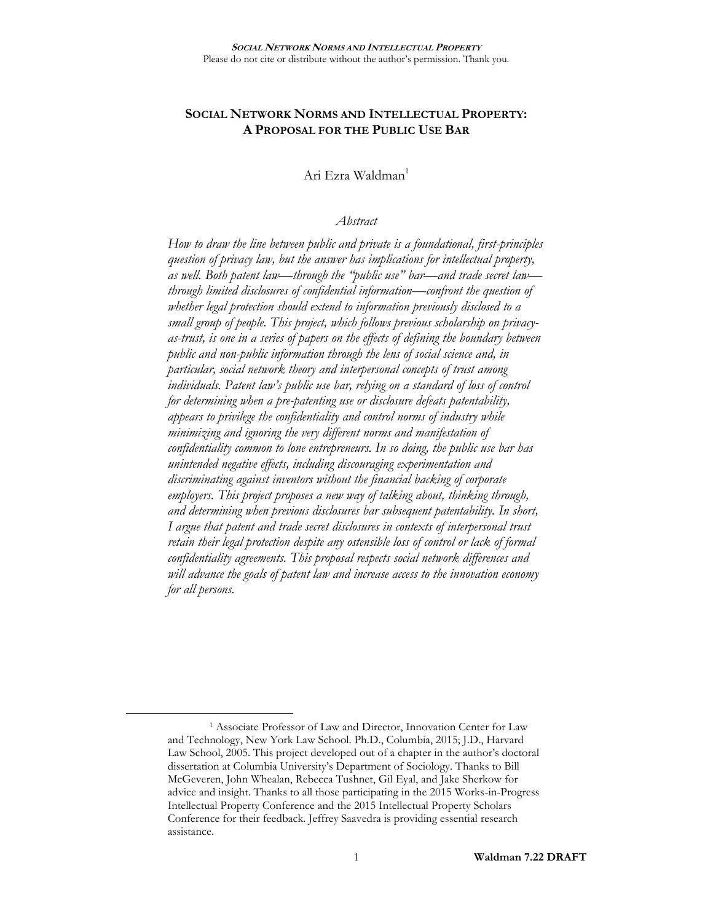# SOCIAL NETWORK NORMS AND INTELLECTUAL PROPERTY: A PROPOSAL FOR THE PUBLIC USE BAR

Ari Ezra Waldman[1]

*Abstract*

*How to draw the line between public and private is a foundational, first-principles question of privacy law, but the answer has implications for intellectual property, as well. Both patent law—through the "public use" bar—and trade secret law—through limited disclosures of confidential information—confront the question of whether legal protection should extend to information previously disclosed to a small group of people. This project, which follows previous scholarship on privacy-as-trust, is one in a series of papers on the effects of defining the boundary between public and non-public information through the lens of social science and, in particular, social network theory and interpersonal concepts of trust among individuals. Patent law's public use bar, relying on a standard of loss of control for determining when a pre-patenting use or disclosure defeats patentability, appears to privilege the confidentiality and control norms of industry while minimizing and ignoring the very different norms and manifestation of confidentiality common to lone entrepreneurs. In so doing, the public use bar has unintended negative effects, including discouraging experimentation and discriminating against inventors without the financial backing of corporate employers. This project proposes a new way of talking about, thinking through, and determining when previous disclosures bar subsequent patentability. In short, I argue that patent and trade secret disclosures in contexts of interpersonal trust retain their legal protection despite any ostensible loss of control or lack of formal confidentiality agreements. This proposal respects social network differences and will advance the goals of patent law and increase access to the innovation economy for all persons.*

---

[1] Associate Professor of Law and Director, Innovation Center for Law and Technology, New York Law School. Ph.D., Columbia, 2015; J.D., Harvard Law School, 2005. This project developed out of a chapter in the author's doctoral dissertation at Columbia University's Department of Sociology. Thanks to Bill McGeveren, John Whealan, Rebecca Tushnet, Gil Eyal, and Jake Sherkow for advice and insight. Thanks to all those participating in the 2015 Works-in-Progress Intellectual Property Conference and the 2015 Intellectual Property Scholars Conference for their feedback. Jeffrey Saavedra is providing essential research assistance.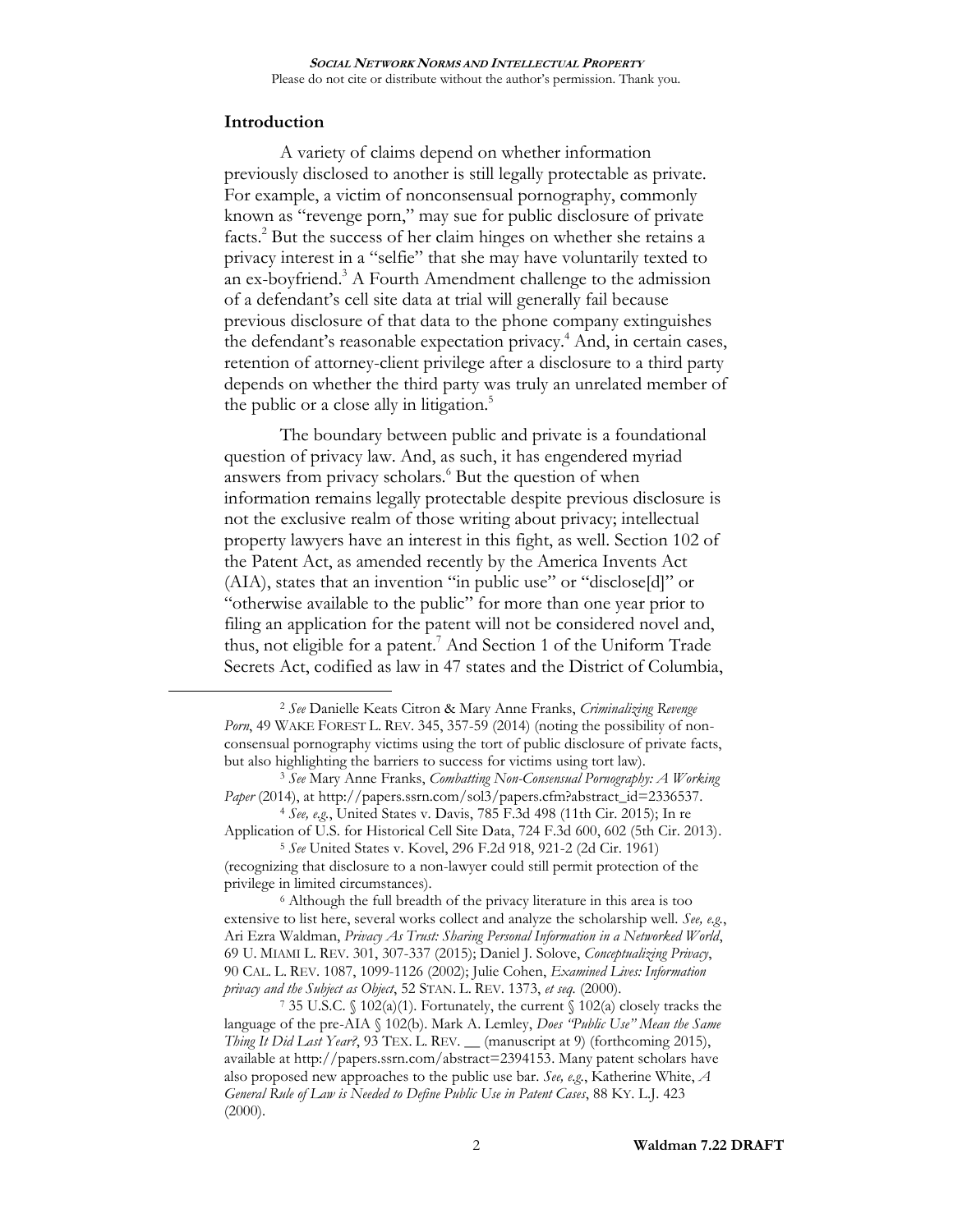## Introduction

A variety of claims depend on whether information previously disclosed to another is still legally protectable as private. For example, a victim of nonconsensual pornography, commonly known as "revenge porn," may sue for public disclosure of private facts.[2] But the success of her claim hinges on whether she retains a privacy interest in a "selfie" that she may have voluntarily texted to an ex-boyfriend.[3] A Fourth Amendment challenge to the admission of a defendant's cell site data at trial will generally fail because previous disclosure of that data to the phone company extinguishes the defendant's reasonable expectation privacy.[4] And, in certain cases, retention of attorney-client privilege after a disclosure to a third party depends on whether the third party was truly an unrelated member of the public or a close ally in litigation.[5]

The boundary between public and private is a foundational question of privacy law. And, as such, it has engendered myriad answers from privacy scholars.[6] But the question of when information remains legally protectable despite previous disclosure is not the exclusive realm of those writing about privacy; intellectual property lawyers have an interest in this fight, as well. Section 102 of the Patent Act, as amended recently by the America Invents Act (AIA), states that an invention "in public use" or "disclose[d]" or "otherwise available to the public" for more than one year prior to filing an application for the patent will not be considered novel and, thus, not eligible for a patent.[7] And Section 1 of the Uniform Trade Secrets Act, codified as law in 47 states and the District of Columbia,

---

[2] *See* Danielle Keats Citron & Mary Anne Franks, *Criminalizing Revenge Porn*, 49 WAKE FOREST L. REV. 345, 357-59 (2014) (noting the possibility of non-consensual pornography victims using the tort of public disclosure of private facts, but also highlighting the barriers to success for victims using tort law).

[3] *See* Mary Anne Franks, *Combatting Non-Consensual Pornography: A Working Paper* (2014), at http://papers.ssrn.com/sol3/papers.cfm?abstract_id=2336537.

[4] *See, e.g.*, United States v. Davis, 785 F.3d 498 (11th Cir. 2015); In re Application of U.S. for Historical Cell Site Data, 724 F.3d 600, 602 (5th Cir. 2013).

[5] *See* United States v. Kovel, 296 F.2d 918, 921-2 (2d Cir. 1961) (recognizing that disclosure to a non-lawyer could still permit protection of the privilege in limited circumstances).

[6] Although the full breadth of the privacy literature in this area is too extensive to list here, several works collect and analyze the scholarship well. *See, e.g.*, Ari Ezra Waldman, *Privacy As Trust: Sharing Personal Information in a Networked World*, 69 U. MIAMI L. REV. 301, 307-337 (2015); Daniel J. Solove, *Conceptualizing Privacy*, 90 CAL. L. REV. 1087, 1099-1126 (2002); Julie Cohen, *Examined Lives: Information privacy and the Subject as Object*, 52 STAN. L. REV. 1373, *et seq.* (2000).

[7] 35 U.S.C. § 102(a)(1). Fortunately, the current § 102(a) closely tracks the language of the pre-AIA § 102(b). Mark A. Lemley, *Does "Public Use" Mean the Same Thing It Did Last Year?*, 93 TEX. L. REV. __ (manuscript at 9) (forthcoming 2015), available at http://papers.ssrn.com/abstract=2394153. Many patent scholars have also proposed new approaches to the public use bar. *See, e.g.*, Katherine White, *A General Rule of Law is Needed to Define Public Use in Patent Cases*, 88 KY. L.J. 423 (2000).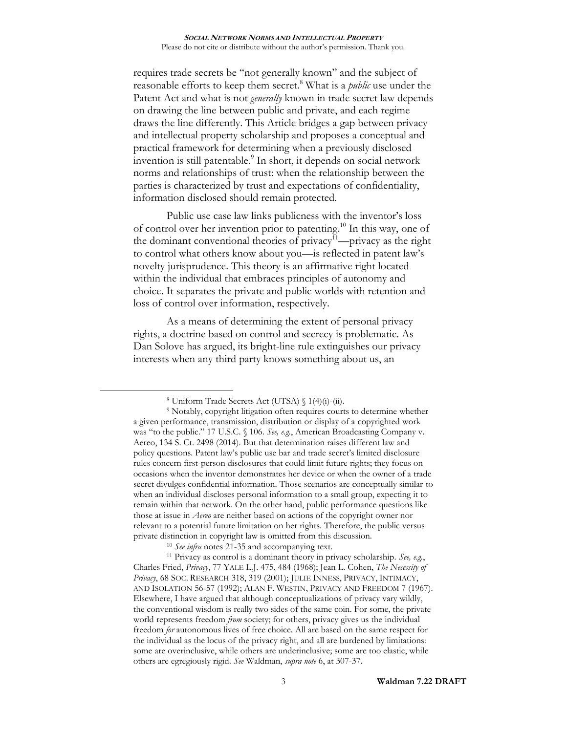requires trade secrets be "not generally known" and the subject of reasonable efforts to keep them secret.[8] What is a *public* use under the Patent Act and what is not *generally* known in trade secret law depends on drawing the line between public and private, and each regime draws the line differently. This Article bridges a gap between privacy and intellectual property scholarship and proposes a conceptual and practical framework for determining when a previously disclosed invention is still patentable.[9] In short, it depends on social network norms and relationships of trust: when the relationship between the parties is characterized by trust and expectations of confidentiality, information disclosed should remain protected.

Public use case law links publicness with the inventor's loss of control over her invention prior to patenting.[10] In this way, one of the dominant conventional theories of privacy[11]—privacy as the right to control what others know about you—is reflected in patent law's novelty jurisprudence. This theory is an affirmative right located within the individual that embraces principles of autonomy and choice. It separates the private and public worlds with retention and loss of control over information, respectively.

As a means of determining the extent of personal privacy rights, a doctrine based on control and secrecy is problematic. As Dan Solove has argued, its bright-line rule extinguishes our privacy interests when any third party knows something about us, an

---

[8] Uniform Trade Secrets Act (UTSA) § 1(4)(i)-(ii).

[9] Notably, copyright litigation often requires courts to determine whether a given performance, transmission, distribution or display of a copyrighted work was "to the public." 17 U.S.C. § 106. *See, e.g.*, American Broadcasting Company v. Aereo, 134 S. Ct. 2498 (2014). But that determination raises different law and policy questions. Patent law's public use bar and trade secret's limited disclosure rules concern first-person disclosures that could limit future rights; they focus on occasions when the inventor demonstrates her device or when the owner of a trade secret divulges confidential information. Those scenarios are conceptually similar to when an individual discloses personal information to a small group, expecting it to remain within that network. On the other hand, public performance questions like those at issue in *Aereo* are neither based on actions of the copyright owner nor relevant to a potential future limitation on her rights. Therefore, the public versus private distinction in copyright law is omitted from this discussion.

[10] *See infra* notes 21-35 and accompanying text.

[11] Privacy as control is a dominant theory in privacy scholarship. *See, e.g.*, Charles Fried, *Privacy*, 77 YALE L.J. 475, 484 (1968); Jean L. Cohen, *The Necessity of Privacy*, 68 SOC. RESEARCH 318, 319 (2001); JULIE INNESS, PRIVACY, INTIMACY, AND ISOLATION 56-57 (1992); ALAN F. WESTIN, PRIVACY AND FREEDOM 7 (1967). Elsewhere, I have argued that although conceptualizations of privacy vary wildly, the conventional wisdom is really two sides of the same coin. For some, the private world represents freedom *from* society; for others, privacy gives us the individual freedom *for* autonomous lives of free choice. All are based on the same respect for the individual as the locus of the privacy right, and all are burdened by limitations: some are overinclusive, while others are underinclusive; some are too elastic, while others are egregiously rigid. *See* Waldman, *supra note* 6, at 307-37.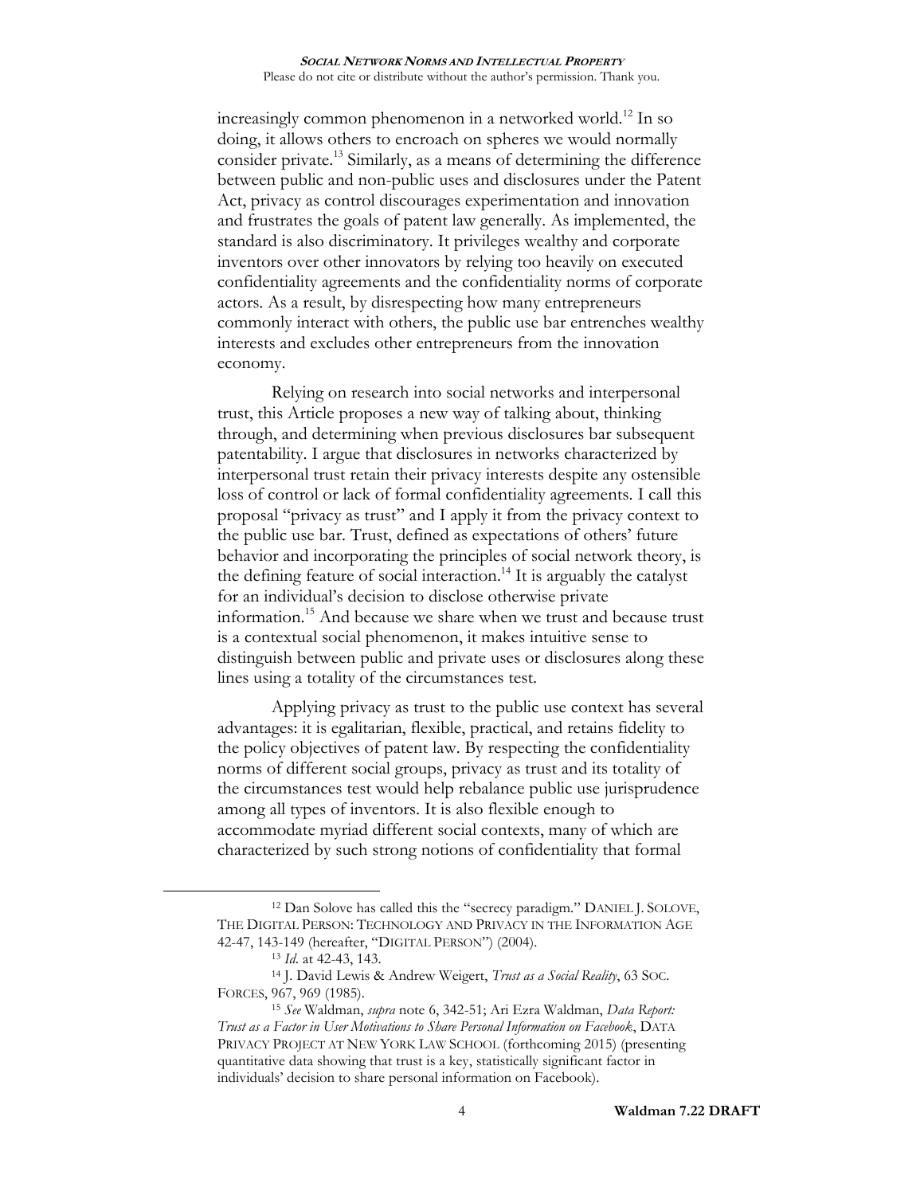increasingly common phenomenon in a networked world.[12] In so doing, it allows others to encroach on spheres we would normally consider private.[13] Similarly, as a means of determining the difference between public and non-public uses and disclosures under the Patent Act, privacy as control discourages experimentation and innovation and frustrates the goals of patent law generally. As implemented, the standard is also discriminatory. It privileges wealthy and corporate inventors over other innovators by relying too heavily on executed confidentiality agreements and the confidentiality norms of corporate actors. As a result, by disrespecting how many entrepreneurs commonly interact with others, the public use bar entrenches wealthy interests and excludes other entrepreneurs from the innovation economy.

Relying on research into social networks and interpersonal trust, this Article proposes a new way of talking about, thinking through, and determining when previous disclosures bar subsequent patentability. I argue that disclosures in networks characterized by interpersonal trust retain their privacy interests despite any ostensible loss of control or lack of formal confidentiality agreements. I call this proposal "privacy as trust" and I apply it from the privacy context to the public use bar. Trust, defined as expectations of others' future behavior and incorporating the principles of social network theory, is the defining feature of social interaction.[14] It is arguably the catalyst for an individual's decision to disclose otherwise private information.[15] And because we share when we trust and because trust is a contextual social phenomenon, it makes intuitive sense to distinguish between public and private uses or disclosures along these lines using a totality of the circumstances test.

Applying privacy as trust to the public use context has several advantages: it is egalitarian, flexible, practical, and retains fidelity to the policy objectives of patent law. By respecting the confidentiality norms of different social groups, privacy as trust and its totality of the circumstances test would help rebalance public use jurisprudence among all types of inventors. It is also flexible enough to accommodate myriad different social contexts, many of which are characterized by such strong notions of confidentiality that formal

---

[12] Dan Solove has called this the "secrecy paradigm." DANIEL J. SOLOVE, THE DIGITAL PERSON: TECHNOLOGY AND PRIVACY IN THE INFORMATION AGE 42-47, 143-149 (hereafter, "DIGITAL PERSON") (2004).

[13] *Id.* at 42-43, 143.

[14] J. David Lewis & Andrew Weigert, *Trust as a Social Reality*, 63 SOC. FORCES, 967, 969 (1985).

[15] *See* Waldman, *supra* note 6, 342-51; Ari Ezra Waldman, *Data Report: Trust as a Factor in User Motivations to Share Personal Information on Facebook*, DATA PRIVACY PROJECT AT NEW YORK LAW SCHOOL (forthcoming 2015) (presenting quantitative data showing that trust is a key, statistically significant factor in individuals' decision to share personal information on Facebook).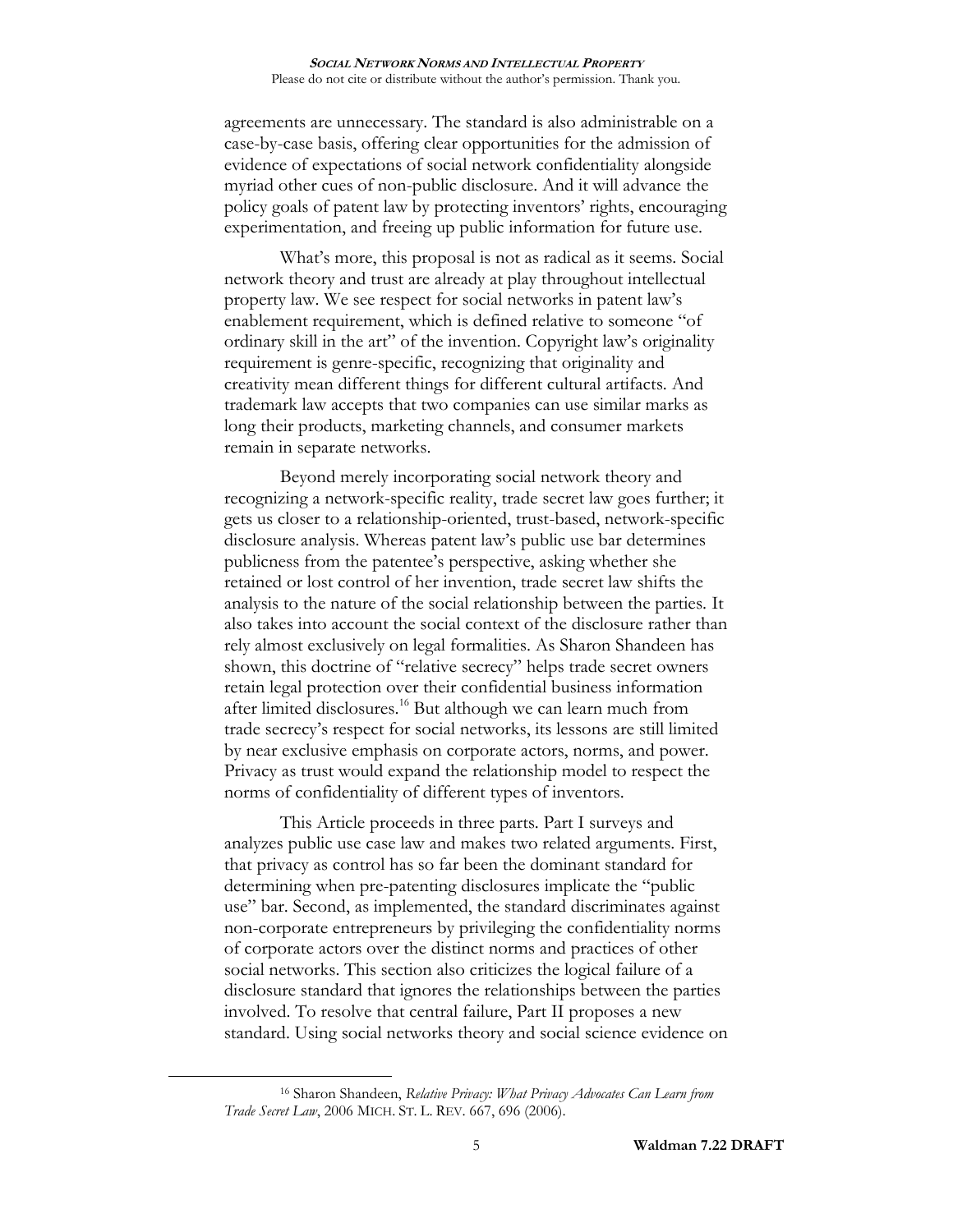agreements are unnecessary. The standard is also administrable on a case-by-case basis, offering clear opportunities for the admission of evidence of expectations of social network confidentiality alongside myriad other cues of non-public disclosure. And it will advance the policy goals of patent law by protecting inventors' rights, encouraging experimentation, and freeing up public information for future use.

What's more, this proposal is not as radical as it seems. Social network theory and trust are already at play throughout intellectual property law. We see respect for social networks in patent law's enablement requirement, which is defined relative to someone "of ordinary skill in the art" of the invention. Copyright law's originality requirement is genre-specific, recognizing that originality and creativity mean different things for different cultural artifacts. And trademark law accepts that two companies can use similar marks as long their products, marketing channels, and consumer markets remain in separate networks.

Beyond merely incorporating social network theory and recognizing a network-specific reality, trade secret law goes further; it gets us closer to a relationship-oriented, trust-based, network-specific disclosure analysis. Whereas patent law's public use bar determines publicness from the patentee's perspective, asking whether she retained or lost control of her invention, trade secret law shifts the analysis to the nature of the social relationship between the parties. It also takes into account the social context of the disclosure rather than rely almost exclusively on legal formalities. As Sharon Shandeen has shown, this doctrine of "relative secrecy" helps trade secret owners retain legal protection over their confidential business information after limited disclosures.[16] But although we can learn much from trade secrecy's respect for social networks, its lessons are still limited by near exclusive emphasis on corporate actors, norms, and power. Privacy as trust would expand the relationship model to respect the norms of confidentiality of different types of inventors.

This Article proceeds in three parts. Part I surveys and analyzes public use case law and makes two related arguments. First, that privacy as control has so far been the dominant standard for determining when pre-patenting disclosures implicate the "public use" bar. Second, as implemented, the standard discriminates against non-corporate entrepreneurs by privileging the confidentiality norms of corporate actors over the distinct norms and practices of other social networks. This section also criticizes the logical failure of a disclosure standard that ignores the relationships between the parties involved. To resolve that central failure, Part II proposes a new standard. Using social networks theory and social science evidence on

[16] Sharon Shandeen, *Relative Privacy: What Privacy Advocates Can Learn from Trade Secret Law*, 2006 MICH. ST. L. REV. 667, 696 (2006).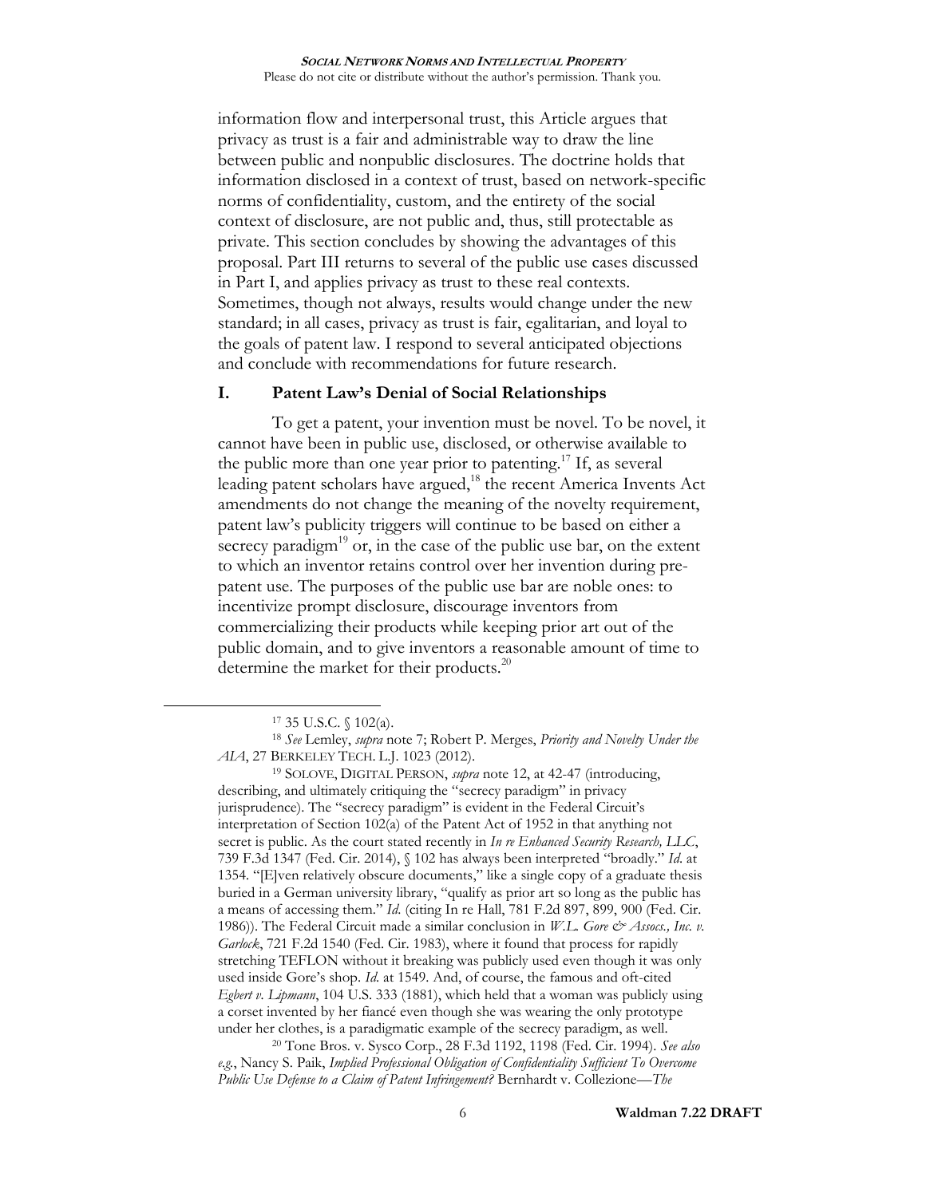information flow and interpersonal trust, this Article argues that privacy as trust is a fair and administrable way to draw the line between public and nonpublic disclosures. The doctrine holds that information disclosed in a context of trust, based on network-specific norms of confidentiality, custom, and the entirety of the social context of disclosure, are not public and, thus, still protectable as private. This section concludes by showing the advantages of this proposal. Part III returns to several of the public use cases discussed in Part I, and applies privacy as trust to these real contexts. Sometimes, though not always, results would change under the new standard; in all cases, privacy as trust is fair, egalitarian, and loyal to the goals of patent law. I respond to several anticipated objections and conclude with recommendations for future research.

## I. Patent Law's Denial of Social Relationships

To get a patent, your invention must be novel. To be novel, it cannot have been in public use, disclosed, or otherwise available to the public more than one year prior to patenting.[17] If, as several leading patent scholars have argued,[18] the recent America Invents Act amendments do not change the meaning of the novelty requirement, patent law's publicity triggers will continue to be based on either a secrecy paradigm[19] or, in the case of the public use bar, on the extent to which an inventor retains control over her invention during pre-patent use. The purposes of the public use bar are noble ones: to incentivize prompt disclosure, discourage inventors from commercializing their products while keeping prior art out of the public domain, and to give inventors a reasonable amount of time to determine the market for their products.[20]

---

[17] 35 U.S.C. § 102(a).

[18] *See* Lemley, *supra* note 7; Robert P. Merges, *Priority and Novelty Under the AIA*, 27 BERKELEY TECH. L.J. 1023 (2012).

[19] SOLOVE, DIGITAL PERSON, *supra* note 12, at 42-47 (introducing, describing, and ultimately critiquing the "secrecy paradigm" in privacy jurisprudence). The "secrecy paradigm" is evident in the Federal Circuit's interpretation of Section 102(a) of the Patent Act of 1952 in that anything not secret is public. As the court stated recently in *In re Enhanced Security Research, LLC*, 739 F.3d 1347 (Fed. Cir. 2014), § 102 has always been interpreted "broadly." *Id.* at 1354. "[E]ven relatively obscure documents," like a single copy of a graduate thesis buried in a German university library, "qualify as prior art so long as the public has a means of accessing them." *Id.* (citing In re Hall, 781 F.2d 897, 899, 900 (Fed. Cir. 1986)). The Federal Circuit made a similar conclusion in *W.L. Gore & Assocs., Inc. v. Garlock*, 721 F.2d 1540 (Fed. Cir. 1983), where it found that process for rapidly stretching TEFLON without it breaking was publicly used even though it was only used inside Gore's shop. *Id.* at 1549. And, of course, the famous and oft-cited *Egbert v. Lipmann*, 104 U.S. 333 (1881), which held that a woman was publicly using a corset invented by her fiancé even though she was wearing the only prototype under her clothes, is a paradigmatic example of the secrecy paradigm, as well.

[20] Tone Bros. v. Sysco Corp., 28 F.3d 1192, 1198 (Fed. Cir. 1994). *See also e.g.*, Nancy S. Paik, *Implied Professional Obligation of Confidentiality Sufficient To Overcome Public Use Defense to a Claim of Patent Infringement?* Bernhardt v. Collezione—*The*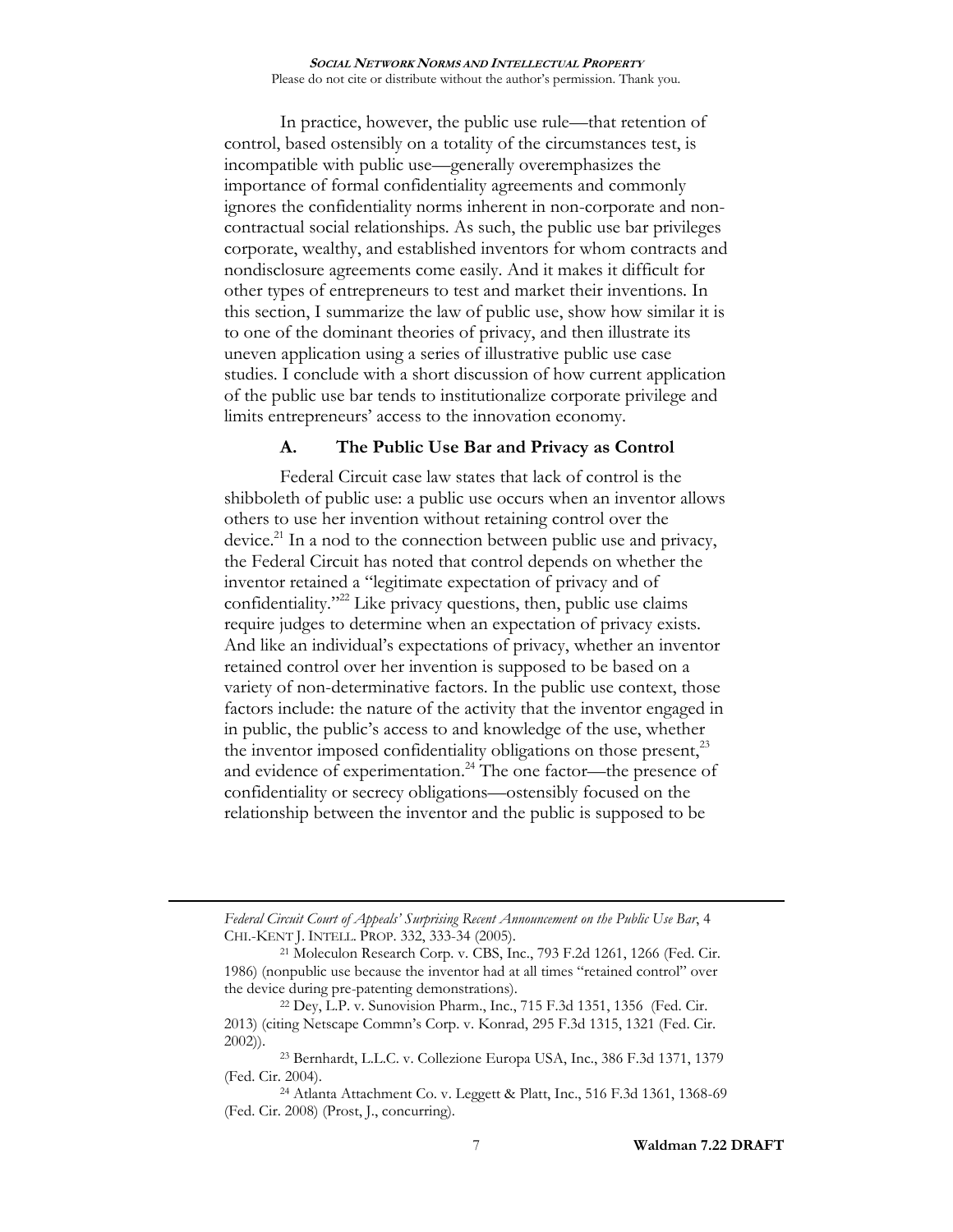In practice, however, the public use rule—that retention of control, based ostensibly on a totality of the circumstances test, is incompatible with public use—generally overemphasizes the importance of formal confidentiality agreements and commonly ignores the confidentiality norms inherent in non-corporate and non-contractual social relationships. As such, the public use bar privileges corporate, wealthy, and established inventors for whom contracts and nondisclosure agreements come easily. And it makes it difficult for other types of entrepreneurs to test and market their inventions. In this section, I summarize the law of public use, show how similar it is to one of the dominant theories of privacy, and then illustrate its uneven application using a series of illustrative public use case studies. I conclude with a short discussion of how current application of the public use bar tends to institutionalize corporate privilege and limits entrepreneurs' access to the innovation economy.

### A. The Public Use Bar and Privacy as Control

Federal Circuit case law states that lack of control is the shibboleth of public use: a public use occurs when an inventor allows others to use her invention without retaining control over the device.[21] In a nod to the connection between public use and privacy, the Federal Circuit has noted that control depends on whether the inventor retained a "legitimate expectation of privacy and of confidentiality."[22] Like privacy questions, then, public use claims require judges to determine when an expectation of privacy exists. And like an individual's expectations of privacy, whether an inventor retained control over her invention is supposed to be based on a variety of non-determinative factors. In the public use context, those factors include: the nature of the activity that the inventor engaged in in public, the public's access to and knowledge of the use, whether the inventor imposed confidentiality obligations on those present,[23] and evidence of experimentation.[24] The one factor—the presence of confidentiality or secrecy obligations—ostensibly focused on the relationship between the inventor and the public is supposed to be

---

*Federal Circuit Court of Appeals' Surprising Recent Announcement on the Public Use Bar*, 4 CHI.-KENT J. INTELL. PROP. 332, 333-34 (2005).

[21] Moleculon Research Corp. v. CBS, Inc., 793 F.2d 1261, 1266 (Fed. Cir. 1986) (nonpublic use because the inventor had at all times "retained control" over the device during pre-patenting demonstrations).

[22] Dey, L.P. v. Sunovision Pharm., Inc., 715 F.3d 1351, 1356 (Fed. Cir. 2013) (citing Netscape Commn's Corp. v. Konrad, 295 F.3d 1315, 1321 (Fed. Cir. 2002)).

[23] Bernhardt, L.L.C. v. Collezione Europa USA, Inc., 386 F.3d 1371, 1379 (Fed. Cir. 2004).

[24] Atlanta Attachment Co. v. Leggett & Platt, Inc., 516 F.3d 1361, 1368-69 (Fed. Cir. 2008) (Prost, J., concurring).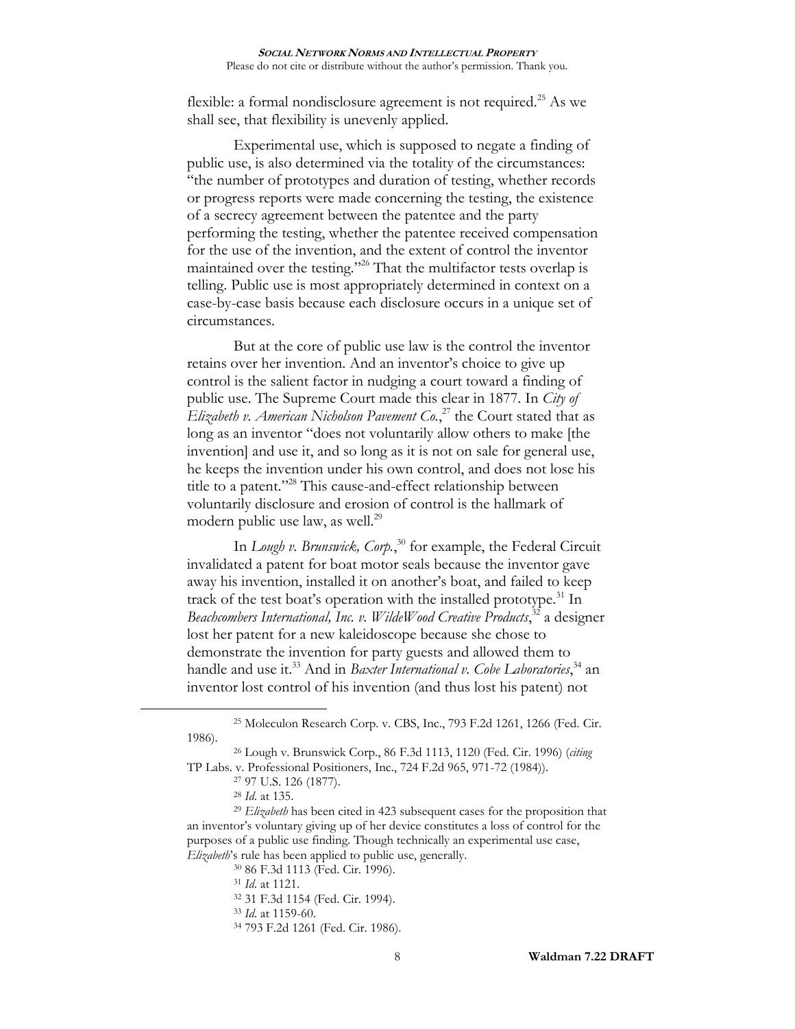flexible: a formal nondisclosure agreement is not required.[25] As we shall see, that flexibility is unevenly applied.

Experimental use, which is supposed to negate a finding of public use, is also determined via the totality of the circumstances: "the number of prototypes and duration of testing, whether records or progress reports were made concerning the testing, the existence of a secrecy agreement between the patentee and the party performing the testing, whether the patentee received compensation for the use of the invention, and the extent of control the inventor maintained over the testing."[26] That the multifactor tests overlap is telling. Public use is most appropriately determined in context on a case-by-case basis because each disclosure occurs in a unique set of circumstances.

But at the core of public use law is the control the inventor retains over her invention. And an inventor's choice to give up control is the salient factor in nudging a court toward a finding of public use. The Supreme Court made this clear in 1877. In *City of Elizabeth v. American Nicholson Pavement Co.*,[27] the Court stated that as long as an inventor "does not voluntarily allow others to make [the invention] and use it, and so long as it is not on sale for general use, he keeps the invention under his own control, and does not lose his title to a patent."[28] This cause-and-effect relationship between voluntarily disclosure and erosion of control is the hallmark of modern public use law, as well.[29]

In *Lough v. Brunswick, Corp.*,[30] for example, the Federal Circuit invalidated a patent for boat motor seals because the inventor gave away his invention, installed it on another's boat, and failed to keep track of the test boat's operation with the installed prototype.[31] In *Beachcombers International, Inc. v. WildeWood Creative Products*,[32] a designer lost her patent for a new kaleidoscope because she chose to demonstrate the invention for party guests and allowed them to handle and use it.[33] And in *Baxter International v. Cobe Laboratories*,[34] an inventor lost control of his invention (and thus lost his patent) not

---

[25] Moleculon Research Corp. v. CBS, Inc., 793 F.2d 1261, 1266 (Fed. Cir. 1986).

[26] Lough v. Brunswick Corp., 86 F.3d 1113, 1120 (Fed. Cir. 1996) (*citing* TP Labs. v. Professional Positioners, Inc., 724 F.2d 965, 971-72 (1984)).

[27] 97 U.S. 126 (1877).

[28] *Id.* at 135.

[29] *Elizabeth* has been cited in 423 subsequent cases for the proposition that an inventor's voluntary giving up of her device constitutes a loss of control for the purposes of a public use finding. Though technically an experimental use case, *Elizabeth*'s rule has been applied to public use, generally.

[30] 86 F.3d 1113 (Fed. Cir. 1996).

[31] *Id.* at 1121.

[32] 31 F.3d 1154 (Fed. Cir. 1994).

[33] *Id.* at 1159-60.

[34] 793 F.2d 1261 (Fed. Cir. 1986).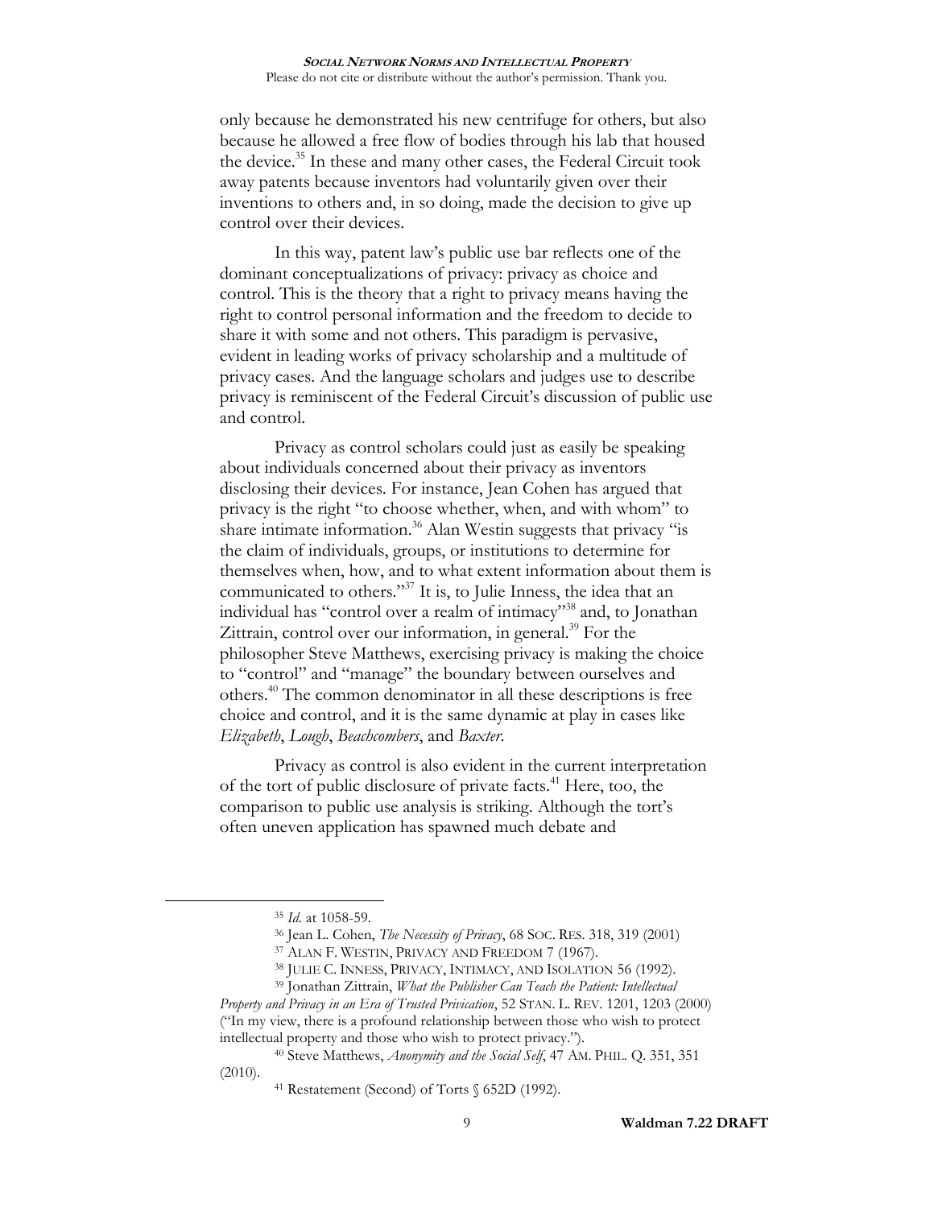only because he demonstrated his new centrifuge for others, but also because he allowed a free flow of bodies through his lab that housed the device.[35] In these and many other cases, the Federal Circuit took away patents because inventors had voluntarily given over their inventions to others and, in so doing, made the decision to give up control over their devices.

In this way, patent law's public use bar reflects one of the dominant conceptualizations of privacy: privacy as choice and control. This is the theory that a right to privacy means having the right to control personal information and the freedom to decide to share it with some and not others. This paradigm is pervasive, evident in leading works of privacy scholarship and a multitude of privacy cases. And the language scholars and judges use to describe privacy is reminiscent of the Federal Circuit's discussion of public use and control.

Privacy as control scholars could just as easily be speaking about individuals concerned about their privacy as inventors disclosing their devices. For instance, Jean Cohen has argued that privacy is the right "to choose whether, when, and with whom" to share intimate information.[36] Alan Westin suggests that privacy "is the claim of individuals, groups, or institutions to determine for themselves when, how, and to what extent information about them is communicated to others."[37] It is, to Julie Inness, the idea that an individual has "control over a realm of intimacy"[38] and, to Jonathan Zittrain, control over our information, in general.[39] For the philosopher Steve Matthews, exercising privacy is making the choice to "control" and "manage" the boundary between ourselves and others.[40] The common denominator in all these descriptions is free choice and control, and it is the same dynamic at play in cases like *Elizabeth*, *Lough*, *Beachcombers*, and *Baxter*.

Privacy as control is also evident in the current interpretation of the tort of public disclosure of private facts.[41] Here, too, the comparison to public use analysis is striking. Although the tort's often uneven application has spawned much debate and

---

[35] *Id*. at 1058-59.

[36] Jean L. Cohen, *The Necessity of Privacy*, 68 SOC. RES. 318, 319 (2001)

[37] ALAN F. WESTIN, PRIVACY AND FREEDOM 7 (1967).

[38] JULIE C. INNESS, PRIVACY, INTIMACY, AND ISOLATION 56 (1992).

[39] Jonathan Zittrain, *What the Publisher Can Teach the Patient: Intellectual Property and Privacy in an Era of Trusted Privication*, 52 STAN. L. REV. 1201, 1203 (2000) ("In my view, there is a profound relationship between those who wish to protect intellectual property and those who wish to protect privacy.").

[40] Steve Matthews, *Anonymity and the Social Self*, 47 AM. PHIL. Q. 351, 351 (2010).

[41] Restatement (Second) of Torts § 652D (1992).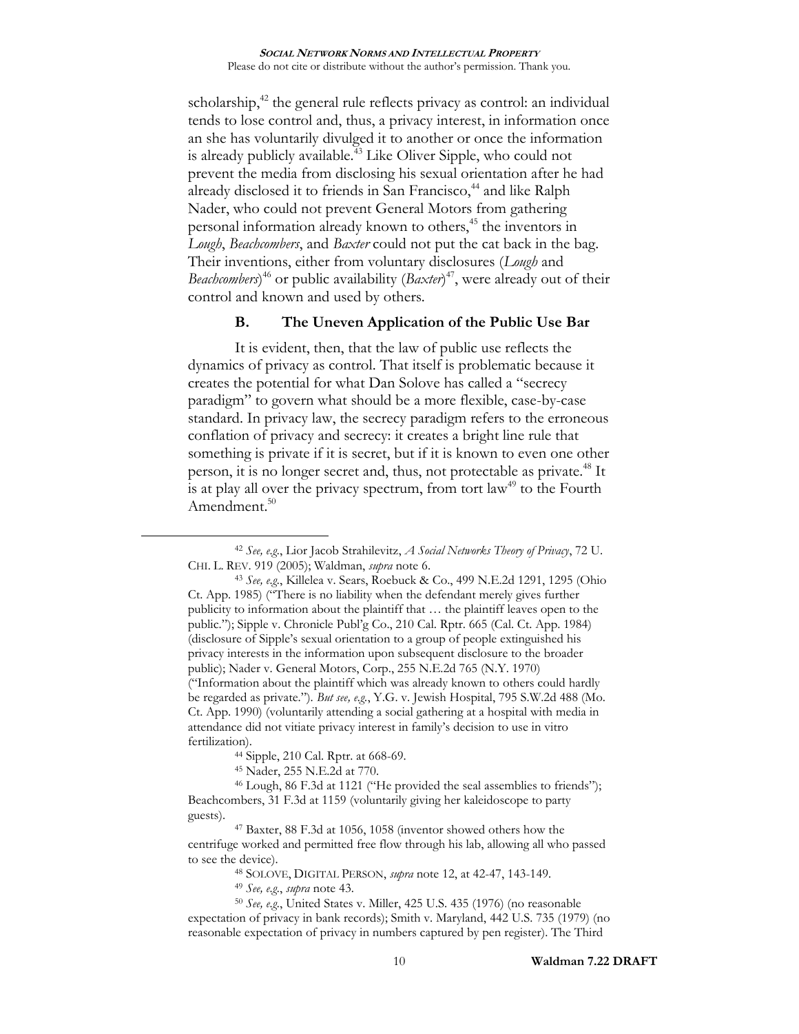scholarship,[42] the general rule reflects privacy as control: an individual tends to lose control and, thus, a privacy interest, in information once an she has voluntarily divulged it to another or once the information is already publicly available.[43] Like Oliver Sipple, who could not prevent the media from disclosing his sexual orientation after he had already disclosed it to friends in San Francisco,[44] and like Ralph Nader, who could not prevent General Motors from gathering personal information already known to others,[45] the inventors in *Lough*, *Beachcombers*, and *Baxter* could not put the cat back in the bag. Their inventions, either from voluntary disclosures (*Lough* and *Beachcombers*)[46] or public availability (*Baxter*)[47], were already out of their control and known and used by others.

### B. The Uneven Application of the Public Use Bar

It is evident, then, that the law of public use reflects the dynamics of privacy as control. That itself is problematic because it creates the potential for what Dan Solove has called a "secrecy paradigm" to govern what should be a more flexible, case-by-case standard. In privacy law, the secrecy paradigm refers to the erroneous conflation of privacy and secrecy: it creates a bright line rule that something is private if it is secret, but if it is known to even one other person, it is no longer secret and, thus, not protectable as private.[48] It is at play all over the privacy spectrum, from tort law[49] to the Fourth Amendment.[50]

---

[42] *See, e.g.*, Lior Jacob Strahilevitz, *A Social Networks Theory of Privacy*, 72 U. CHI. L. REV. 919 (2005); Waldman, *supra* note 6.

[43] *See, e.g.*, Killelea v. Sears, Roebuck & Co., 499 N.E.2d 1291, 1295 (Ohio Ct. App. 1985) ("There is no liability when the defendant merely gives further publicity to information about the plaintiff that … the plaintiff leaves open to the public."); Sipple v. Chronicle Publ'g Co., 210 Cal. Rptr. 665 (Cal. Ct. App. 1984) (disclosure of Sipple's sexual orientation to a group of people extinguished his privacy interests in the information upon subsequent disclosure to the broader public); Nader v. General Motors, Corp., 255 N.E.2d 765 (N.Y. 1970) ("Information about the plaintiff which was already known to others could hardly be regarded as private."). *But see, e.g.*, Y.G. v. Jewish Hospital, 795 S.W.2d 488 (Mo. Ct. App. 1990) (voluntarily attending a social gathering at a hospital with media in attendance did not vitiate privacy interest in family's decision to use in vitro fertilization).

[44] Sipple, 210 Cal. Rptr. at 668-69.

[45] Nader, 255 N.E.2d at 770.

[46] Lough, 86 F.3d at 1121 ("He provided the seal assemblies to friends"); Beachcombers, 31 F.3d at 1159 (voluntarily giving her kaleidoscope to party guests).

[47] Baxter, 88 F.3d at 1056, 1058 (inventor showed others how the centrifuge worked and permitted free flow through his lab, allowing all who passed to see the device).

[48] SOLOVE, DIGITAL PERSON, *supra* note 12, at 42-47, 143-149.

[49] *See, e.g.*, *supra* note 43.

[50] *See, e.g.*, United States v. Miller, 425 U.S. 435 (1976) (no reasonable expectation of privacy in bank records); Smith v. Maryland, 442 U.S. 735 (1979) (no reasonable expectation of privacy in numbers captured by pen register). The Third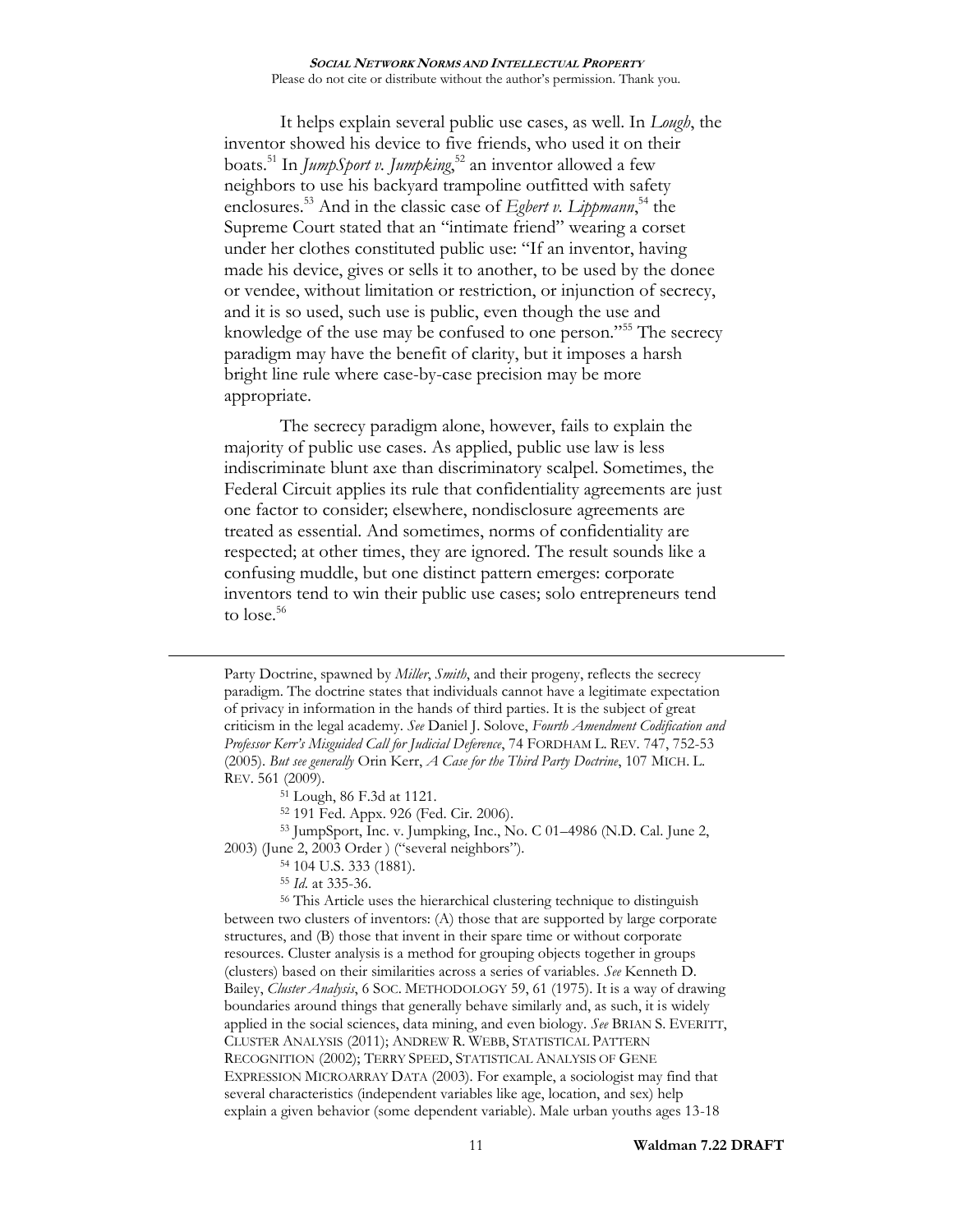It helps explain several public use cases, as well. In *Lough*, the inventor showed his device to five friends, who used it on their boats.[51] In *JumpSport v. Jumpking*,[52] an inventor allowed a few neighbors to use his backyard trampoline outfitted with safety enclosures.[53] And in the classic case of *Egbert v. Lippmann*,[54] the Supreme Court stated that an "intimate friend" wearing a corset under her clothes constituted public use: "If an inventor, having made his device, gives or sells it to another, to be used by the donee or vendee, without limitation or restriction, or injunction of secrecy, and it is so used, such use is public, even though the use and knowledge of the use may be confused to one person."[55] The secrecy paradigm may have the benefit of clarity, but it imposes a harsh bright line rule where case-by-case precision may be more appropriate.

The secrecy paradigm alone, however, fails to explain the majority of public use cases. As applied, public use law is less indiscriminate blunt axe than discriminatory scalpel. Sometimes, the Federal Circuit applies its rule that confidentiality agreements are just one factor to consider; elsewhere, nondisclosure agreements are treated as essential. And sometimes, norms of confidentiality are respected; at other times, they are ignored. The result sounds like a confusing muddle, but one distinct pattern emerges: corporate inventors tend to win their public use cases; solo entrepreneurs tend to lose.[56]

---

Party Doctrine, spawned by *Miller*, *Smith*, and their progeny, reflects the secrecy paradigm. The doctrine states that individuals cannot have a legitimate expectation of privacy in information in the hands of third parties. It is the subject of great criticism in the legal academy. *See* Daniel J. Solove, *Fourth Amendment Codification and Professor Kerr's Misguided Call for Judicial Deference*, 74 FORDHAM L. REV. 747, 752-53 (2005). *But see generally* Orin Kerr, *A Case for the Third Party Doctrine*, 107 MICH. L. REV. 561 (2009).

[51] Lough, 86 F.3d at 1121.

[52] 191 Fed. Appx. 926 (Fed. Cir. 2006).

[53] JumpSport, Inc. v. Jumpking, Inc., No. C 01–4986 (N.D. Cal. June 2, 2003) (June 2, 2003 Order ) ("several neighbors").

[54] 104 U.S. 333 (1881).

[55] *Id.* at 335-36.

[56] This Article uses the hierarchical clustering technique to distinguish between two clusters of inventors: (A) those that are supported by large corporate structures, and (B) those that invent in their spare time or without corporate resources. Cluster analysis is a method for grouping objects together in groups (clusters) based on their similarities across a series of variables. *See* Kenneth D. Bailey, *Cluster Analysis*, 6 SOC. METHODOLOGY 59, 61 (1975). It is a way of drawing boundaries around things that generally behave similarly and, as such, it is widely applied in the social sciences, data mining, and even biology. *See* BRIAN S. EVERITT, CLUSTER ANALYSIS (2011); ANDREW R. WEBB, STATISTICAL PATTERN RECOGNITION (2002); TERRY SPEED, STATISTICAL ANALYSIS OF GENE EXPRESSION MICROARRAY DATA (2003). For example, a sociologist may find that several characteristics (independent variables like age, location, and sex) help explain a given behavior (some dependent variable). Male urban youths ages 13-18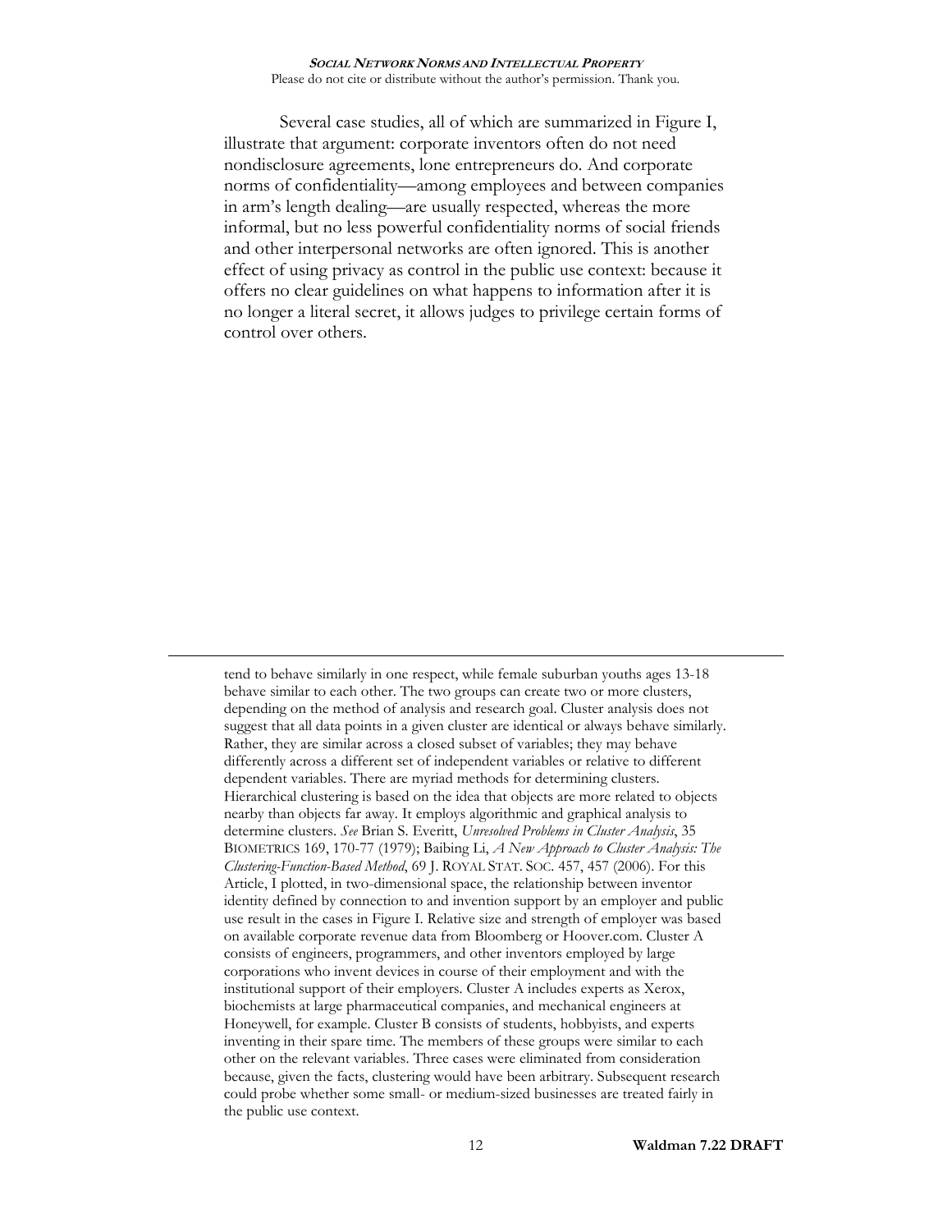Several case studies, all of which are summarized in Figure I, illustrate that argument: corporate inventors often do not need nondisclosure agreements, lone entrepreneurs do. And corporate norms of confidentiality—among employees and between companies in arm's length dealing—are usually respected, whereas the more informal, but no less powerful confidentiality norms of social friends and other interpersonal networks are often ignored. This is another effect of using privacy as control in the public use context: because it offers no clear guidelines on what happens to information after it is no longer a literal secret, it allows judges to privilege certain forms of control over others.

---

tend to behave similarly in one respect, while female suburban youths ages 13-18 behave similar to each other. The two groups can create two or more clusters, depending on the method of analysis and research goal. Cluster analysis does not suggest that all data points in a given cluster are identical or always behave similarly. Rather, they are similar across a closed subset of variables; they may behave differently across a different set of independent variables or relative to different dependent variables. There are myriad methods for determining clusters. Hierarchical clustering is based on the idea that objects are more related to objects nearby than objects far away. It employs algorithmic and graphical analysis to determine clusters. *See* Brian S. Everitt, *Unresolved Problems in Cluster Analysis*, 35 BIOMETRICS 169, 170-77 (1979); Baibing Li, *A New Approach to Cluster Analysis: The Clustering-Function-Based Method*, 69 J. ROYAL STAT. SOC. 457, 457 (2006). For this Article, I plotted, in two-dimensional space, the relationship between inventor identity defined by connection to and invention support by an employer and public use result in the cases in Figure I. Relative size and strength of employer was based on available corporate revenue data from Bloomberg or Hoover.com. Cluster A consists of engineers, programmers, and other inventors employed by large corporations who invent devices in course of their employment and with the institutional support of their employers. Cluster A includes experts as Xerox, biochemists at large pharmaceutical companies, and mechanical engineers at Honeywell, for example. Cluster B consists of students, hobbyists, and experts inventing in their spare time. The members of these groups were similar to each other on the relevant variables. Three cases were eliminated from consideration because, given the facts, clustering would have been arbitrary. Subsequent research could probe whether some small- or medium-sized businesses are treated fairly in the public use context.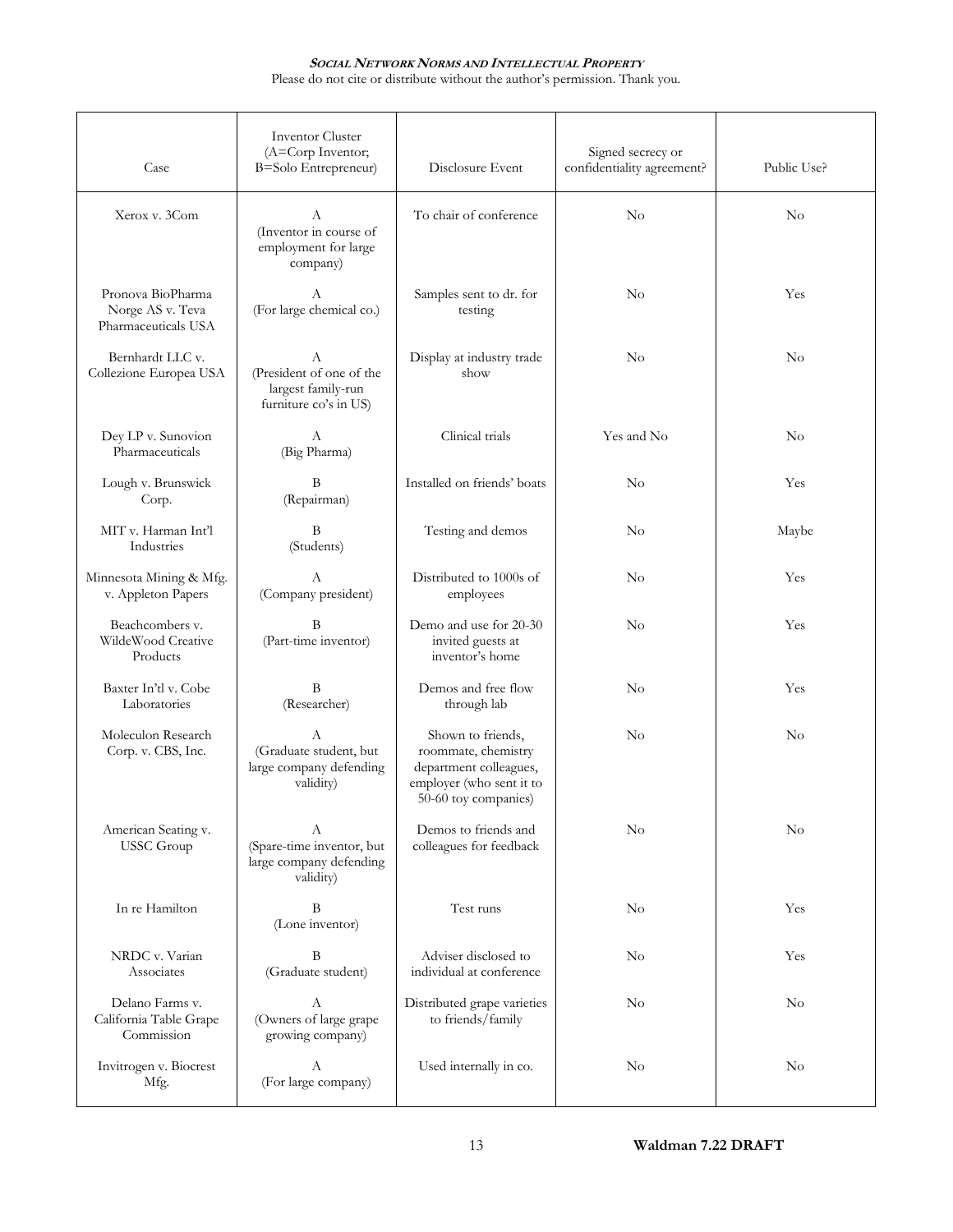| Case | Inventor Cluster (A=Corp Inventor; B=Solo Entrepreneur) | Disclosure Event | Signed secrecy or confidentiality agreement? | Public Use? |
|---|---|---|---|---|
| Xerox v. 3Com | A (Inventor in course of employment for large company) | To chair of conference | No | No |
| Pronova BioPharma Norge AS v. Teva Pharmaceuticals USA | A (For large chemical co.) | Samples sent to dr. for testing | No | Yes |
| Bernhardt LLC v. Collezione Europea USA | A (President of one of the largest family-run furniture co's in US) | Display at industry trade show | No | No |
| Dey LP v. Sunovion Pharmaceuticals | A (Big Pharma) | Clinical trials | Yes and No | No |
| Lough v. Brunswick Corp. | B (Repairman) | Installed on friends' boats | No | Yes |
| MIT v. Harman Int'l Industries | B (Students) | Testing and demos | No | Maybe |
| Minnesota Mining & Mfg. v. Appleton Papers | A (Company president) | Distributed to 1000s of employees | No | Yes |
| Beachcombers v. WildeWood Creative Products | B (Part-time inventor) | Demo and use for 20-30 invited guests at inventor's home | No | Yes |
| Baxter In'tl v. Cobe Laboratories | B (Researcher) | Demos and free flow through lab | No | Yes |
| Moleculon Research Corp. v. CBS, Inc. | A (Graduate student, but large company defending validity) | Shown to friends, roommate, chemistry department colleagues, employer (who sent it to 50-60 toy companies) | No | No |
| American Seating v. USSC Group | A (Spare-time inventor, but large company defending validity) | Demos to friends and colleagues for feedback | No | No |
| In re Hamilton | B (Lone inventor) | Test runs | No | Yes |
| NRDC v. Varian Associates | B (Graduate student) | Adviser disclosed to individual at conference | No | Yes |
| Delano Farms v. California Table Grape Commission | A (Owners of large grape growing company) | Distributed grape varieties to friends/family | No | No |
| Invitrogen v. Biocrest Mfg. | A (For large company) | Used internally in co. | No | No |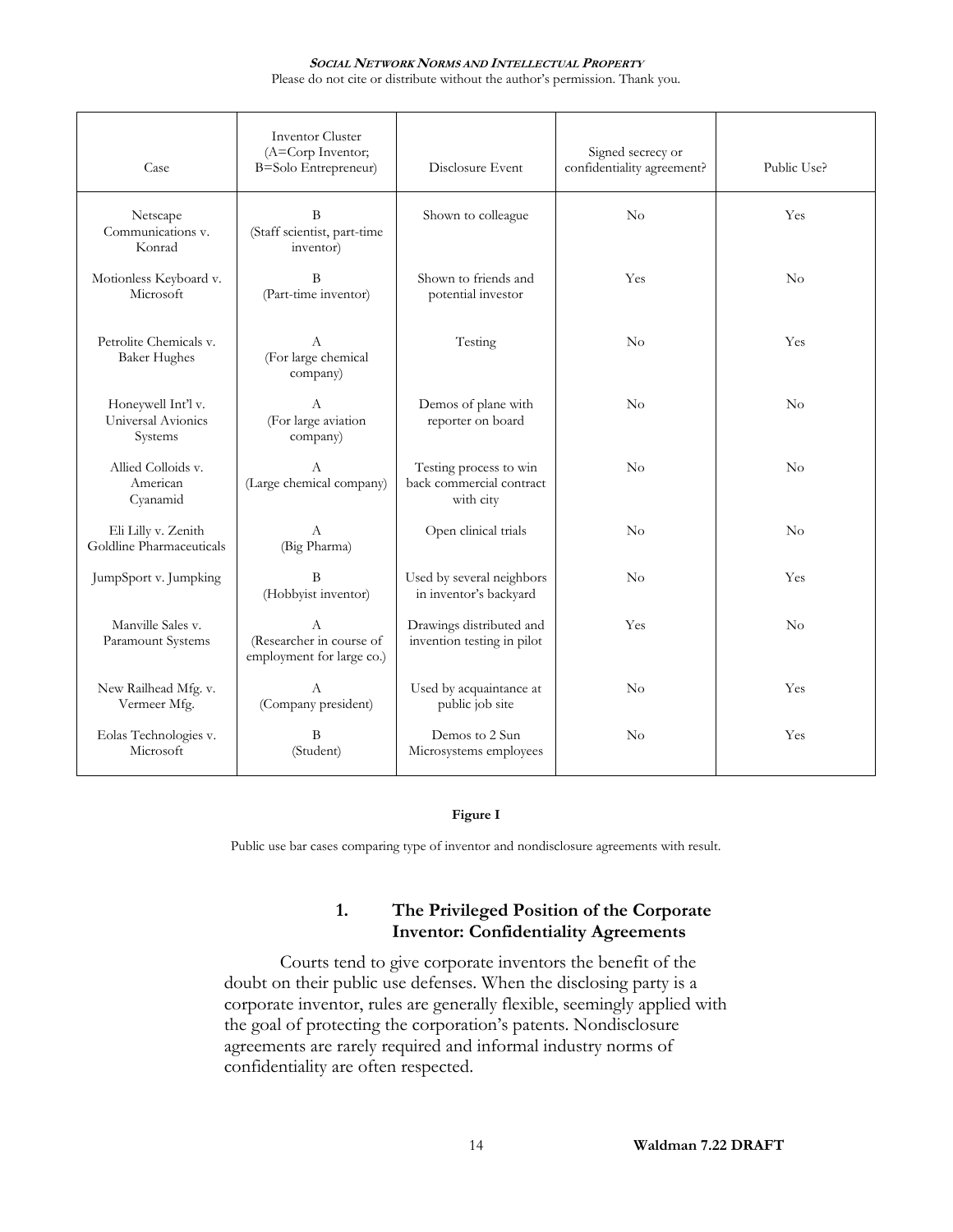| Case | Inventor Cluster (A=Corp Inventor; B=Solo Entrepreneur) | Disclosure Event | Signed secrecy or confidentiality agreement? | Public Use? |
|---|---|---|---|---|
| Netscape Communications v. Konrad | B (Staff scientist, part-time inventor) | Shown to colleague | No | Yes |
| Motionless Keyboard v. Microsoft | B (Part-time inventor) | Shown to friends and potential investor | Yes | No |
| Petrolite Chemicals v. Baker Hughes | A (For large chemical company) | Testing | No | Yes |
| Honeywell Int'l v. Universal Avionics Systems | A (For large aviation company) | Demos of plane with reporter on board | No | No |
| Allied Colloids v. American Cyanamid | A (Large chemical company) | Testing process to win back commercial contract with city | No | No |
| Eli Lilly v. Zenith Goldline Pharmaceuticals | A (Big Pharma) | Open clinical trials | No | No |
| JumpSport v. Jumpking | B (Hobbyist inventor) | Used by several neighbors in inventor's backyard | No | Yes |
| Manville Sales v. Paramount Systems | A (Researcher in course of employment for large co.) | Drawings distributed and invention testing in pilot | Yes | No |
| New Railhead Mfg. v. Vermeer Mfg. | A (Company president) | Used by acquaintance at public job site | No | Yes |
| Eolas Technologies v. Microsoft | B (Student) | Demos to 2 Sun Microsystems employees | No | Yes |

**Figure I**

Public use bar cases comparing type of inventor and nondisclosure agreements with result.

### 1. The Privileged Position of the Corporate Inventor: Confidentiality Agreements

Courts tend to give corporate inventors the benefit of the doubt on their public use defenses. When the disclosing party is a corporate inventor, rules are generally flexible, seemingly applied with the goal of protecting the corporation's patents. Nondisclosure agreements are rarely required and informal industry norms of confidentiality are often respected.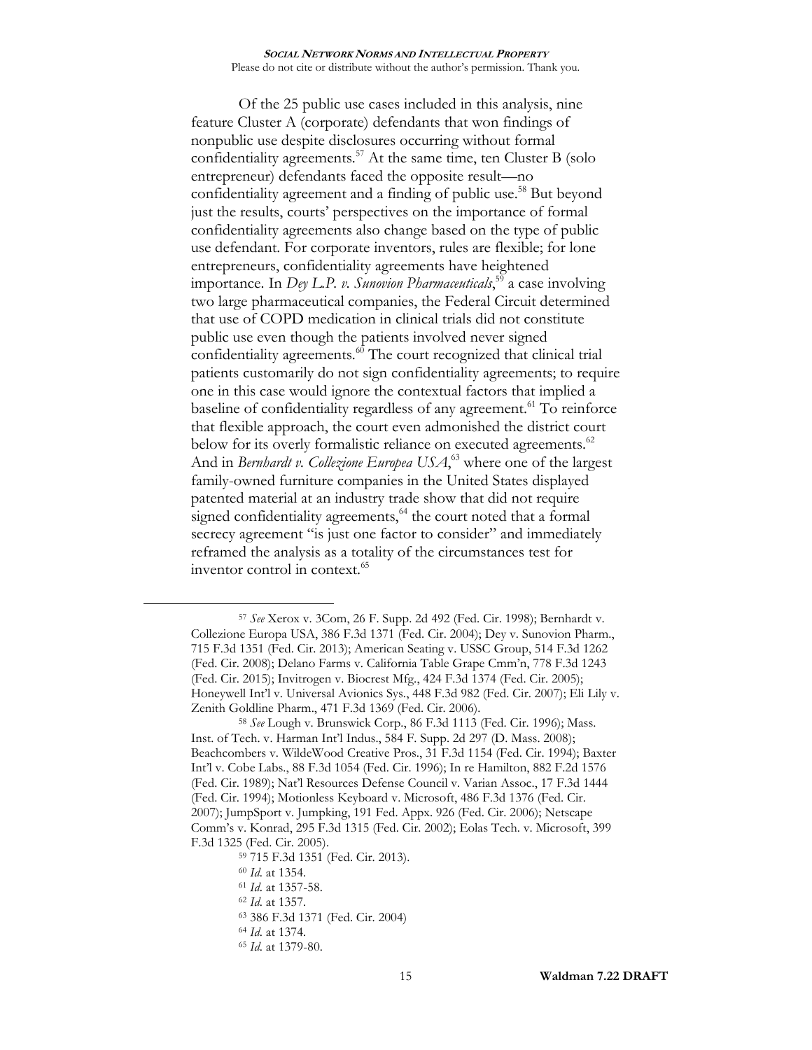Of the 25 public use cases included in this analysis, nine feature Cluster A (corporate) defendants that won findings of nonpublic use despite disclosures occurring without formal confidentiality agreements.[57] At the same time, ten Cluster B (solo entrepreneur) defendants faced the opposite result—no confidentiality agreement and a finding of public use.[58] But beyond just the results, courts' perspectives on the importance of formal confidentiality agreements also change based on the type of public use defendant. For corporate inventors, rules are flexible; for lone entrepreneurs, confidentiality agreements have heightened importance. In *Dey L.P. v. Sunovion Pharmaceuticals*,[59] a case involving two large pharmaceutical companies, the Federal Circuit determined that use of COPD medication in clinical trials did not constitute public use even though the patients involved never signed confidentiality agreements.[60] The court recognized that clinical trial patients customarily do not sign confidentiality agreements; to require one in this case would ignore the contextual factors that implied a baseline of confidentiality regardless of any agreement.[61] To reinforce that flexible approach, the court even admonished the district court below for its overly formalistic reliance on executed agreements.[62] And in *Bernhardt v. Collezione Europea USA*,[63] where one of the largest family-owned furniture companies in the United States displayed patented material at an industry trade show that did not require signed confidentiality agreements,[64] the court noted that a formal secrecy agreement "is just one factor to consider" and immediately reframed the analysis as a totality of the circumstances test for inventor control in context.[65]

---

[57] *See* Xerox v. 3Com, 26 F. Supp. 2d 492 (Fed. Cir. 1998); Bernhardt v. Collezione Europa USA, 386 F.3d 1371 (Fed. Cir. 2004); Dey v. Sunovion Pharm., 715 F.3d 1351 (Fed. Cir. 2013); American Seating v. USSC Group, 514 F.3d 1262 (Fed. Cir. 2008); Delano Farms v. California Table Grape Cmm'n, 778 F.3d 1243 (Fed. Cir. 2015); Invitrogen v. Biocrest Mfg., 424 F.3d 1374 (Fed. Cir. 2005); Honeywell Int'l v. Universal Avionics Sys., 448 F.3d 982 (Fed. Cir. 2007); Eli Lily v. Zenith Goldline Pharm., 471 F.3d 1369 (Fed. Cir. 2006).

[58] *See* Lough v. Brunswick Corp., 86 F.3d 1113 (Fed. Cir. 1996); Mass. Inst. of Tech. v. Harman Int'l Indus., 584 F. Supp. 2d 297 (D. Mass. 2008); Beachcombers v. WildeWood Creative Pros., 31 F.3d 1154 (Fed. Cir. 1994); Baxter Int'l v. Cobe Labs., 88 F.3d 1054 (Fed. Cir. 1996); In re Hamilton, 882 F.2d 1576 (Fed. Cir. 1989); Nat'l Resources Defense Council v. Varian Assoc., 17 F.3d 1444 (Fed. Cir. 1994); Motionless Keyboard v. Microsoft, 486 F.3d 1376 (Fed. Cir. 2007); JumpSport v. Jumpking, 191 Fed. Appx. 926 (Fed. Cir. 2006); Netscape Comm's v. Konrad, 295 F.3d 1315 (Fed. Cir. 2002); Eolas Tech. v. Microsoft, 399 F.3d 1325 (Fed. Cir. 2005).

[59] 715 F.3d 1351 (Fed. Cir. 2013).

[60] *Id.* at 1354.

[61] *Id.* at 1357-58.

[62] *Id.* at 1357.

[63] 386 F.3d 1371 (Fed. Cir. 2004)

[64] *Id.* at 1374.

[65] *Id.* at 1379-80.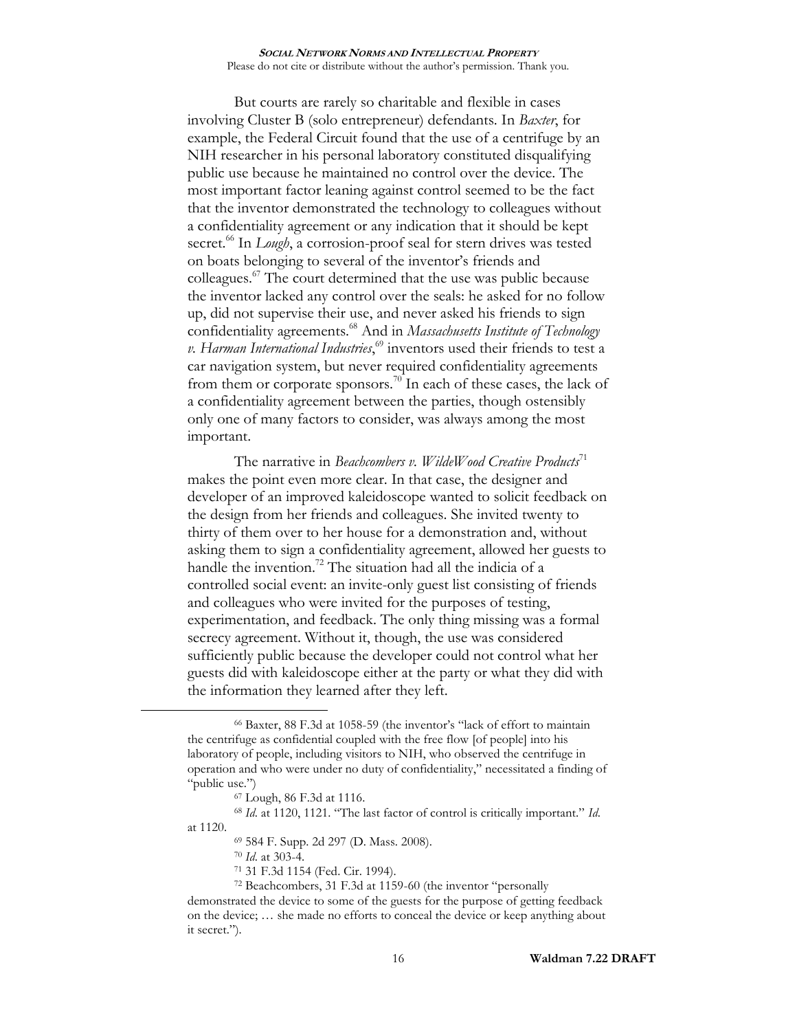But courts are rarely so charitable and flexible in cases involving Cluster B (solo entrepreneur) defendants. In *Baxter*, for example, the Federal Circuit found that the use of a centrifuge by an NIH researcher in his personal laboratory constituted disqualifying public use because he maintained no control over the device. The most important factor leaning against control seemed to be the fact that the inventor demonstrated the technology to colleagues without a confidentiality agreement or any indication that it should be kept secret.[66] In *Lough*, a corrosion-proof seal for stern drives was tested on boats belonging to several of the inventor's friends and colleagues.[67] The court determined that the use was public because the inventor lacked any control over the seals: he asked for no follow up, did not supervise their use, and never asked his friends to sign confidentiality agreements.[68] And in *Massachusetts Institute of Technology v. Harman International Industries*,[69] inventors used their friends to test a car navigation system, but never required confidentiality agreements from them or corporate sponsors.[70] In each of these cases, the lack of a confidentiality agreement between the parties, though ostensibly only one of many factors to consider, was always among the most important.

The narrative in *Beachcombers v. WildeWood Creative Products*[71] makes the point even more clear. In that case, the designer and developer of an improved kaleidoscope wanted to solicit feedback on the design from her friends and colleagues. She invited twenty to thirty of them over to her house for a demonstration and, without asking them to sign a confidentiality agreement, allowed her guests to handle the invention.[72] The situation had all the indicia of a controlled social event: an invite-only guest list consisting of friends and colleagues who were invited for the purposes of testing, experimentation, and feedback. The only thing missing was a formal secrecy agreement. Without it, though, the use was considered sufficiently public because the developer could not control what her guests did with kaleidoscope either at the party or what they did with the information they learned after they left.

---

[66] Baxter, 88 F.3d at 1058-59 (the inventor's "lack of effort to maintain the centrifuge as confidential coupled with the free flow [of people] into his laboratory of people, including visitors to NIH, who observed the centrifuge in operation and who were under no duty of confidentiality," necessitated a finding of "public use.")

[67] Lough, 86 F.3d at 1116.

[68] *Id.* at 1120, 1121. "The last factor of control is critically important." *Id.* at 1120.

[69] 584 F. Supp. 2d 297 (D. Mass. 2008).

[70] *Id.* at 303-4.

[71] 31 F.3d 1154 (Fed. Cir. 1994).

[72] Beachcombers, 31 F.3d at 1159-60 (the inventor "personally demonstrated the device to some of the guests for the purpose of getting feedback on the device; … she made no efforts to conceal the device or keep anything about it secret.").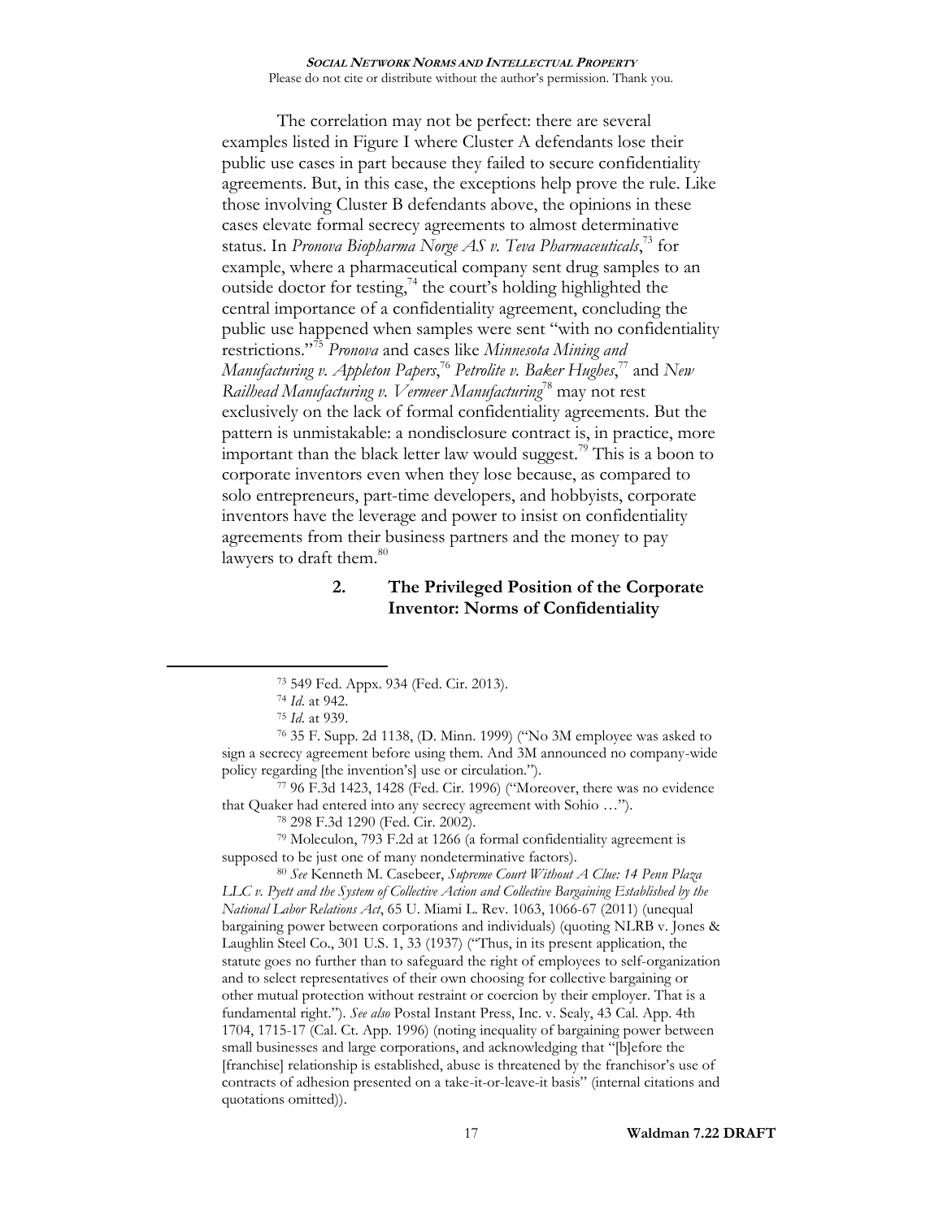The correlation may not be perfect: there are several examples listed in Figure I where Cluster A defendants lose their public use cases in part because they failed to secure confidentiality agreements. But, in this case, the exceptions help prove the rule. Like those involving Cluster B defendants above, the opinions in these cases elevate formal secrecy agreements to almost determinative status. In *Pronova Biopharma Norge AS v. Teva Pharmaceuticals*,[73] for example, where a pharmaceutical company sent drug samples to an outside doctor for testing,[74] the court's holding highlighted the central importance of a confidentiality agreement, concluding the public use happened when samples were sent "with no confidentiality restrictions."[75] *Pronova* and cases like *Minnesota Mining and Manufacturing v. Appleton Papers*,[76] *Petrolite v. Baker Hughes*,[77] and *New Railhead Manufacturing v. Vermeer Manufacturing*[78] may not rest exclusively on the lack of formal confidentiality agreements. But the pattern is unmistakable: a nondisclosure contract is, in practice, more important than the black letter law would suggest.[79] This is a boon to corporate inventors even when they lose because, as compared to solo entrepreneurs, part-time developers, and hobbyists, corporate inventors have the leverage and power to insist on confidentiality agreements from their business partners and the money to pay lawyers to draft them.[80]

### 2. The Privileged Position of the Corporate Inventor: Norms of Confidentiality

---

[73] 549 Fed. Appx. 934 (Fed. Cir. 2013).

[74] *Id.* at 942.

[75] *Id.* at 939.

[76] 35 F. Supp. 2d 1138, (D. Minn. 1999) ("No 3M employee was asked to sign a secrecy agreement before using them. And 3M announced no company-wide policy regarding [the invention's] use or circulation.").

[77] 96 F.3d 1423, 1428 (Fed. Cir. 1996) ("Moreover, there was no evidence that Quaker had entered into any secrecy agreement with Sohio …").

[78] 298 F.3d 1290 (Fed. Cir. 2002).

[79] Moleculon, 793 F.2d at 1266 (a formal confidentiality agreement is supposed to be just one of many nondeterminative factors).

[80] *See* Kenneth M. Casebeer, *Supreme Court Without A Clue: 14 Penn Plaza LLC v. Pyett and the System of Collective Action and Collective Bargaining Established by the National Labor Relations Act*, 65 U. Miami L. Rev. 1063, 1066-67 (2011) (unequal bargaining power between corporations and individuals) (quoting NLRB v. Jones & Laughlin Steel Co., 301 U.S. 1, 33 (1937) ("Thus, in its present application, the statute goes no further than to safeguard the right of employees to self-organization and to select representatives of their own choosing for collective bargaining or other mutual protection without restraint or coercion by their employer. That is a fundamental right."). *See also* Postal Instant Press, Inc. v. Sealy, 43 Cal. App. 4th 1704, 1715-17 (Cal. Ct. App. 1996) (noting inequality of bargaining power between small businesses and large corporations, and acknowledging that "[b]efore the [franchise] relationship is established, abuse is threatened by the franchisor's use of contracts of adhesion presented on a take-it-or-leave-it basis" (internal citations and quotations omitted)).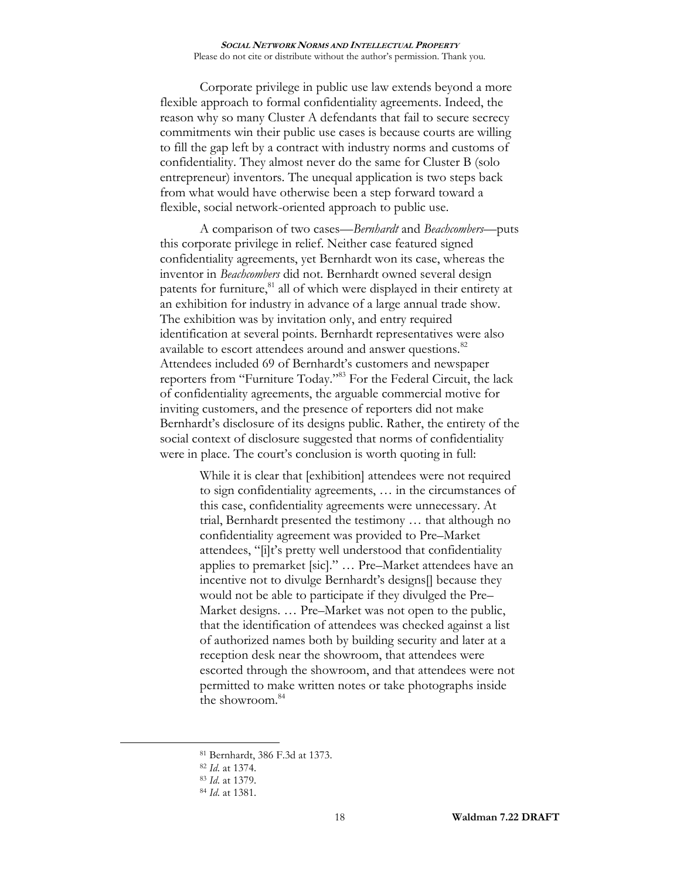Corporate privilege in public use law extends beyond a more flexible approach to formal confidentiality agreements. Indeed, the reason why so many Cluster A defendants that fail to secure secrecy commitments win their public use cases is because courts are willing to fill the gap left by a contract with industry norms and customs of confidentiality. They almost never do the same for Cluster B (solo entrepreneur) inventors. The unequal application is two steps back from what would have otherwise been a step forward toward a flexible, social network-oriented approach to public use.

A comparison of two cases—*Bernhardt* and *Beachcombers*—puts this corporate privilege in relief. Neither case featured signed confidentiality agreements, yet Bernhardt won its case, whereas the inventor in *Beachcombers* did not. Bernhardt owned several design patents for furniture,[81] all of which were displayed in their entirety at an exhibition for industry in advance of a large annual trade show. The exhibition was by invitation only, and entry required identification at several points. Bernhardt representatives were also available to escort attendees around and answer questions.[82] Attendees included 69 of Bernhardt's customers and newspaper reporters from "Furniture Today."[83] For the Federal Circuit, the lack of confidentiality agreements, the arguable commercial motive for inviting customers, and the presence of reporters did not make Bernhardt's disclosure of its designs public. Rather, the entirety of the social context of disclosure suggested that norms of confidentiality were in place. The court's conclusion is worth quoting in full:

> While it is clear that [exhibition] attendees were not required to sign confidentiality agreements, … in the circumstances of this case, confidentiality agreements were unnecessary. At trial, Bernhardt presented the testimony … that although no confidentiality agreement was provided to Pre–Market attendees, "[i]t's pretty well understood that confidentiality applies to premarket [sic]." … Pre–Market attendees have an incentive not to divulge Bernhardt's designs[] because they would not be able to participate if they divulged the Pre–Market designs. … Pre–Market was not open to the public, that the identification of attendees was checked against a list of authorized names both by building security and later at a reception desk near the showroom, that attendees were escorted through the showroom, and that attendees were not permitted to make written notes or take photographs inside the showroom.[84]

---

[81] Bernhardt, 386 F.3d at 1373.

[82] *Id.* at 1374.

[83] *Id.* at 1379.

[84] *Id.* at 1381.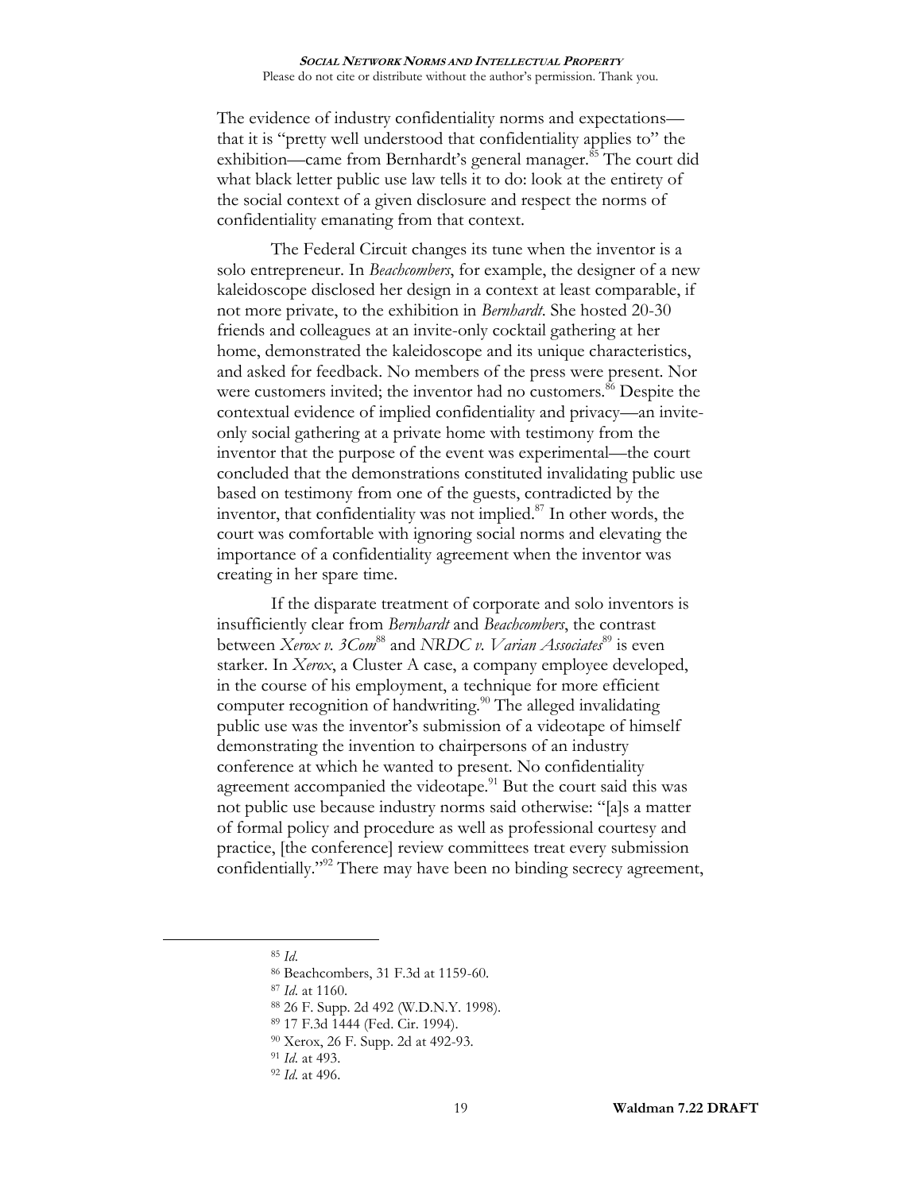The evidence of industry confidentiality norms and expectations—that it is "pretty well understood that confidentiality applies to" the exhibition—came from Bernhardt's general manager.[85] The court did what black letter public use law tells it to do: look at the entirety of the social context of a given disclosure and respect the norms of confidentiality emanating from that context.

The Federal Circuit changes its tune when the inventor is a solo entrepreneur. In *Beachcombers*, for example, the designer of a new kaleidoscope disclosed her design in a context at least comparable, if not more private, to the exhibition in *Bernhardt*. She hosted 20-30 friends and colleagues at an invite-only cocktail gathering at her home, demonstrated the kaleidoscope and its unique characteristics, and asked for feedback. No members of the press were present. Nor were customers invited; the inventor had no customers.[86] Despite the contextual evidence of implied confidentiality and privacy—an invite-only social gathering at a private home with testimony from the inventor that the purpose of the event was experimental—the court concluded that the demonstrations constituted invalidating public use based on testimony from one of the guests, contradicted by the inventor, that confidentiality was not implied.[87] In other words, the court was comfortable with ignoring social norms and elevating the importance of a confidentiality agreement when the inventor was creating in her spare time.

If the disparate treatment of corporate and solo inventors is insufficiently clear from *Bernhardt* and *Beachcombers*, the contrast between *Xerox v. 3Com*[88] and *NRDC v. Varian Associates*[89] is even starker. In *Xerox*, a Cluster A case, a company employee developed, in the course of his employment, a technique for more efficient computer recognition of handwriting.[90] The alleged invalidating public use was the inventor's submission of a videotape of himself demonstrating the invention to chairpersons of an industry conference at which he wanted to present. No confidentiality agreement accompanied the videotape.[91] But the court said this was not public use because industry norms said otherwise: "[a]s a matter of formal policy and procedure as well as professional courtesy and practice, [the conference] review committees treat every submission confidentially."[92] There may have been no binding secrecy agreement,

---

[85] *Id.*

[86] Beachcombers, 31 F.3d at 1159-60.

[87] *Id.* at 1160.

[88] 26 F. Supp. 2d 492 (W.D.N.Y. 1998).

[89] 17 F.3d 1444 (Fed. Cir. 1994).

[90] Xerox, 26 F. Supp. 2d at 492-93.

[91] *Id.* at 493.

[92] *Id.* at 496.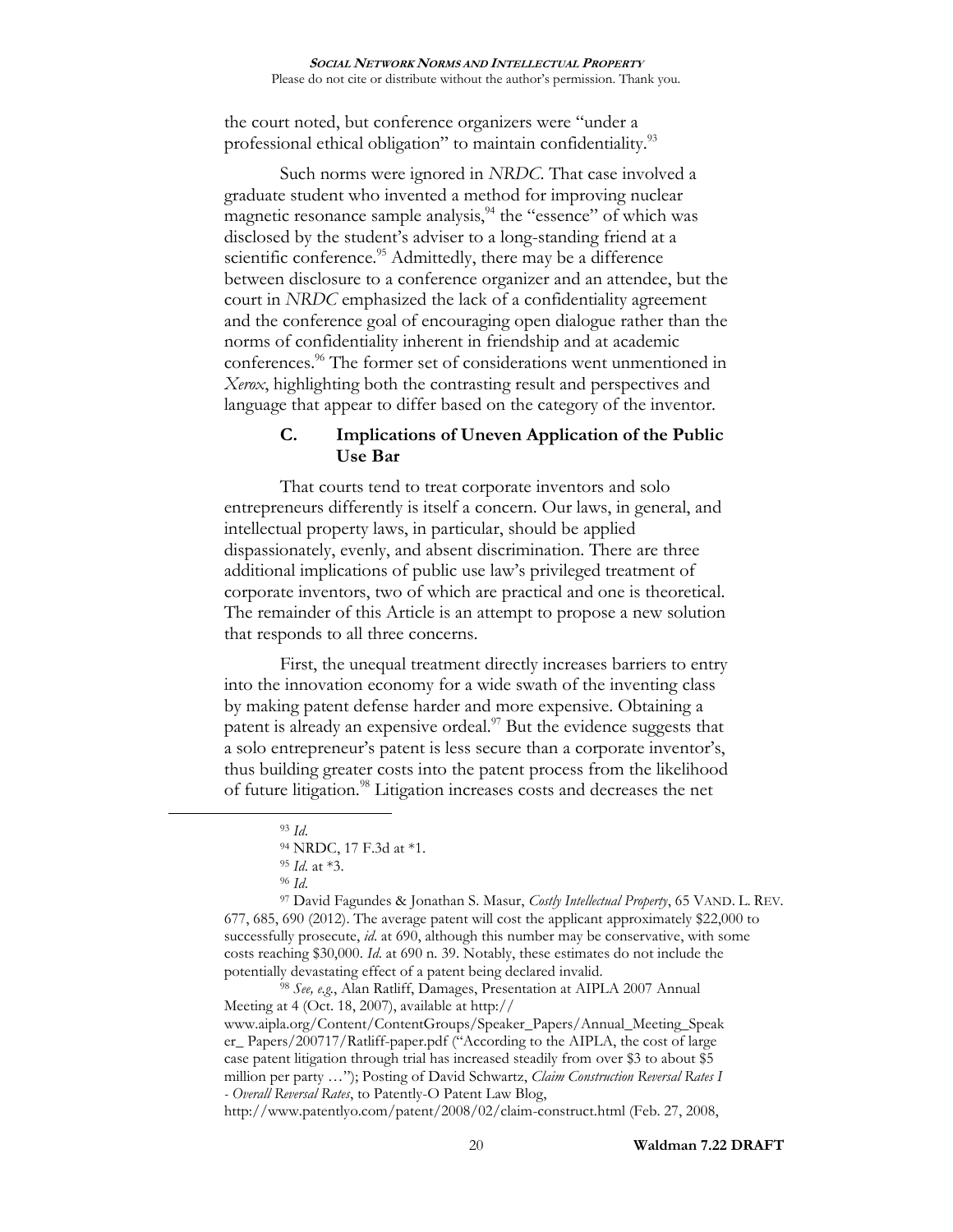the court noted, but conference organizers were "under a professional ethical obligation" to maintain confidentiality.[93]

Such norms were ignored in *NRDC*. That case involved a graduate student who invented a method for improving nuclear magnetic resonance sample analysis,[94] the "essence" of which was disclosed by the student's adviser to a long-standing friend at a scientific conference.[95] Admittedly, there may be a difference between disclosure to a conference organizer and an attendee, but the court in *NRDC* emphasized the lack of a confidentiality agreement and the conference goal of encouraging open dialogue rather than the norms of confidentiality inherent in friendship and at academic conferences.[96] The former set of considerations went unmentioned in *Xerox*, highlighting both the contrasting result and perspectives and language that appear to differ based on the category of the inventor.

### C. Implications of Uneven Application of the Public Use Bar

That courts tend to treat corporate inventors and solo entrepreneurs differently is itself a concern. Our laws, in general, and intellectual property laws, in particular, should be applied dispassionately, evenly, and absent discrimination. There are three additional implications of public use law's privileged treatment of corporate inventors, two of which are practical and one is theoretical. The remainder of this Article is an attempt to propose a new solution that responds to all three concerns.

First, the unequal treatment directly increases barriers to entry into the innovation economy for a wide swath of the inventing class by making patent defense harder and more expensive. Obtaining a patent is already an expensive ordeal.[97] But the evidence suggests that a solo entrepreneur's patent is less secure than a corporate inventor's, thus building greater costs into the patent process from the likelihood of future litigation.[98] Litigation increases costs and decreases the net

---

[93] *Id*.

[94] NRDC, 17 F.3d at *1.

[95] *Id*. at *3.

[96] *Id*.

[97] David Fagundes & Jonathan S. Masur, *Costly Intellectual Property*, 65 VAND. L. REV. 677, 685, 690 (2012). The average patent will cost the applicant approximately $22,000 to successfully prosecute, *id*. at 690, although this number may be conservative, with some costs reaching $30,000. *Id*. at 690 n. 39. Notably, these estimates do not include the potentially devastating effect of a patent being declared invalid.

[98] *See, e.g.*, Alan Ratliff, Damages, Presentation at AIPLA 2007 Annual Meeting at 4 (Oct. 18, 2007), available at http://www.aipla.org/Content/ContentGroups/Speaker_Papers/Annual_Meeting_Speaker_ Papers/200717/Ratliff-paper.pdf ("According to the AIPLA, the cost of large case patent litigation through trial has increased steadily from over $3 to about $5 million per party …"); Posting of David Schwartz, *Claim Construction Reversal Rates I - Overall Reversal Rates*, to Patently-O Patent Law Blog, http://www.patentlyo.com/patent/2008/02/claim-construct.html (Feb. 27, 2008,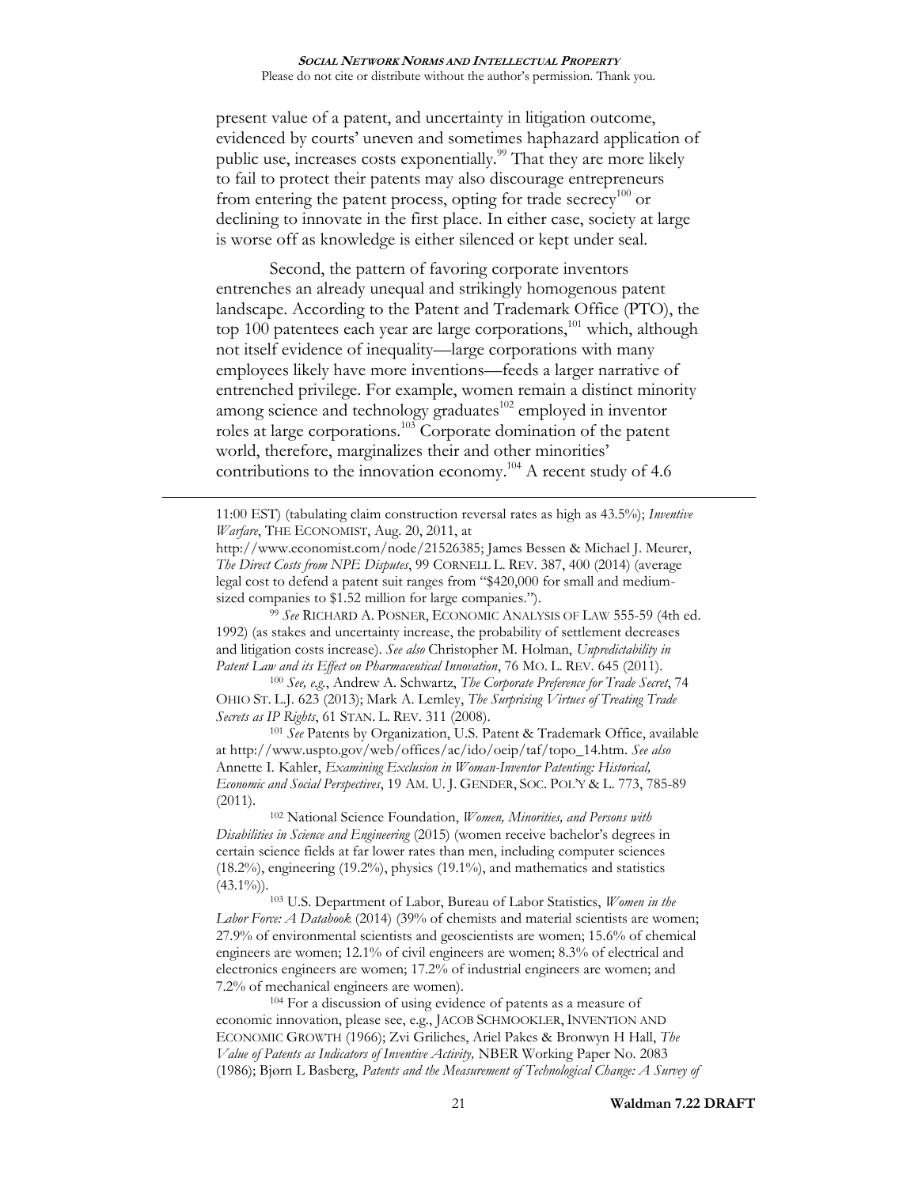present value of a patent, and uncertainty in litigation outcome, evidenced by courts' uneven and sometimes haphazard application of public use, increases costs exponentially.[99] That they are more likely to fail to protect their patents may also discourage entrepreneurs from entering the patent process, opting for trade secrecy[100] or declining to innovate in the first place. In either case, society at large is worse off as knowledge is either silenced or kept under seal.

Second, the pattern of favoring corporate inventors entrenches an already unequal and strikingly homogenous patent landscape. According to the Patent and Trademark Office (PTO), the top 100 patentees each year are large corporations,[101] which, although not itself evidence of inequality—large corporations with many employees likely have more inventions—feeds a larger narrative of entrenched privilege. For example, women remain a distinct minority among science and technology graduates[102] employed in inventor roles at large corporations.[103] Corporate domination of the patent world, therefore, marginalizes their and other minorities' contributions to the innovation economy.[104] A recent study of 4.6

---

11:00 EST) (tabulating claim construction reversal rates as high as 43.5%); *Inventive Warfare*, THE ECONOMIST, Aug. 20, 2011, at http://www.economist.com/node/21526385; James Bessen & Michael J. Meurer, *The Direct Costs from NPE Disputes*, 99 CORNELL L. REV. 387, 400 (2014) (average legal cost to defend a patent suit ranges from "$420,000 for small and medium-sized companies to $1.52 million for large companies.").

[99] *See* RICHARD A. POSNER, ECONOMIC ANALYSIS OF LAW 555-59 (4th ed. 1992) (as stakes and uncertainty increase, the probability of settlement decreases and litigation costs increase). *See also* Christopher M. Holman, *Unpredictability in Patent Law and its Effect on Pharmaceutical Innovation*, 76 MO. L. REV. 645 (2011).

[100] *See, e.g.*, Andrew A. Schwartz, *The Corporate Preference for Trade Secret*, 74 OHIO ST. L.J. 623 (2013); Mark A. Lemley, *The Surprising Virtues of Treating Trade Secrets as IP Rights*, 61 STAN. L. REV. 311 (2008).

[101] *See* Patents by Organization, U.S. Patent & Trademark Office, available at http://www.uspto.gov/web/offices/ac/ido/oeip/taf/topo_14.htm. *See also* Annette I. Kahler, *Examining Exclusion in Woman-Inventor Patenting: Historical, Economic and Social Perspectives*, 19 AM. U. J. GENDER, SOC. POL'Y & L. 773, 785-89 (2011).

[102] National Science Foundation, *Women, Minorities, and Persons with Disabilities in Science and Engineering* (2015) (women receive bachelor's degrees in certain science fields at far lower rates than men, including computer sciences (18.2%), engineering (19.2%), physics (19.1%), and mathematics and statistics (43.1%)).

[103] U.S. Department of Labor, Bureau of Labor Statistics, *Women in the Labor Force: A Databook* (2014) (39% of chemists and material scientists are women; 27.9% of environmental scientists and geoscientists are women; 15.6% of chemical engineers are women; 12.1% of civil engineers are women; 8.3% of electrical and electronics engineers are women; 17.2% of industrial engineers are women; and 7.2% of mechanical engineers are women).

[104] For a discussion of using evidence of patents as a measure of economic innovation, please see, e.g., JACOB SCHMOOKLER, INVENTION AND ECONOMIC GROWTH (1966); Zvi Griliches, Ariel Pakes & Bronwyn H Hall, *The Value of Patents as Indicators of Inventive Activity,* NBER Working Paper No. 2083 (1986); Bjørn L Basberg, *Patents and the Measurement of Technological Change: A Survey of*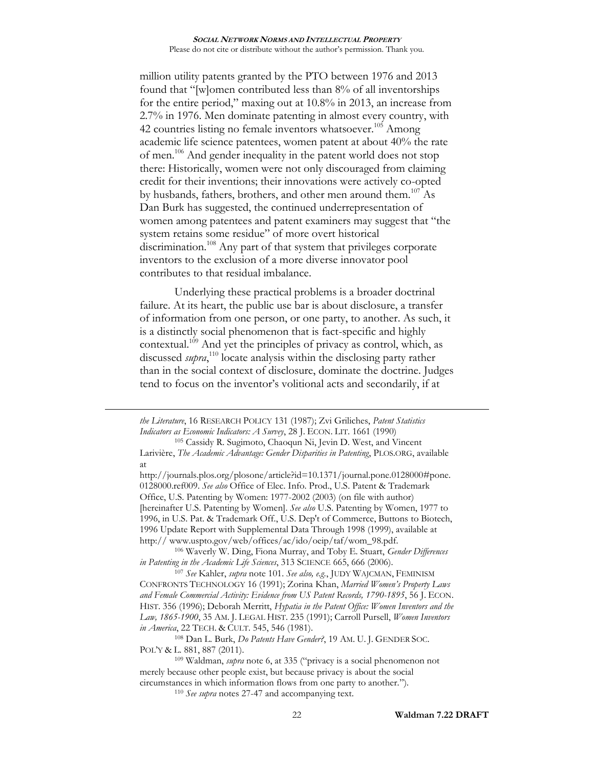million utility patents granted by the PTO between 1976 and 2013 found that "[w]omen contributed less than 8% of all inventorships for the entire period," maxing out at 10.8% in 2013, an increase from 2.7% in 1976. Men dominate patenting in almost every country, with 42 countries listing no female inventors whatsoever.[105] Among academic life science patentees, women patent at about 40% the rate of men.[106] And gender inequality in the patent world does not stop there: Historically, women were not only discouraged from claiming credit for their inventions; their innovations were actively co-opted by husbands, fathers, brothers, and other men around them.[107] As Dan Burk has suggested, the continued underrepresentation of women among patentees and patent examiners may suggest that "the system retains some residue" of more overt historical discrimination.[108] Any part of that system that privileges corporate inventors to the exclusion of a more diverse innovator pool contributes to that residual imbalance.

Underlying these practical problems is a broader doctrinal failure. At its heart, the public use bar is about disclosure, a transfer of information from one person, or one party, to another. As such, it is a distinctly social phenomenon that is fact-specific and highly contextual.[109] And yet the principles of privacy as control, which, as discussed *supra*,[110] locate analysis within the disclosing party rather than in the social context of disclosure, dominate the doctrine. Judges tend to focus on the inventor's volitional acts and secondarily, if at

---

*the Literature*, 16 RESEARCH POLICY 131 (1987); Zvi Griliches, *Patent Statistics Indicators as Economic Indicators: A Survey*, 28 J. ECON. LIT. 1661 (1990)

[105] Cassidy R. Sugimoto, Chaoqun Ni, Jevin D. West, and Vincent Larivière, *The Academic Advantage: Gender Disparities in Patenting*, PLOS.ORG, available at http://journals.plos.org/plosone/article?id=10.1371/journal.pone.0128000#pone.0128000.ref009. *See also* Office of Elec. Info. Prod., U.S. Patent & Trademark Office, U.S. Patenting by Women: 1977-2002 (2003) (on file with author) [hereinafter U.S. Patenting by Women]. *See also* U.S. Patenting by Women, 1977 to 1996, in U.S. Pat. & Trademark Off., U.S. Dep't of Commerce, Buttons to Biotech, 1996 Update Report with Supplemental Data Through 1998 (1999), available at http:// www.uspto.gov/web/offices/ac/ido/oeip/taf/wom_98.pdf.

[106] Waverly W. Ding, Fiona Murray, and Toby E. Stuart, *Gender Differences in Patenting in the Academic Life Sciences*, 313 SCIENCE 665, 666 (2006).

[107] *See* Kahler, *supra* note 101. *See also, e.g.*, JUDY WAJCMAN, FEMINISM CONFRONTS TECHNOLOGY 16 (1991); Zorina Khan, *Married Women's Property Laws and Female Commercial Activity: Evidence from US Patent Records, 1790-1895*, 56 J. ECON. HIST. 356 (1996); Deborah Merritt, *Hypatia in the Patent Office: Women Inventors and the Law, 1865-1900*, 35 AM. J. LEGAL HIST. 235 (1991); Carroll Pursell, *Women Inventors in America*, 22 TECH. & CULT. 545, 546 (1981).

[108] Dan L. Burk, *Do Patents Have Gender?*, 19 AM. U. J. GENDER SOC. POL'Y & L. 881, 887 (2011).

[109] Waldman, *supra* note 6, at 335 ("privacy is a social phenomenon not merely because other people exist, but because privacy is about the social circumstances in which information flows from one party to another.").

[110] *See supra* notes 27-47 and accompanying text.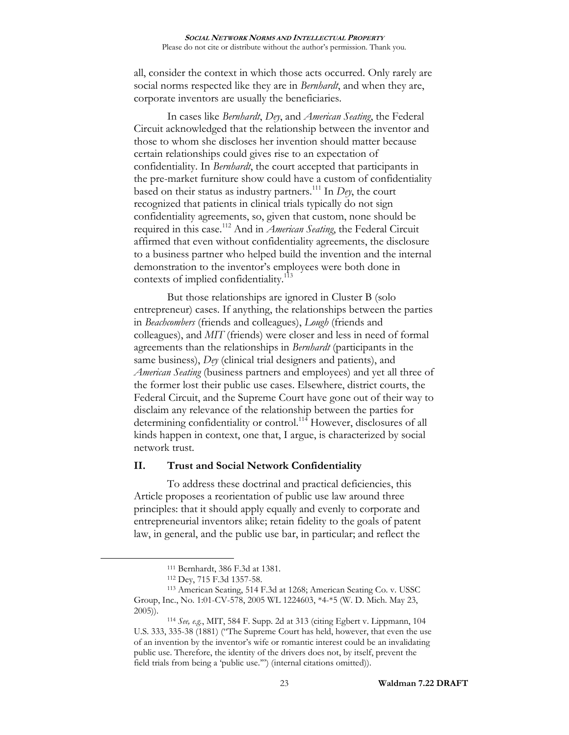all, consider the context in which those acts occurred. Only rarely are social norms respected like they are in *Bernhardt*, and when they are, corporate inventors are usually the beneficiaries.

In cases like *Bernhardt*, *Dey*, and *American Seating*, the Federal Circuit acknowledged that the relationship between the inventor and those to whom she discloses her invention should matter because certain relationships could gives rise to an expectation of confidentiality. In *Bernhardt*, the court accepted that participants in the pre-market furniture show could have a custom of confidentiality based on their status as industry partners.[111] In *Dey*, the court recognized that patients in clinical trials typically do not sign confidentiality agreements, so, given that custom, none should be required in this case.[112] And in *American Seating*, the Federal Circuit affirmed that even without confidentiality agreements, the disclosure to a business partner who helped build the invention and the internal demonstration to the inventor's employees were both done in contexts of implied confidentiality.[113]

But those relationships are ignored in Cluster B (solo entrepreneur) cases. If anything, the relationships between the parties in *Beachcombers* (friends and colleagues), *Lough* (friends and colleagues), and *MIT* (friends) were closer and less in need of formal agreements than the relationships in *Bernhardt* (participants in the same business), *Dey* (clinical trial designers and patients), and *American Seating* (business partners and employees) and yet all three of the former lost their public use cases. Elsewhere, district courts, the Federal Circuit, and the Supreme Court have gone out of their way to disclaim any relevance of the relationship between the parties for determining confidentiality or control.[114] However, disclosures of all kinds happen in context, one that, I argue, is characterized by social network trust.

## II. Trust and Social Network Confidentiality

To address these doctrinal and practical deficiencies, this Article proposes a reorientation of public use law around three principles: that it should apply equally and evenly to corporate and entrepreneurial inventors alike; retain fidelity to the goals of patent law, in general, and the public use bar, in particular; and reflect the

---

[111] Bernhardt, 386 F.3d at 1381.

[112] Dey, 715 F.3d 1357-58.

[113] American Seating, 514 F.3d at 1268; American Seating Co. v. USSC Group, Inc., No. 1:01-CV-578, 2005 WL 1224603, *4-*5 (W. D. Mich. May 23, 2005)).

[114] *See, e.g.*, MIT, 584 F. Supp. 2d at 313 (citing Egbert v. Lippmann, 104 U.S. 333, 335-38 (1881) ("The Supreme Court has held, however, that even the use of an invention by the inventor's wife or romantic interest could be an invalidating public use. Therefore, the identity of the drivers does not, by itself, prevent the field trials from being a 'public use.'") (internal citations omitted)).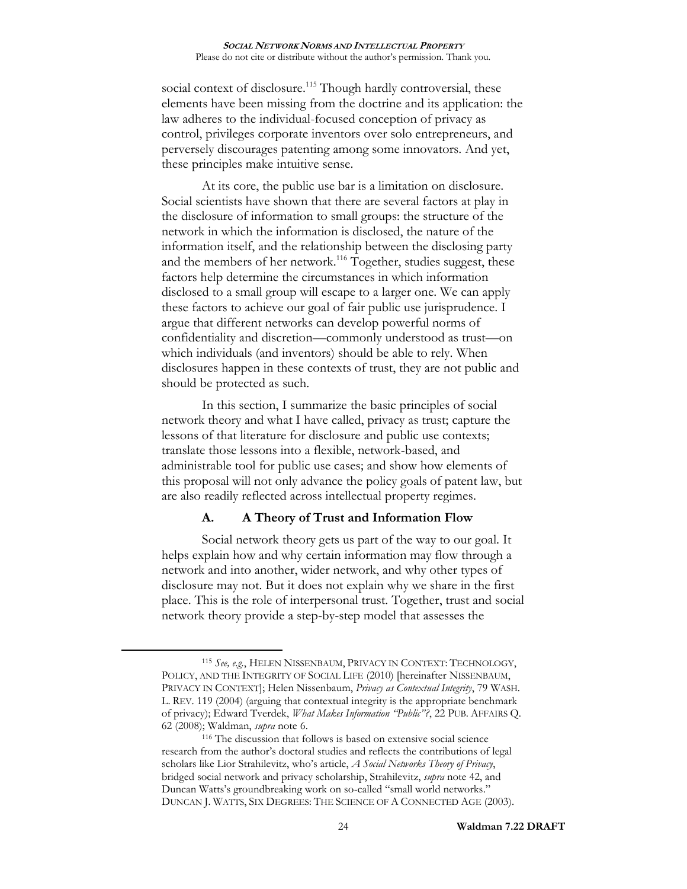social context of disclosure.[115] Though hardly controversial, these elements have been missing from the doctrine and its application: the law adheres to the individual-focused conception of privacy as control, privileges corporate inventors over solo entrepreneurs, and perversely discourages patenting among some innovators. And yet, these principles make intuitive sense.

At its core, the public use bar is a limitation on disclosure. Social scientists have shown that there are several factors at play in the disclosure of information to small groups: the structure of the network in which the information is disclosed, the nature of the information itself, and the relationship between the disclosing party and the members of her network.[116] Together, studies suggest, these factors help determine the circumstances in which information disclosed to a small group will escape to a larger one. We can apply these factors to achieve our goal of fair public use jurisprudence. I argue that different networks can develop powerful norms of confidentiality and discretion—commonly understood as trust—on which individuals (and inventors) should be able to rely. When disclosures happen in these contexts of trust, they are not public and should be protected as such.

In this section, I summarize the basic principles of social network theory and what I have called, privacy as trust; capture the lessons of that literature for disclosure and public use contexts; translate those lessons into a flexible, network-based, and administrable tool for public use cases; and show how elements of this proposal will not only advance the policy goals of patent law, but are also readily reflected across intellectual property regimes.

### A. A Theory of Trust and Information Flow

Social network theory gets us part of the way to our goal. It helps explain how and why certain information may flow through a network and into another, wider network, and why other types of disclosure may not. But it does not explain why we share in the first place. This is the role of interpersonal trust. Together, trust and social network theory provide a step-by-step model that assesses the

---

[115] *See, e.g.*, HELEN NISSENBAUM, PRIVACY IN CONTEXT: TECHNOLOGY, POLICY, AND THE INTEGRITY OF SOCIAL LIFE (2010) [hereinafter NISSENBAUM, PRIVACY IN CONTEXT]; Helen Nissenbaum, *Privacy as Contextual Integrity*, 79 WASH. L. REV. 119 (2004) (arguing that contextual integrity is the appropriate benchmark of privacy); Edward Tverdek, *What Makes Information "Public"?*, 22 PUB. AFFAIRS Q. 62 (2008); Waldman, *supra* note 6.

[116] The discussion that follows is based on extensive social science research from the author's doctoral studies and reflects the contributions of legal scholars like Lior Strahilevitz, who's article, *A Social Networks Theory of Privacy*, bridged social network and privacy scholarship, Strahilevitz, *supra* note 42, and Duncan Watts's groundbreaking work on so-called "small world networks." DUNCAN J. WATTS, SIX DEGREES: THE SCIENCE OF A CONNECTED AGE (2003).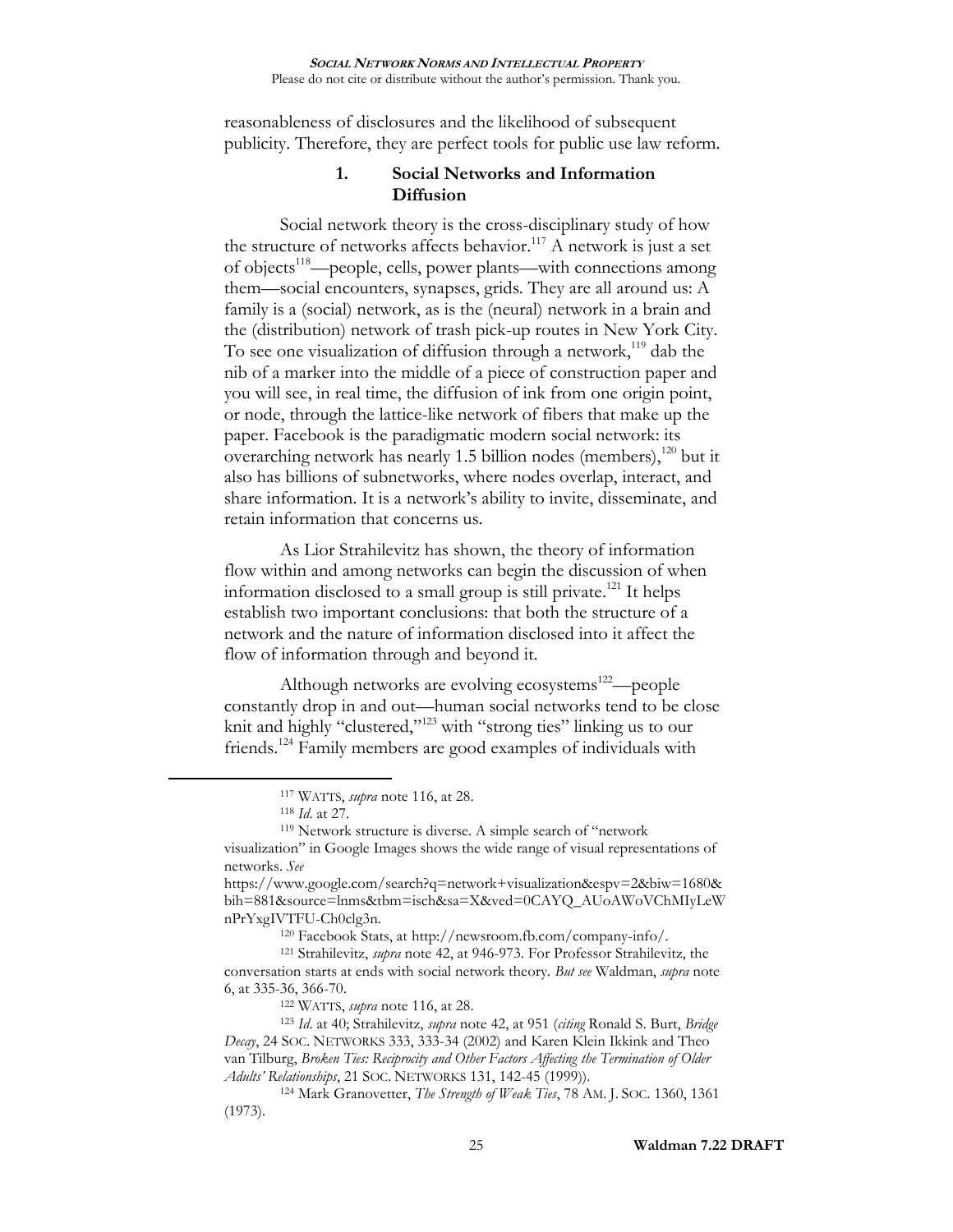reasonableness of disclosures and the likelihood of subsequent publicity. Therefore, they are perfect tools for public use law reform.

### 1. Social Networks and Information Diffusion

Social network theory is the cross-disciplinary study of how the structure of networks affects behavior.[117] A network is just a set of objects[118]—people, cells, power plants—with connections among them—social encounters, synapses, grids. They are all around us: A family is a (social) network, as is the (neural) network in a brain and the (distribution) network of trash pick-up routes in New York City. To see one visualization of diffusion through a network,[119] dab the nib of a marker into the middle of a piece of construction paper and you will see, in real time, the diffusion of ink from one origin point, or node, through the lattice-like network of fibers that make up the paper. Facebook is the paradigmatic modern social network: its overarching network has nearly 1.5 billion nodes (members),[120] but it also has billions of subnetworks, where nodes overlap, interact, and share information. It is a network's ability to invite, disseminate, and retain information that concerns us.

As Lior Strahilevitz has shown, the theory of information flow within and among networks can begin the discussion of when information disclosed to a small group is still private.[121] It helps establish two important conclusions: that both the structure of a network and the nature of information disclosed into it affect the flow of information through and beyond it.

Although networks are evolving ecosystems[122]—people constantly drop in and out—human social networks tend to be close knit and highly "clustered,"[123] with "strong ties" linking us to our friends.[124] Family members are good examples of individuals with

---

[117] WATTS, *supra* note 116, at 28.

[118] *Id.* at 27.

[119] Network structure is diverse. A simple search of "network visualization" in Google Images shows the wide range of visual representations of networks. *See* https://www.google.com/search?q=network+visualization&espv=2&biw=1680&bih=881&source=lnms&tbm=isch&sa=X&ved=0CAYQ_AUoAWoVChMIyLeWnPrYxgIVTFU-Ch0clg3n.

[120] Facebook Stats, at http://newsroom.fb.com/company-info/.

[121] Strahilevitz, *supra* note 42, at 946-973. For Professor Strahilevitz, the conversation starts at ends with social network theory. *But see* Waldman, *supra* note 6, at 335-36, 366-70.

[122] WATTS, *supra* note 116, at 28.

[123] *Id.* at 40; Strahilevitz, *supra* note 42, at 951 (*citing* Ronald S. Burt, *Bridge Decay*, 24 SOC. NETWORKS 333, 333-34 (2002) and Karen Klein Ikkink and Theo van Tilburg, *Broken Ties: Reciprocity and Other Factors Affecting the Termination of Older Adults' Relationships*, 21 SOC. NETWORKS 131, 142-45 (1999)).

[124] Mark Granovetter, *The Strength of Weak Ties*, 78 AM. J. SOC. 1360, 1361 (1973).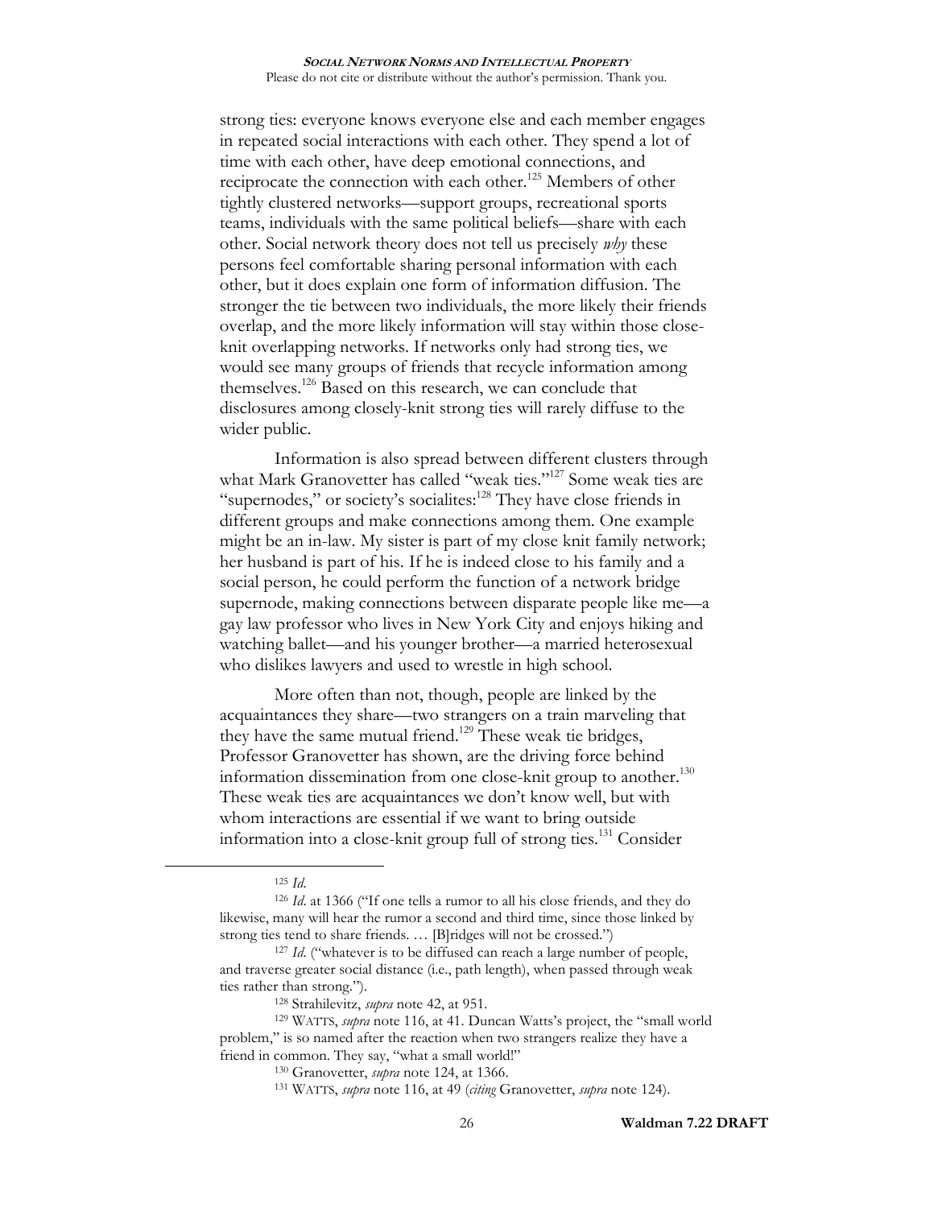strong ties: everyone knows everyone else and each member engages in repeated social interactions with each other. They spend a lot of time with each other, have deep emotional connections, and reciprocate the connection with each other.[125] Members of other tightly clustered networks—support groups, recreational sports teams, individuals with the same political beliefs—share with each other. Social network theory does not tell us precisely *why* these persons feel comfortable sharing personal information with each other, but it does explain one form of information diffusion. The stronger the tie between two individuals, the more likely their friends overlap, and the more likely information will stay within those close-knit overlapping networks. If networks only had strong ties, we would see many groups of friends that recycle information among themselves.[126] Based on this research, we can conclude that disclosures among closely-knit strong ties will rarely diffuse to the wider public.

Information is also spread between different clusters through what Mark Granovetter has called "weak ties."[127] Some weak ties are "supernodes," or society's socialites:[128] They have close friends in different groups and make connections among them. One example might be an in-law. My sister is part of my close knit family network; her husband is part of his. If he is indeed close to his family and a social person, he could perform the function of a network bridge supernode, making connections between disparate people like me—a gay law professor who lives in New York City and enjoys hiking and watching ballet—and his younger brother—a married heterosexual who dislikes lawyers and used to wrestle in high school.

More often than not, though, people are linked by the acquaintances they share—two strangers on a train marveling that they have the same mutual friend.[129] These weak tie bridges, Professor Granovetter has shown, are the driving force behind information dissemination from one close-knit group to another.[130] These weak ties are acquaintances we don't know well, but with whom interactions are essential if we want to bring outside information into a close-knit group full of strong ties.[131] Consider

---

[125] *Id.*

[126] *Id.* at 1366 ("If one tells a rumor to all his close friends, and they do likewise, many will hear the rumor a second and third time, since those linked by strong ties tend to share friends. … [B]ridges will not be crossed.")

[127] *Id.* ("whatever is to be diffused can reach a large number of people, and traverse greater social distance (i.e., path length), when passed through weak ties rather than strong.").

[128] Strahilevitz, *supra* note 42, at 951.

[129] WATTS, *supra* note 116, at 41. Duncan Watts's project, the "small world problem," is so named after the reaction when two strangers realize they have a friend in common. They say, "what a small world!"

[130] Granovetter, *supra* note 124, at 1366.

[131] WATTS, *supra* note 116, at 49 (*citing* Granovetter, *supra* note 124).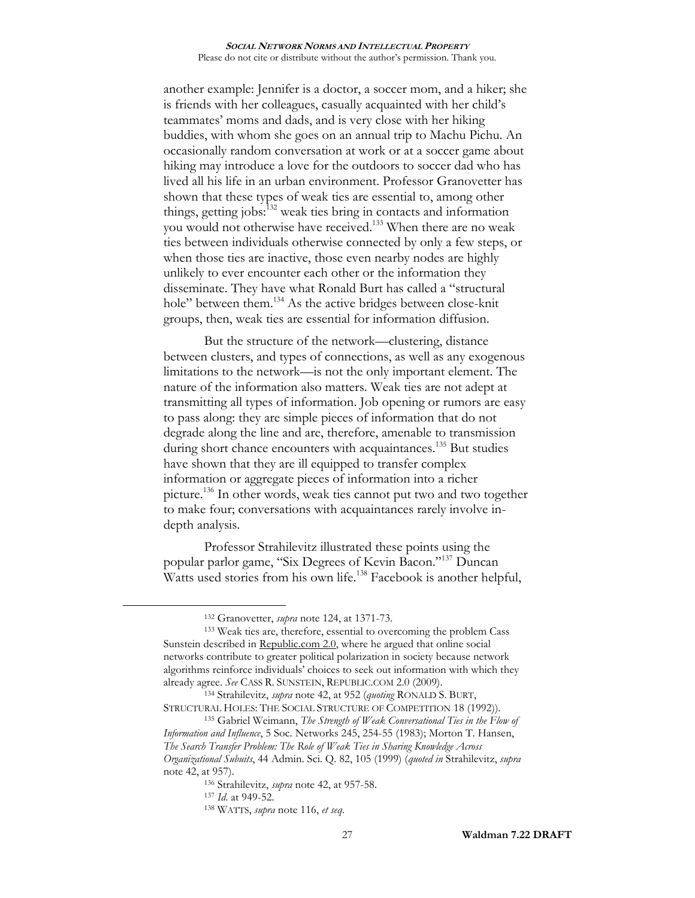another example: Jennifer is a doctor, a soccer mom, and a hiker; she is friends with her colleagues, casually acquainted with her child's teammates' moms and dads, and is very close with her hiking buddies, with whom she goes on an annual trip to Machu Pichu. An occasionally random conversation at work or at a soccer game about hiking may introduce a love for the outdoors to soccer dad who has lived all his life in an urban environment. Professor Granovetter has shown that these types of weak ties are essential to, among other things, getting jobs:[132] weak ties bring in contacts and information you would not otherwise have received.[133] When there are no weak ties between individuals otherwise connected by only a few steps, or when those ties are inactive, those even nearby nodes are highly unlikely to ever encounter each other or the information they disseminate. They have what Ronald Burt has called a "structural hole" between them.[134] As the active bridges between close-knit groups, then, weak ties are essential for information diffusion.

But the structure of the network—clustering, distance between clusters, and types of connections, as well as any exogenous limitations to the network—is not the only important element. The nature of the information also matters. Weak ties are not adept at transmitting all types of information. Job opening or rumors are easy to pass along: they are simple pieces of information that do not degrade along the line and are, therefore, amenable to transmission during short chance encounters with acquaintances.[135] But studies have shown that they are ill equipped to transfer complex information or aggregate pieces of information into a richer picture.[136] In other words, weak ties cannot put two and two together to make four; conversations with acquaintances rarely involve in-depth analysis.

Professor Strahilevitz illustrated these points using the popular parlor game, "Six Degrees of Kevin Bacon."[137] Duncan Watts used stories from his own life.[138] Facebook is another helpful,

---

[132] Granovetter, *supra* note 124, at 1371-73.

[133] Weak ties are, therefore, essential to overcoming the problem Cass Sunstein described in Republic.com 2.0, where he argued that online social networks contribute to greater political polarization in society because network algorithms reinforce individuals' choices to seek out information with which they already agree. *See* CASS R. SUNSTEIN, REPUBLIC.COM 2.0 (2009).

[134] Strahilevitz, *supra* note 42, at 952 (*quoting* RONALD S. BURT, STRUCTURAL HOLES: THE SOCIAL STRUCTURE OF COMPETITION 18 (1992)).

[135] Gabriel Weimann, *The Strength of Weak Conversational Ties in the Flow of Information and Influence*, 5 Soc. Networks 245, 254-55 (1983); Morton T. Hansen, *The Search Transfer Problem: The Role of Weak Ties in Sharing Knowledge Across Organizational Subuits*, 44 Admin. Sci. Q. 82, 105 (1999) (*quoted in* Strahilevitz, *supra* note 42, at 957).

[136] Strahilevitz, *supra* note 42, at 957-58.

[137] *Id*. at 949-52.

[138] WATTS, *supra* note 116, *et seq*.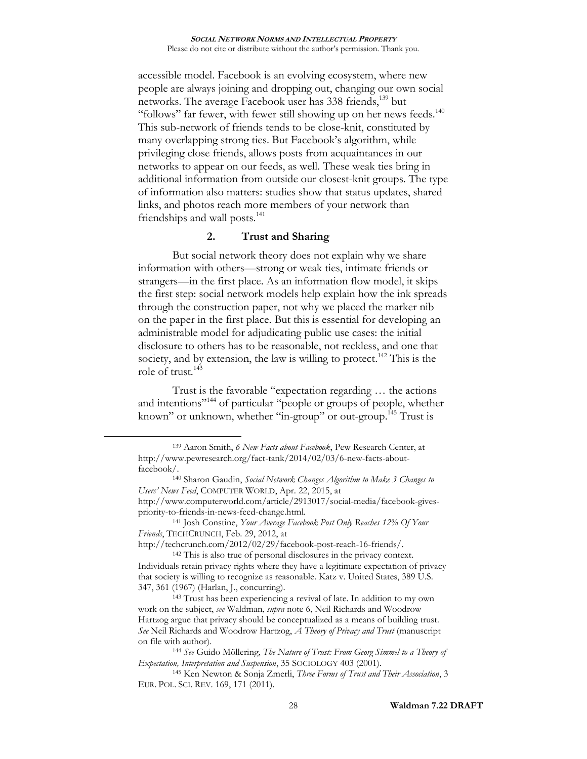accessible model. Facebook is an evolving ecosystem, where new people are always joining and dropping out, changing our own social networks. The average Facebook user has 338 friends,[139] but "follows" far fewer, with fewer still showing up on her news feeds.[140] This sub-network of friends tends to be close-knit, constituted by many overlapping strong ties. But Facebook's algorithm, while privileging close friends, allows posts from acquaintances in our networks to appear on our feeds, as well. These weak ties bring in additional information from outside our closest-knit groups. The type of information also matters: studies show that status updates, shared links, and photos reach more members of your network than friendships and wall posts.[141]

### 2. Trust and Sharing

But social network theory does not explain why we share information with others—strong or weak ties, intimate friends or strangers—in the first place. As an information flow model, it skips the first step: social network models help explain how the ink spreads through the construction paper, not why we placed the marker nib on the paper in the first place. But this is essential for developing an administrable model for adjudicating public use cases: the initial disclosure to others has to be reasonable, not reckless, and one that society, and by extension, the law is willing to protect.[142] This is the role of trust.[143]

Trust is the favorable "expectation regarding … the actions and intentions"[144] of particular "people or groups of people, whether known" or unknown, whether "in-group" or out-group.[145] Trust is

---

[139] Aaron Smith, *6 New Facts about Facebook*, Pew Research Center, at http://www.pewresearch.org/fact-tank/2014/02/03/6-new-facts-about-facebook/.

[140] Sharon Gaudin, *Social Network Changes Algorithm to Make 3 Changes to Users' News Feed*, COMPUTER WORLD, Apr. 22, 2015, at http://www.computerworld.com/article/2913017/social-media/facebook-gives-priority-to-friends-in-news-feed-change.html.

[141] Josh Constine, *Your Average Facebook Post Only Reaches 12% Of Your Friends*, TECHCRUNCH, Feb. 29, 2012, at http://techcrunch.com/2012/02/29/facebook-post-reach-16-friends/.

[142] This is also true of personal disclosures in the privacy context. Individuals retain privacy rights where they have a legitimate expectation of privacy that society is willing to recognize as reasonable. Katz v. United States, 389 U.S. 347, 361 (1967) (Harlan, J., concurring).

[143] Trust has been experiencing a revival of late. In addition to my own work on the subject, *see* Waldman, *supra* note 6, Neil Richards and Woodrow Hartzog argue that privacy should be conceptualized as a means of building trust. *See* Neil Richards and Woodrow Hartzog, *A Theory of Privacy and Trust* (manuscript on file with author).

[144] *See* Guido Möllering, *The Nature of Trust: From Georg Simmel to a Theory of Expectation, Interpretation and Suspension*, 35 SOCIOLOGY 403 (2001).

[145] Ken Newton & Sonja Zmerli, *Three Forms of Trust and Their Association*, 3 EUR. POL. SCI. REV. 169, 171 (2011).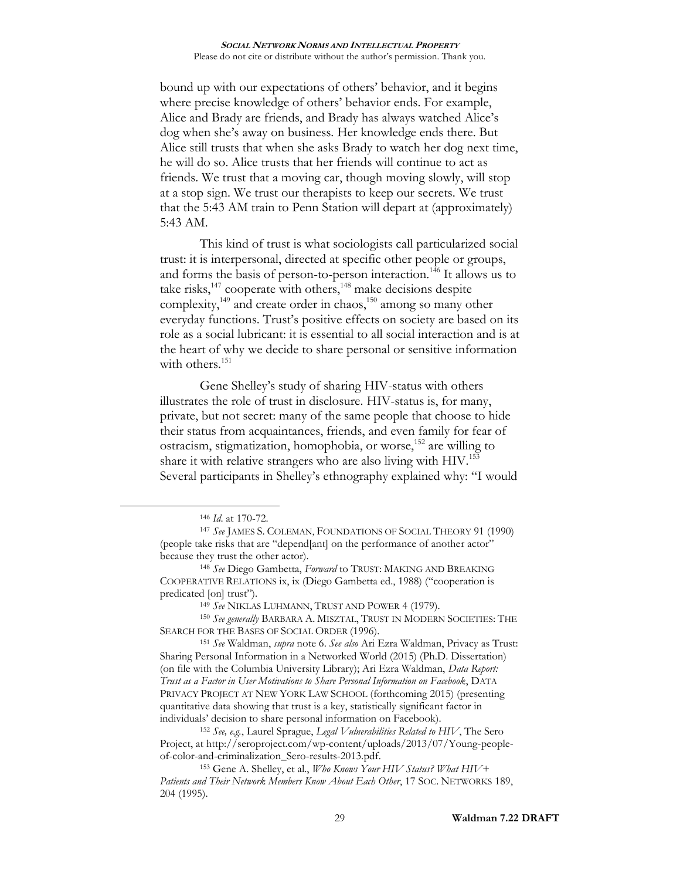bound up with our expectations of others' behavior, and it begins where precise knowledge of others' behavior ends. For example, Alice and Brady are friends, and Brady has always watched Alice's dog when she's away on business. Her knowledge ends there. But Alice still trusts that when she asks Brady to watch her dog next time, he will do so. Alice trusts that her friends will continue to act as friends. We trust that a moving car, though moving slowly, will stop at a stop sign. We trust our therapists to keep our secrets. We trust that the 5:43 AM train to Penn Station will depart at (approximately) 5:43 AM.

This kind of trust is what sociologists call particularized social trust: it is interpersonal, directed at specific other people or groups, and forms the basis of person-to-person interaction.[146] It allows us to take risks,[147] cooperate with others,[148] make decisions despite complexity,[149] and create order in chaos,[150] among so many other everyday functions. Trust's positive effects on society are based on its role as a social lubricant: it is essential to all social interaction and is at the heart of why we decide to share personal or sensitive information with others.[151]

Gene Shelley's study of sharing HIV-status with others illustrates the role of trust in disclosure. HIV-status is, for many, private, but not secret: many of the same people that choose to hide their status from acquaintances, friends, and even family for fear of ostracism, stigmatization, homophobia, or worse,[152] are willing to share it with relative strangers who are also living with HIV.[153] Several participants in Shelley's ethnography explained why: "I would

---

[146] *Id.* at 170-72.

[147] *See* JAMES S. COLEMAN, FOUNDATIONS OF SOCIAL THEORY 91 (1990) (people take risks that are "depend[ant] on the performance of another actor" because they trust the other actor).

[148] *See* Diego Gambetta, *Forward* to TRUST: MAKING AND BREAKING COOPERATIVE RELATIONS ix, ix (Diego Gambetta ed., 1988) ("cooperation is predicated [on] trust").

[149] *See* NIKLAS LUHMANN, TRUST AND POWER 4 (1979).

[150] *See generally* BARBARA A. MISZTAL, TRUST IN MODERN SOCIETIES: THE SEARCH FOR THE BASES OF SOCIAL ORDER (1996).

[151] *See* Waldman, *supra* note 6. *See also* Ari Ezra Waldman, Privacy as Trust: Sharing Personal Information in a Networked World (2015) (Ph.D. Dissertation) (on file with the Columbia University Library); Ari Ezra Waldman, *Data Report: Trust as a Factor in User Motivations to Share Personal Information on Facebook*, DATA PRIVACY PROJECT AT NEW YORK LAW SCHOOL (forthcoming 2015) (presenting quantitative data showing that trust is a key, statistically significant factor in individuals' decision to share personal information on Facebook).

[152] *See, e.g.*, Laurel Sprague, *Legal Vulnerabilities Related to HIV*, The Sero Project, at http://seroproject.com/wp-content/uploads/2013/07/Young-people-of-color-and-criminalization_Sero-results-2013.pdf.

[153] Gene A. Shelley, et al., *Who Knows Your HIV Status? What HIV+ Patients and Their Network Members Know About Each Other*, 17 SOC. NETWORKS 189, 204 (1995).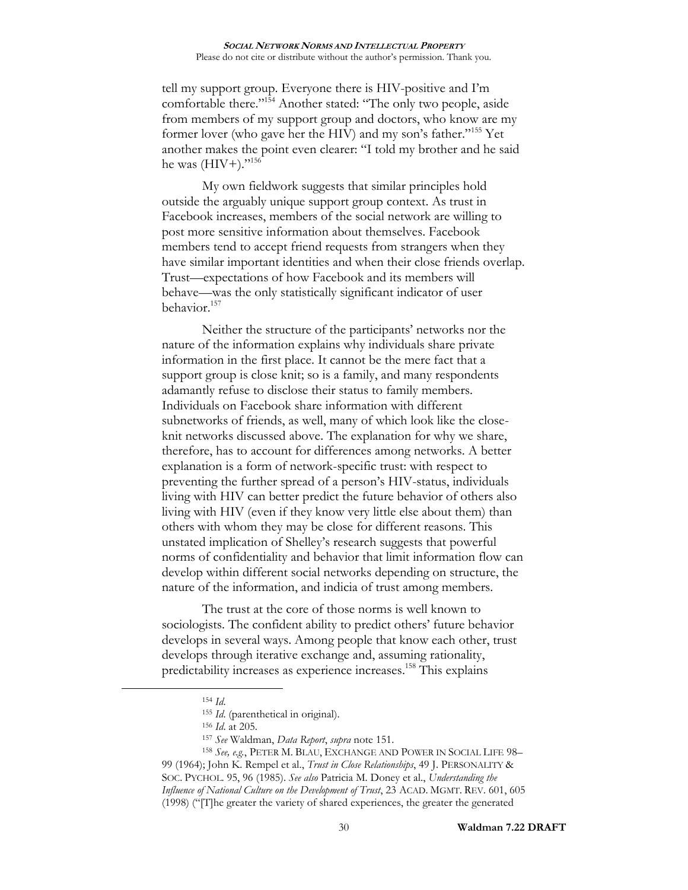tell my support group. Everyone there is HIV-positive and I'm comfortable there."[154] Another stated: "The only two people, aside from members of my support group and doctors, who know are my former lover (who gave her the HIV) and my son's father."[155] Yet another makes the point even clearer: "I told my brother and he said he was (HIV+)."[156]

My own fieldwork suggests that similar principles hold outside the arguably unique support group context. As trust in Facebook increases, members of the social network are willing to post more sensitive information about themselves. Facebook members tend to accept friend requests from strangers when they have similar important identities and when their close friends overlap. Trust—expectations of how Facebook and its members will behave—was the only statistically significant indicator of user behavior.[157]

Neither the structure of the participants' networks nor the nature of the information explains why individuals share private information in the first place. It cannot be the mere fact that a support group is close knit; so is a family, and many respondents adamantly refuse to disclose their status to family members. Individuals on Facebook share information with different subnetworks of friends, as well, many of which look like the close-knit networks discussed above. The explanation for why we share, therefore, has to account for differences among networks. A better explanation is a form of network-specific trust: with respect to preventing the further spread of a person's HIV-status, individuals living with HIV can better predict the future behavior of others also living with HIV (even if they know very little else about them) than others with whom they may be close for different reasons. This unstated implication of Shelley's research suggests that powerful norms of confidentiality and behavior that limit information flow can develop within different social networks depending on structure, the nature of the information, and indicia of trust among members.

The trust at the core of those norms is well known to sociologists. The confident ability to predict others' future behavior develops in several ways. Among people that know each other, trust develops through iterative exchange and, assuming rationality, predictability increases as experience increases.[158] This explains

---

[154] *Id*.

[155] *Id*. (parenthetical in original).

[156] *Id*. at 205.

[157] *See* Waldman, *Data Report*, *supra* note 151.

[158] *See, e.g.*, PETER M. BLAU, EXCHANGE AND POWER IN SOCIAL LIFE 98–99 (1964); John K. Rempel et al., *Trust in Close Relationships*, 49 J. PERSONALITY & SOC. PSYCHOL. 95, 96 (1985). *See also* Patricia M. Doney et al., *Understanding the Influence of National Culture on the Development of Trust*, 23 ACAD. MGMT. REV. 601, 605 (1998) ("[T]he greater the variety of shared experiences, the greater the generated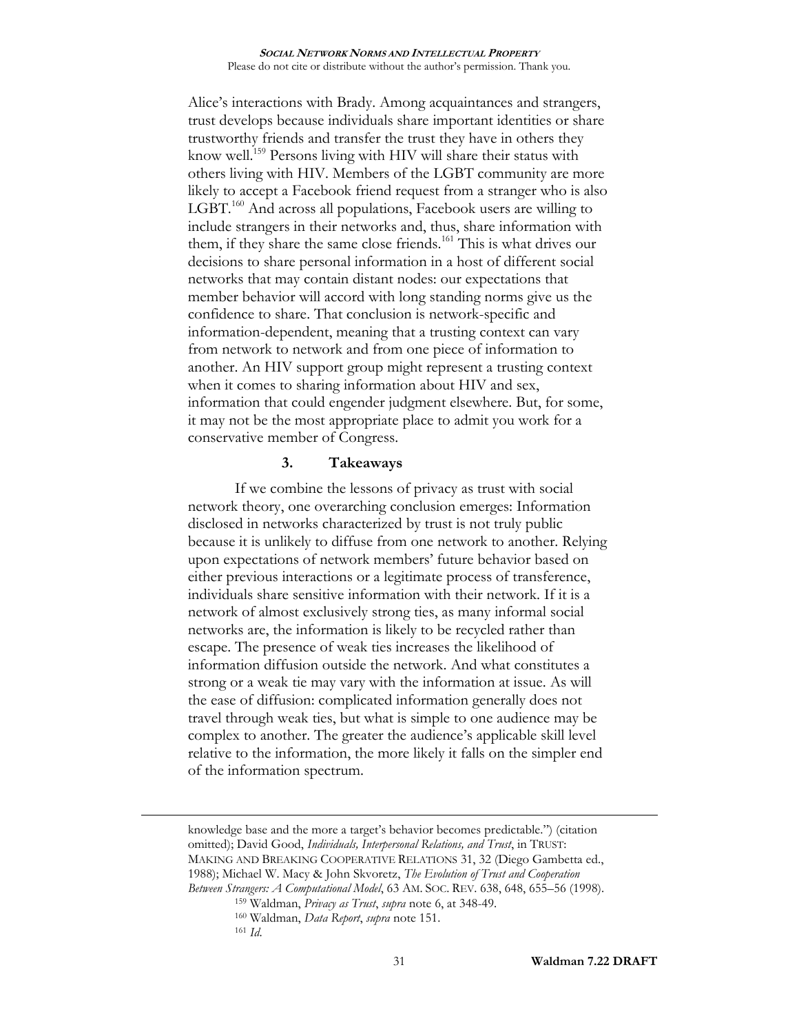Alice's interactions with Brady. Among acquaintances and strangers, trust develops because individuals share important identities or share trustworthy friends and transfer the trust they have in others they know well.[159] Persons living with HIV will share their status with others living with HIV. Members of the LGBT community are more likely to accept a Facebook friend request from a stranger who is also LGBT.[160] And across all populations, Facebook users are willing to include strangers in their networks and, thus, share information with them, if they share the same close friends.[161] This is what drives our decisions to share personal information in a host of different social networks that may contain distant nodes: our expectations that member behavior will accord with long standing norms give us the confidence to share. That conclusion is network-specific and information-dependent, meaning that a trusting context can vary from network to network and from one piece of information to another. An HIV support group might represent a trusting context when it comes to sharing information about HIV and sex, information that could engender judgment elsewhere. But, for some, it may not be the most appropriate place to admit you work for a conservative member of Congress.

### 3. Takeaways

If we combine the lessons of privacy as trust with social network theory, one overarching conclusion emerges: Information disclosed in networks characterized by trust is not truly public because it is unlikely to diffuse from one network to another. Relying upon expectations of network members' future behavior based on either previous interactions or a legitimate process of transference, individuals share sensitive information with their network. If it is a network of almost exclusively strong ties, as many informal social networks are, the information is likely to be recycled rather than escape. The presence of weak ties increases the likelihood of information diffusion outside the network. And what constitutes a strong or a weak tie may vary with the information at issue. As will the ease of diffusion: complicated information generally does not travel through weak ties, but what is simple to one audience may be complex to another. The greater the audience's applicable skill level relative to the information, the more likely it falls on the simpler end of the information spectrum.

---

knowledge base and the more a target's behavior becomes predictable.") (citation omitted); David Good, *Individuals, Interpersonal Relations, and Trust*, in TRUST: MAKING AND BREAKING COOPERATIVE RELATIONS 31, 32 (Diego Gambetta ed., 1988); Michael W. Macy & John Skvoretz, *The Evolution of Trust and Cooperation Between Strangers: A Computational Model*, 63 AM. SOC. REV. 638, 648, 655–56 (1998).

[159] Waldman, *Privacy as Trust*, *supra* note 6, at 348-49.

[160] Waldman, *Data Report*, *supra* note 151.

[161] *Id*.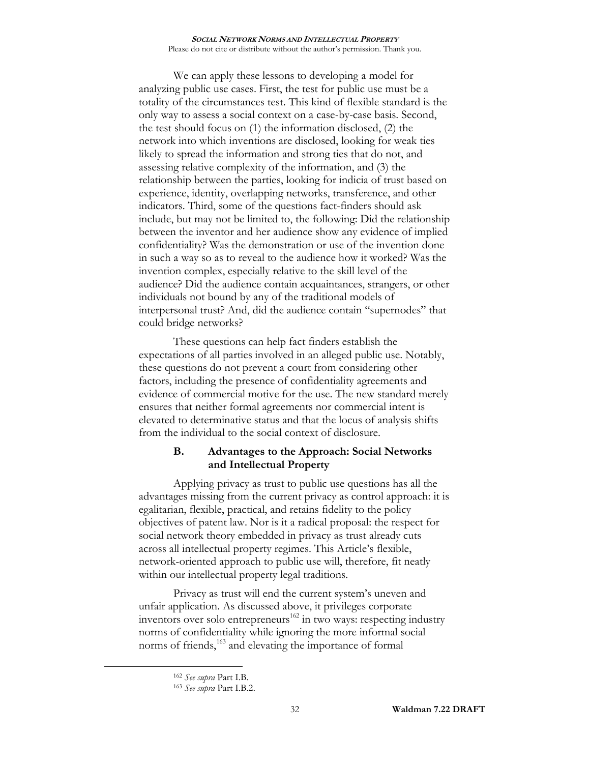We can apply these lessons to developing a model for analyzing public use cases. First, the test for public use must be a totality of the circumstances test. This kind of flexible standard is the only way to assess a social context on a case-by-case basis. Second, the test should focus on (1) the information disclosed, (2) the network into which inventions are disclosed, looking for weak ties likely to spread the information and strong ties that do not, and assessing relative complexity of the information, and (3) the relationship between the parties, looking for indicia of trust based on experience, identity, overlapping networks, transference, and other indicators. Third, some of the questions fact-finders should ask include, but may not be limited to, the following: Did the relationship between the inventor and her audience show any evidence of implied confidentiality? Was the demonstration or use of the invention done in such a way so as to reveal to the audience how it worked? Was the invention complex, especially relative to the skill level of the audience? Did the audience contain acquaintances, strangers, or other individuals not bound by any of the traditional models of interpersonal trust? And, did the audience contain "supernodes" that could bridge networks?

These questions can help fact finders establish the expectations of all parties involved in an alleged public use. Notably, these questions do not prevent a court from considering other factors, including the presence of confidentiality agreements and evidence of commercial motive for the use. The new standard merely ensures that neither formal agreements nor commercial intent is elevated to determinative status and that the locus of analysis shifts from the individual to the social context of disclosure.

### B. Advantages to the Approach: Social Networks and Intellectual Property

Applying privacy as trust to public use questions has all the advantages missing from the current privacy as control approach: it is egalitarian, flexible, practical, and retains fidelity to the policy objectives of patent law. Nor is it a radical proposal: the respect for social network theory embedded in privacy as trust already cuts across all intellectual property regimes. This Article's flexible, network-oriented approach to public use will, therefore, fit neatly within our intellectual property legal traditions.

Privacy as trust will end the current system's uneven and unfair application. As discussed above, it privileges corporate inventors over solo entrepreneurs[162] in two ways: respecting industry norms of confidentiality while ignoring the more informal social norms of friends,[163] and elevating the importance of formal

---

[162] *See supra* Part I.B.

[163] *See supra* Part I.B.2.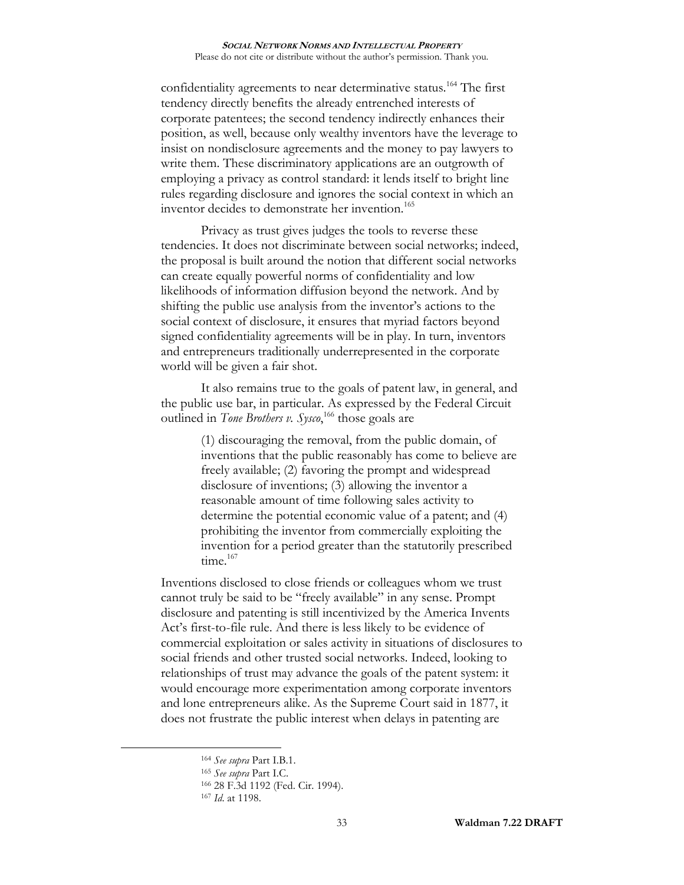confidentiality agreements to near determinative status.[164] The first tendency directly benefits the already entrenched interests of corporate patentees; the second tendency indirectly enhances their position, as well, because only wealthy inventors have the leverage to insist on nondisclosure agreements and the money to pay lawyers to write them. These discriminatory applications are an outgrowth of employing a privacy as control standard: it lends itself to bright line rules regarding disclosure and ignores the social context in which an inventor decides to demonstrate her invention.[165]

Privacy as trust gives judges the tools to reverse these tendencies. It does not discriminate between social networks; indeed, the proposal is built around the notion that different social networks can create equally powerful norms of confidentiality and low likelihoods of information diffusion beyond the network. And by shifting the public use analysis from the inventor's actions to the social context of disclosure, it ensures that myriad factors beyond signed confidentiality agreements will be in play. In turn, inventors and entrepreneurs traditionally underrepresented in the corporate world will be given a fair shot.

It also remains true to the goals of patent law, in general, and the public use bar, in particular. As expressed by the Federal Circuit outlined in *Tone Brothers v. Sysco*,[166] those goals are

> (1) discouraging the removal, from the public domain, of inventions that the public reasonably has come to believe are freely available; (2) favoring the prompt and widespread disclosure of inventions; (3) allowing the inventor a reasonable amount of time following sales activity to determine the potential economic value of a patent; and (4) prohibiting the inventor from commercially exploiting the invention for a period greater than the statutorily prescribed time.[167]

Inventions disclosed to close friends or colleagues whom we trust cannot truly be said to be "freely available" in any sense. Prompt disclosure and patenting is still incentivized by the America Invents Act's first-to-file rule. And there is less likely to be evidence of commercial exploitation or sales activity in situations of disclosures to social friends and other trusted social networks. Indeed, looking to relationships of trust may advance the goals of the patent system: it would encourage more experimentation among corporate inventors and lone entrepreneurs alike. As the Supreme Court said in 1877, it does not frustrate the public interest when delays in patenting are

---

[164] *See supra* Part I.B.1.

[165] *See supra* Part I.C.

[166] 28 F.3d 1192 (Fed. Cir. 1994).

[167] *Id.* at 1198.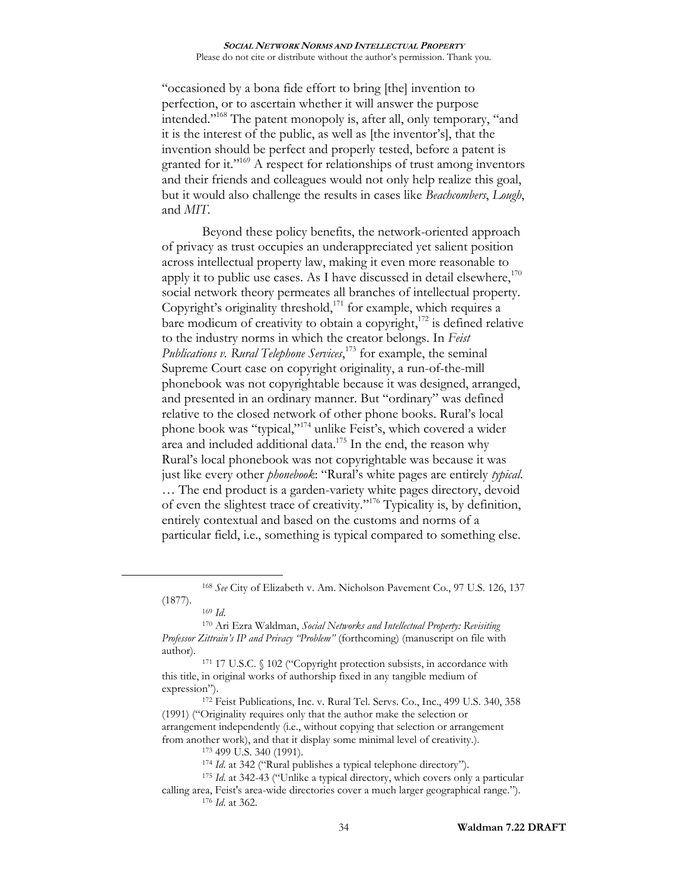"occasioned by a bona fide effort to bring [the] invention to perfection, or to ascertain whether it will answer the purpose intended."[168] The patent monopoly is, after all, only temporary, "and it is the interest of the public, as well as [the inventor's], that the invention should be perfect and properly tested, before a patent is granted for it."[169] A respect for relationships of trust among inventors and their friends and colleagues would not only help realize this goal, but it would also challenge the results in cases like *Beachcombers*, *Lough*, and *MIT*.

Beyond these policy benefits, the network-oriented approach of privacy as trust occupies an underappreciated yet salient position across intellectual property law, making it even more reasonable to apply it to public use cases. As I have discussed in detail elsewhere,[170] social network theory permeates all branches of intellectual property. Copyright's originality threshold,[171] for example, which requires a bare modicum of creativity to obtain a copyright,[172] is defined relative to the industry norms in which the creator belongs. In *Feist Publications v. Rural Telephone Services*,[173] for example, the seminal Supreme Court case on copyright originality, a run-of-the-mill phonebook was not copyrightable because it was designed, arranged, and presented in an ordinary manner. But "ordinary" was defined relative to the closed network of other phone books. Rural's local phone book was "typical,"[174] unlike Feist's, which covered a wider area and included additional data.[175] In the end, the reason why Rural's local phonebook was not copyrightable was because it was just like every other *phonebook*: "Rural's white pages are entirely *typical*. … The end product is a garden-variety white pages directory, devoid of even the slightest trace of creativity."[176] Typicality is, by definition, entirely contextual and based on the customs and norms of a particular field, i.e., something is typical compared to something else.

---

[168] *See* City of Elizabeth v. Am. Nicholson Pavement Co., 97 U.S. 126, 137 (1877).

[169] *Id.*

[170] Ari Ezra Waldman, *Social Networks and Intellectual Property: Revisiting Professor Zittrain's IP and Privacy "Problem"* (forthcoming) (manuscript on file with author).

[171] 17 U.S.C. § 102 ("Copyright protection subsists, in accordance with this title, in original works of authorship fixed in any tangible medium of expression").

[172] Feist Publications, Inc. v. Rural Tel. Servs. Co., Inc., 499 U.S. 340, 358 (1991) ("Originality requires only that the author make the selection or arrangement independently (i.e., without copying that selection or arrangement from another work), and that it display some minimal level of creativity.).

[173] 499 U.S. 340 (1991).

[174] *Id.* at 342 ("Rural publishes a typical telephone directory").

[175] *Id.* at 342-43 ("Unlike a typical directory, which covers only a particular calling area, Feist's area-wide directories cover a much larger geographical range.").

[176] *Id.* at 362.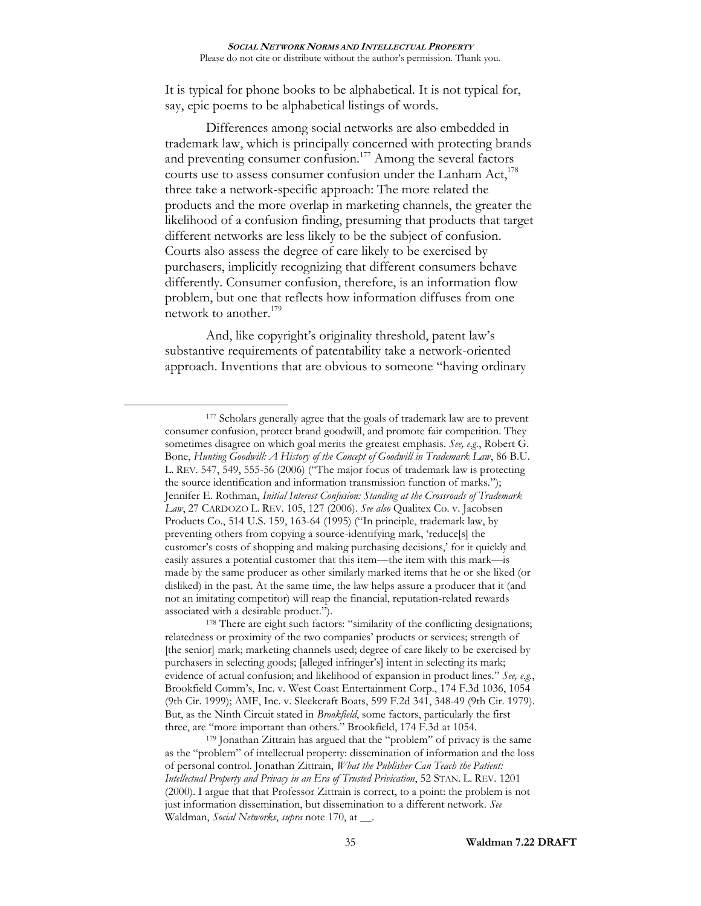It is typical for phone books to be alphabetical. It is not typical for, say, epic poems to be alphabetical listings of words.

Differences among social networks are also embedded in trademark law, which is principally concerned with protecting brands and preventing consumer confusion.[177] Among the several factors courts use to assess consumer confusion under the Lanham Act,[178] three take a network-specific approach: The more related the products and the more overlap in marketing channels, the greater the likelihood of a confusion finding, presuming that products that target different networks are less likely to be the subject of confusion. Courts also assess the degree of care likely to be exercised by purchasers, implicitly recognizing that different consumers behave differently. Consumer confusion, therefore, is an information flow problem, but one that reflects how information diffuses from one network to another.[179]

And, like copyright's originality threshold, patent law's substantive requirements of patentability take a network-oriented approach. Inventions that are obvious to someone "having ordinary

---

[177] Scholars generally agree that the goals of trademark law are to prevent consumer confusion, protect brand goodwill, and promote fair competition. They sometimes disagree on which goal merits the greatest emphasis. *See, e.g.*, Robert G. Bone, *Hunting Goodwill: A History of the Concept of Goodwill in Trademark Law*, 86 B.U. L. REV. 547, 549, 555-56 (2006) ("The major focus of trademark law is protecting the source identification and information transmission function of marks."); Jennifer E. Rothman, *Initial Interest Confusion: Standing at the Crossroads of Trademark Law*, 27 CARDOZO L. REV. 105, 127 (2006). *See also* Qualitex Co. v. Jacobsen Products Co., 514 U.S. 159, 163-64 (1995) ("In principle, trademark law, by preventing others from copying a source-identifying mark, 'reduce[s] the customer's costs of shopping and making purchasing decisions,' for it quickly and easily assures a potential customer that this item—the item with this mark—is made by the same producer as other similarly marked items that he or she liked (or disliked) in the past. At the same time, the law helps assure a producer that it (and not an imitating competitor) will reap the financial, reputation-related rewards associated with a desirable product.").

[178] There are eight such factors: "similarity of the conflicting designations; relatedness or proximity of the two companies' products or services; strength of [the senior] mark; marketing channels used; degree of care likely to be exercised by purchasers in selecting goods; [alleged infringer's] intent in selecting its mark; evidence of actual confusion; and likelihood of expansion in product lines." *See, e.g.*, Brookfield Comm's, Inc. v. West Coast Entertainment Corp., 174 F.3d 1036, 1054 (9th Cir. 1999); AMF, Inc. v. Sleekcraft Boats, 599 F.2d 341, 348-49 (9th Cir. 1979). But, as the Ninth Circuit stated in *Brookfield*, some factors, particularly the first three, are "more important than others." Brookfield, 174 F.3d at 1054.

[179] Jonathan Zittrain has argued that the "problem" of privacy is the same as the "problem" of intellectual property: dissemination of information and the loss of personal control. Jonathan Zittrain, *What the Publisher Can Teach the Patient: Intellectual Property and Privacy in an Era of Trusted Privication*, 52 STAN. L. REV. 1201 (2000). I argue that that Professor Zittrain is correct, to a point: the problem is not just information dissemination, but dissemination to a different network. *See* Waldman, *Social Networks*, *supra* note 170, at __.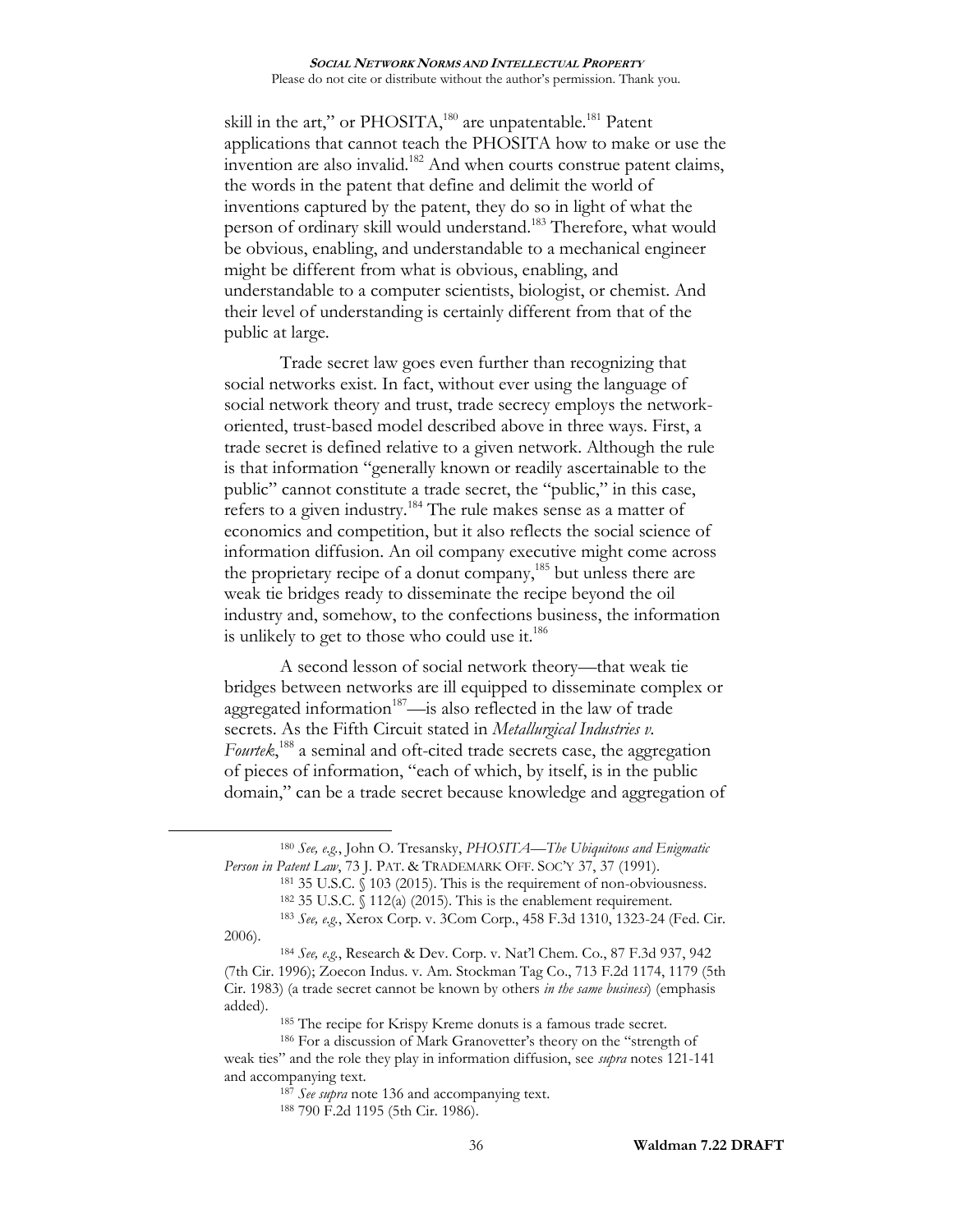skill in the art," or PHOSITA,[180] are unpatentable.[181] Patent applications that cannot teach the PHOSITA how to make or use the invention are also invalid.[182] And when courts construe patent claims, the words in the patent that define and delimit the world of inventions captured by the patent, they do so in light of what the person of ordinary skill would understand.[183] Therefore, what would be obvious, enabling, and understandable to a mechanical engineer might be different from what is obvious, enabling, and understandable to a computer scientists, biologist, or chemist. And their level of understanding is certainly different from that of the public at large.

Trade secret law goes even further than recognizing that social networks exist. In fact, without ever using the language of social network theory and trust, trade secrecy employs the network-oriented, trust-based model described above in three ways. First, a trade secret is defined relative to a given network. Although the rule is that information "generally known or readily ascertainable to the public" cannot constitute a trade secret, the "public," in this case, refers to a given industry.[184] The rule makes sense as a matter of economics and competition, but it also reflects the social science of information diffusion. An oil company executive might come across the proprietary recipe of a donut company,[185] but unless there are weak tie bridges ready to disseminate the recipe beyond the oil industry and, somehow, to the confections business, the information is unlikely to get to those who could use it.[186]

A second lesson of social network theory—that weak tie bridges between networks are ill equipped to disseminate complex or aggregated information[187]—is also reflected in the law of trade secrets. As the Fifth Circuit stated in *Metallurgical Industries v. Fourtek*,[188] a seminal and oft-cited trade secrets case, the aggregation of pieces of information, "each of which, by itself, is in the public domain," can be a trade secret because knowledge and aggregation of

---

[180] *See, e.g.*, John O. Tresansky, *PHOSITA—The Ubiquitous and Enigmatic Person in Patent Law*, 73 J. PAT. & TRADEMARK OFF. SOC'Y 37, 37 (1991).

[181] 35 U.S.C. § 103 (2015). This is the requirement of non-obviousness.

[182] 35 U.S.C. § 112(a) (2015). This is the enablement requirement.

[183] *See, e.g.*, Xerox Corp. v. 3Com Corp., 458 F.3d 1310, 1323-24 (Fed. Cir. 2006).

[184] *See, e.g.*, Research & Dev. Corp. v. Nat'l Chem. Co., 87 F.3d 937, 942 (7th Cir. 1996); Zoecon Indus. v. Am. Stockman Tag Co., 713 F.2d 1174, 1179 (5th Cir. 1983) (a trade secret cannot be known by others *in the same business*) (emphasis added).

[185] The recipe for Krispy Kreme donuts is a famous trade secret.

[186] For a discussion of Mark Granovetter's theory on the "strength of weak ties" and the role they play in information diffusion, see *supra* notes 121-141 and accompanying text.

[187] *See supra* note 136 and accompanying text.

[188] 790 F.2d 1195 (5th Cir. 1986).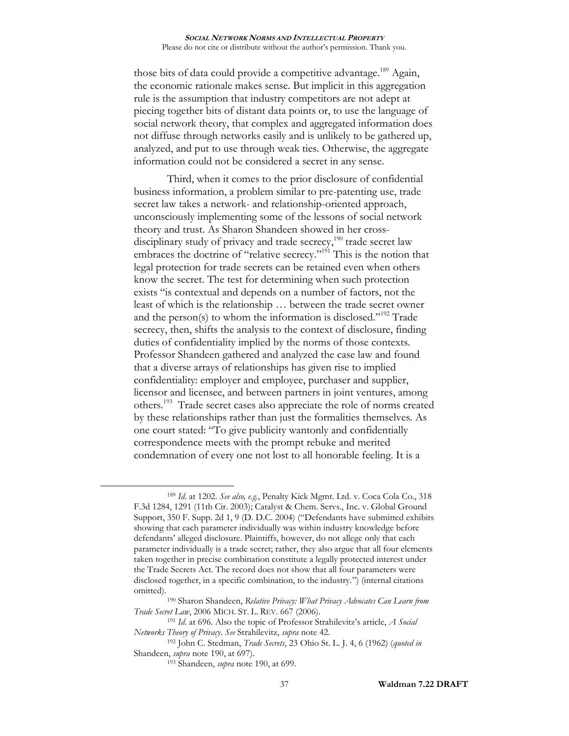those bits of data could provide a competitive advantage.[189] Again, the economic rationale makes sense. But implicit in this aggregation rule is the assumption that industry competitors are not adept at piecing together bits of distant data points or, to use the language of social network theory, that complex and aggregated information does not diffuse through networks easily and is unlikely to be gathered up, analyzed, and put to use through weak ties. Otherwise, the aggregate information could not be considered a secret in any sense.

Third, when it comes to the prior disclosure of confidential business information, a problem similar to pre-patenting use, trade secret law takes a network- and relationship-oriented approach, unconsciously implementing some of the lessons of social network theory and trust. As Sharon Shandeen showed in her cross-disciplinary study of privacy and trade secrecy,[190] trade secret law embraces the doctrine of "relative secrecy."[191] This is the notion that legal protection for trade secrets can be retained even when others know the secret. The test for determining when such protection exists "is contextual and depends on a number of factors, not the least of which is the relationship … between the trade secret owner and the person(s) to whom the information is disclosed."[192] Trade secrecy, then, shifts the analysis to the context of disclosure, finding duties of confidentiality implied by the norms of those contexts. Professor Shandeen gathered and analyzed the case law and found that a diverse arrays of relationships has given rise to implied confidentiality: employer and employee, purchaser and supplier, licensor and licensee, and between partners in joint ventures, among others.[193] Trade secret cases also appreciate the role of norms created by these relationships rather than just the formalities themselves. As one court stated: "To give publicity wantonly and confidentially correspondence meets with the prompt rebuke and merited condemnation of every one not lost to all honorable feeling. It is a

---

[189] *Id.* at 1202. *See also, e.g.*, Penalty Kick Mgmt. Ltd. v. Coca Cola Co., 318 F.3d 1284, 1291 (11th Cir. 2003); Catalyst & Chem. Servs., Inc. v. Global Ground Support, 350 F. Supp. 2d 1, 9 (D. D.C. 2004) ("Defendants have submitted exhibits showing that each parameter individually was within industry knowledge before defendants' alleged disclosure. Plaintiffs, however, do not allege only that each parameter individually is a trade secret; rather, they also argue that all four elements taken together in precise combination constitute a legally protected interest under the Trade Secrets Act. The record does not show that all four parameters were disclosed together, in a specific combination, to the industry.") (internal citations omitted).

[190] Sharon Shandeen, *Relative Privacy: What Privacy Advocates Can Learn from Trade Secret Law*, 2006 MICH. ST. L. REV. 667 (2006).

[191] *Id.* at 696. Also the topic of Professor Strahilevitz's article, *A Social Networks Theory of Privacy*. *See* Strahilevitz, *supra* note 42.

[192] John C. Stedman, *Trade Secrets*, 23 Ohio St. L. J. 4, 6 (1962) (*quoted in* Shandeen, *supra* note 190, at 697).

[193] Shandeen, *supra* note 190, at 699.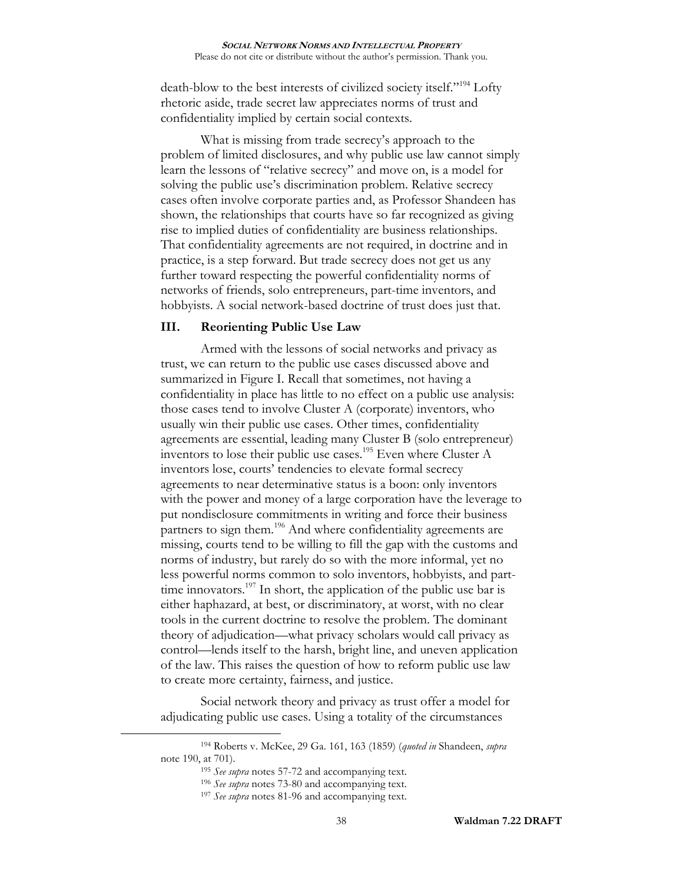death-blow to the best interests of civilized society itself."[194] Lofty rhetoric aside, trade secret law appreciates norms of trust and confidentiality implied by certain social contexts.

What is missing from trade secrecy's approach to the problem of limited disclosures, and why public use law cannot simply learn the lessons of "relative secrecy" and move on, is a model for solving the public use's discrimination problem. Relative secrecy cases often involve corporate parties and, as Professor Shandeen has shown, the relationships that courts have so far recognized as giving rise to implied duties of confidentiality are business relationships. That confidentiality agreements are not required, in doctrine and in practice, is a step forward. But trade secrecy does not get us any further toward respecting the powerful confidentiality norms of networks of friends, solo entrepreneurs, part-time inventors, and hobbyists. A social network-based doctrine of trust does just that.

## III. Reorienting Public Use Law

Armed with the lessons of social networks and privacy as trust, we can return to the public use cases discussed above and summarized in Figure I. Recall that sometimes, not having a confidentiality in place has little to no effect on a public use analysis: those cases tend to involve Cluster A (corporate) inventors, who usually win their public use cases. Other times, confidentiality agreements are essential, leading many Cluster B (solo entrepreneur) inventors to lose their public use cases.[195] Even where Cluster A inventors lose, courts' tendencies to elevate formal secrecy agreements to near determinative status is a boon: only inventors with the power and money of a large corporation have the leverage to put nondisclosure commitments in writing and force their business partners to sign them.[196] And where confidentiality agreements are missing, courts tend to be willing to fill the gap with the customs and norms of industry, but rarely do so with the more informal, yet no less powerful norms common to solo inventors, hobbyists, and part-time innovators.[197] In short, the application of the public use bar is either haphazard, at best, or discriminatory, at worst, with no clear tools in the current doctrine to resolve the problem. The dominant theory of adjudication—what privacy scholars would call privacy as control—lends itself to the harsh, bright line, and uneven application of the law. This raises the question of how to reform public use law to create more certainty, fairness, and justice.

Social network theory and privacy as trust offer a model for adjudicating public use cases. Using a totality of the circumstances

---

[194] Roberts v. McKee, 29 Ga. 161, 163 (1859) (*quoted in* Shandeen, *supra* note 190, at 701).

[195] *See supra* notes 57-72 and accompanying text.

[196] *See supra* notes 73-80 and accompanying text.

[197] *See supra* notes 81-96 and accompanying text.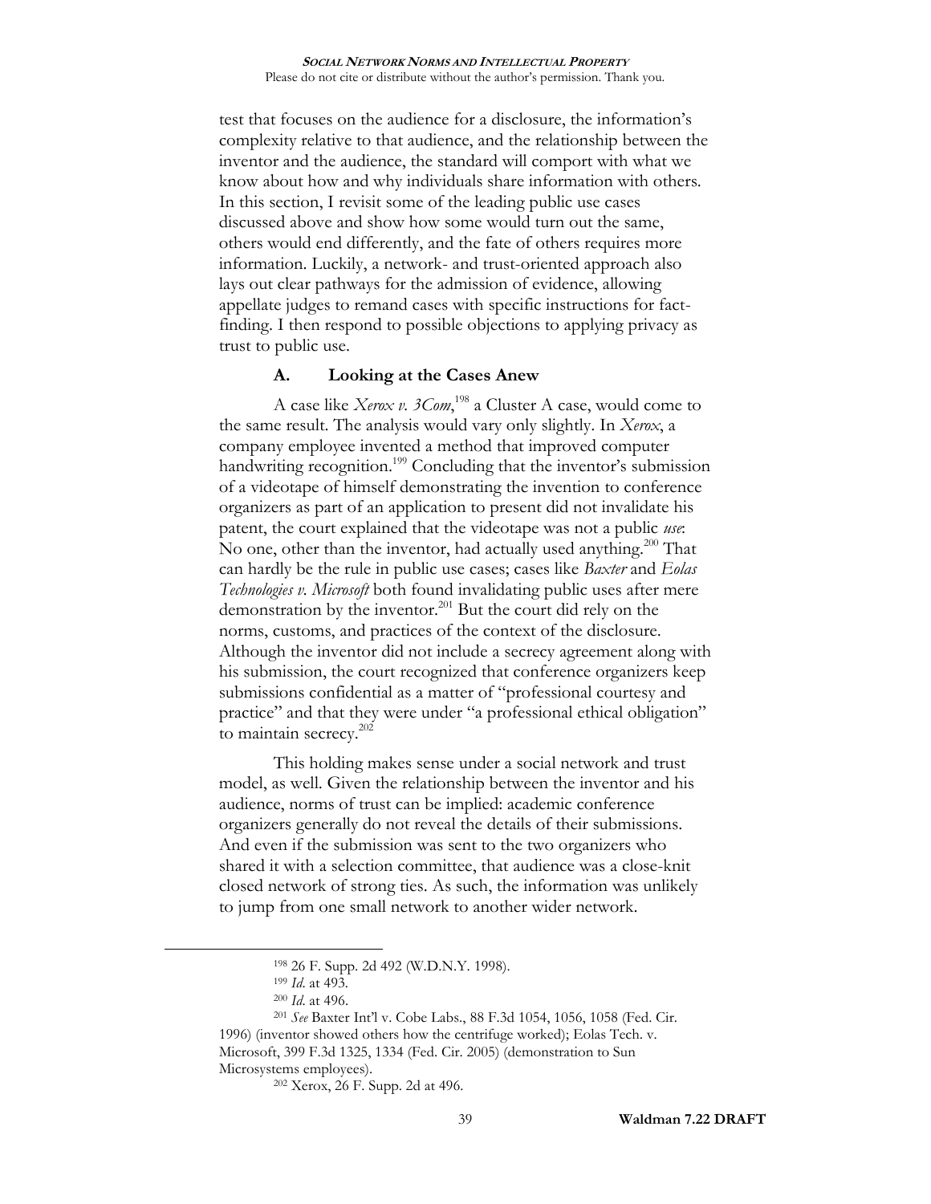test that focuses on the audience for a disclosure, the information's complexity relative to that audience, and the relationship between the inventor and the audience, the standard will comport with what we know about how and why individuals share information with others. In this section, I revisit some of the leading public use cases discussed above and show how some would turn out the same, others would end differently, and the fate of others requires more information. Luckily, a network- and trust-oriented approach also lays out clear pathways for the admission of evidence, allowing appellate judges to remand cases with specific instructions for fact-finding. I then respond to possible objections to applying privacy as trust to public use.

### A. Looking at the Cases Anew

A case like *Xerox v. 3Com*,[198] a Cluster A case, would come to the same result. The analysis would vary only slightly. In *Xerox*, a company employee invented a method that improved computer handwriting recognition.[199] Concluding that the inventor's submission of a videotape of himself demonstrating the invention to conference organizers as part of an application to present did not invalidate his patent, the court explained that the videotape was not a public *use*: No one, other than the inventor, had actually used anything.[200] That can hardly be the rule in public use cases; cases like *Baxter* and *Eolas Technologies v. Microsoft* both found invalidating public uses after mere demonstration by the inventor.[201] But the court did rely on the norms, customs, and practices of the context of the disclosure. Although the inventor did not include a secrecy agreement along with his submission, the court recognized that conference organizers keep submissions confidential as a matter of "professional courtesy and practice" and that they were under "a professional ethical obligation" to maintain secrecy.[202]

This holding makes sense under a social network and trust model, as well. Given the relationship between the inventor and his audience, norms of trust can be implied: academic conference organizers generally do not reveal the details of their submissions. And even if the submission was sent to the two organizers who shared it with a selection committee, that audience was a close-knit closed network of strong ties. As such, the information was unlikely to jump from one small network to another wider network.

---

[198] 26 F. Supp. 2d 492 (W.D.N.Y. 1998).

[199] *Id*. at 493.

[200] *Id*. at 496.

[201] *See* Baxter Int'l v. Cobe Labs., 88 F.3d 1054, 1056, 1058 (Fed. Cir. 1996) (inventor showed others how the centrifuge worked); Eolas Tech. v. Microsoft, 399 F.3d 1325, 1334 (Fed. Cir. 2005) (demonstration to Sun Microsystems employees).

[202] Xerox, 26 F. Supp. 2d at 496.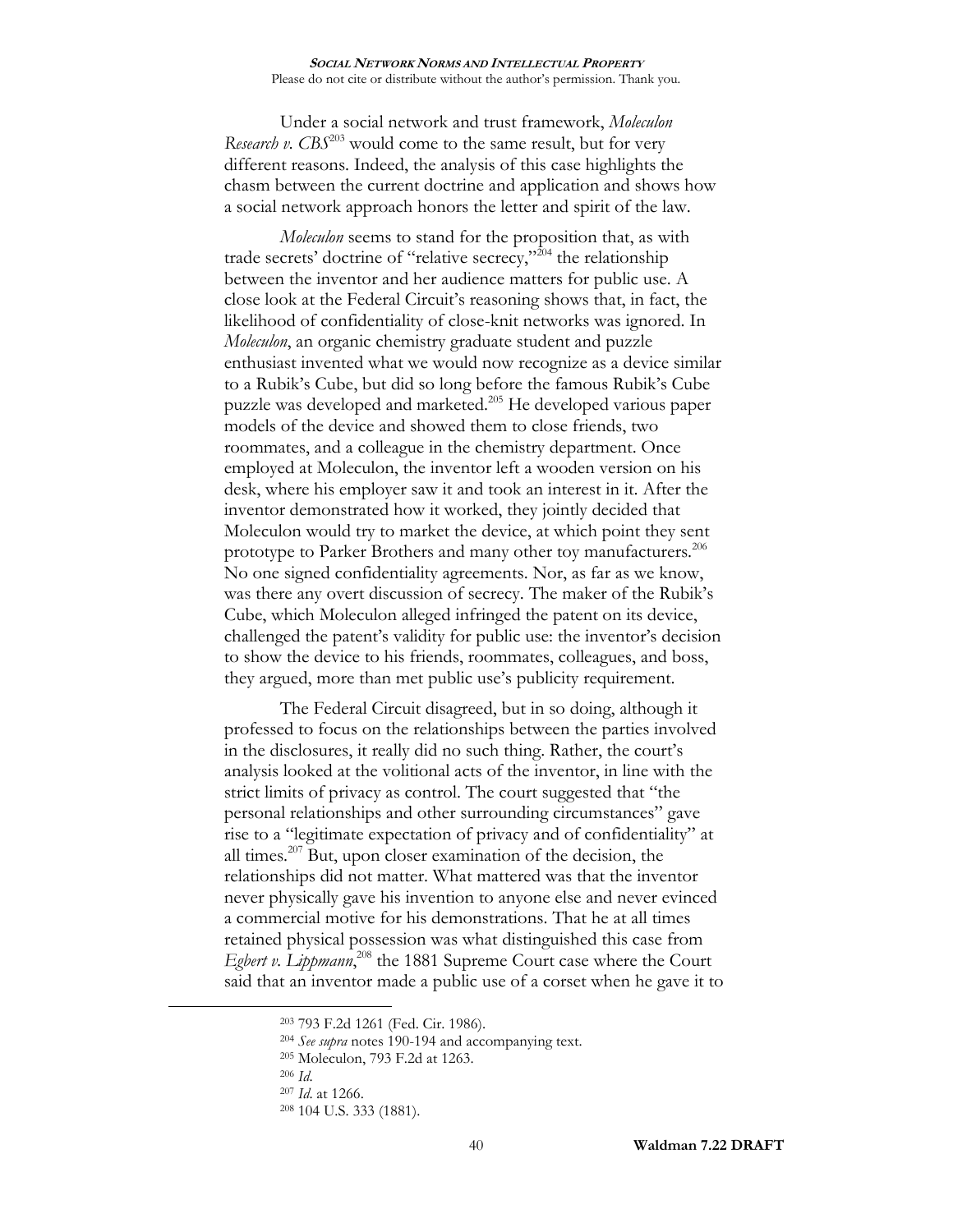Under a social network and trust framework, *Moleculon Research v. CBS*[203] would come to the same result, but for very different reasons. Indeed, the analysis of this case highlights the chasm between the current doctrine and application and shows how a social network approach honors the letter and spirit of the law.

*Moleculon* seems to stand for the proposition that, as with trade secrets' doctrine of "relative secrecy,"[204] the relationship between the inventor and her audience matters for public use. A close look at the Federal Circuit's reasoning shows that, in fact, the likelihood of confidentiality of close-knit networks was ignored. In *Moleculon*, an organic chemistry graduate student and puzzle enthusiast invented what we would now recognize as a device similar to a Rubik's Cube, but did so long before the famous Rubik's Cube puzzle was developed and marketed.[205] He developed various paper models of the device and showed them to close friends, two roommates, and a colleague in the chemistry department. Once employed at Moleculon, the inventor left a wooden version on his desk, where his employer saw it and took an interest in it. After the inventor demonstrated how it worked, they jointly decided that Moleculon would try to market the device, at which point they sent prototype to Parker Brothers and many other toy manufacturers.[206] No one signed confidentiality agreements. Nor, as far as we know, was there any overt discussion of secrecy. The maker of the Rubik's Cube, which Moleculon alleged infringed the patent on its device, challenged the patent's validity for public use: the inventor's decision to show the device to his friends, roommates, colleagues, and boss, they argued, more than met public use's publicity requirement.

The Federal Circuit disagreed, but in so doing, although it professed to focus on the relationships between the parties involved in the disclosures, it really did no such thing. Rather, the court's analysis looked at the volitional acts of the inventor, in line with the strict limits of privacy as control. The court suggested that "the personal relationships and other surrounding circumstances" gave rise to a "legitimate expectation of privacy and of confidentiality" at all times.[207] But, upon closer examination of the decision, the relationships did not matter. What mattered was that the inventor never physically gave his invention to anyone else and never evinced a commercial motive for his demonstrations. That he at all times retained physical possession was what distinguished this case from *Egbert v. Lippmann*,[208] the 1881 Supreme Court case where the Court said that an inventor made a public use of a corset when he gave it to

---

[203] 793 F.2d 1261 (Fed. Cir. 1986).

[204] *See supra* notes 190-194 and accompanying text.

[205] Moleculon, 793 F.2d at 1263.

[206] *Id*.

[207] *Id*. at 1266.

[208] 104 U.S. 333 (1881).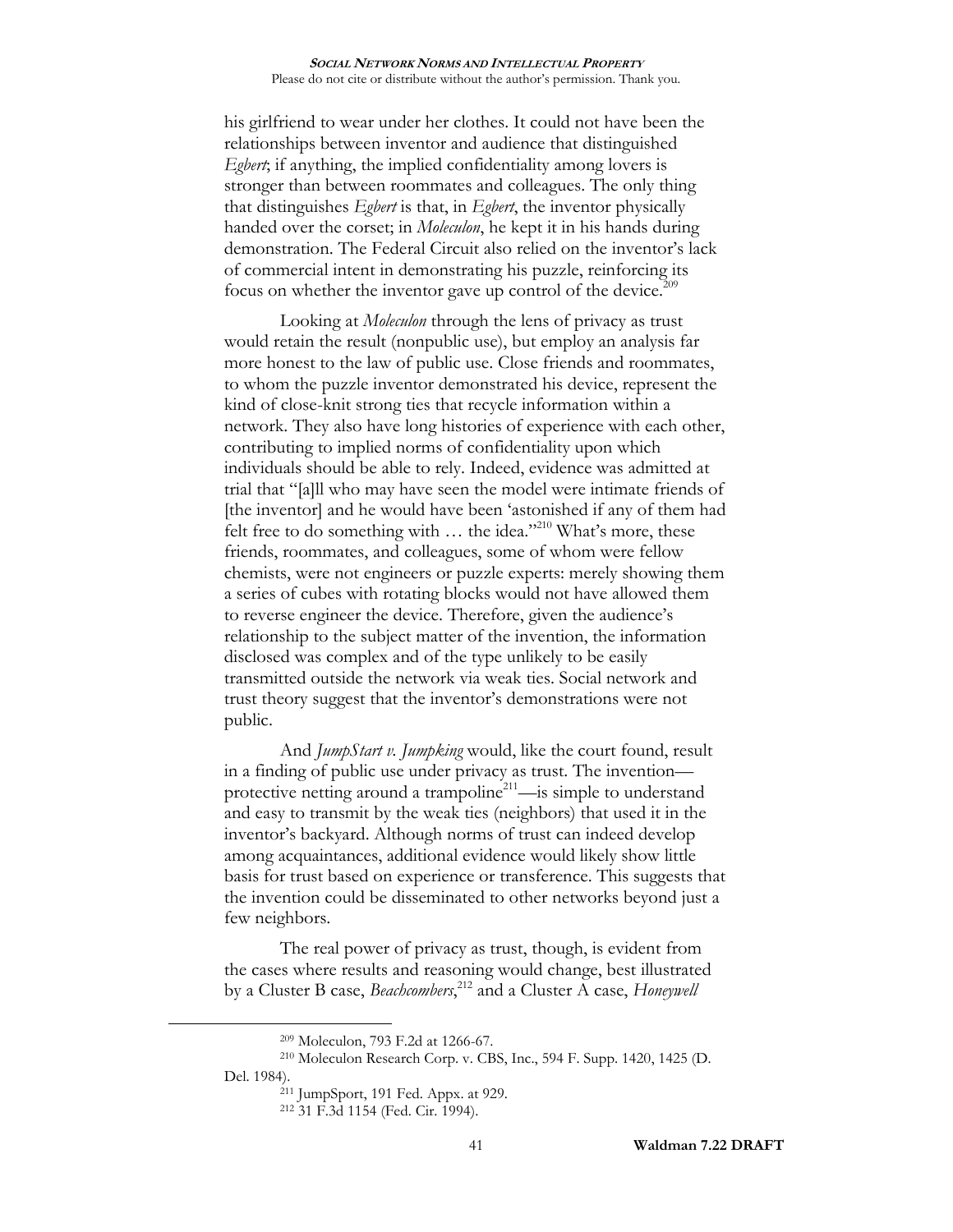his girlfriend to wear under her clothes. It could not have been the relationships between inventor and audience that distinguished *Egbert*; if anything, the implied confidentiality among lovers is stronger than between roommates and colleagues. The only thing that distinguishes *Egbert* is that, in *Egbert*, the inventor physically handed over the corset; in *Moleculon*, he kept it in his hands during demonstration. The Federal Circuit also relied on the inventor's lack of commercial intent in demonstrating his puzzle, reinforcing its focus on whether the inventor gave up control of the device.[209]

Looking at *Moleculon* through the lens of privacy as trust would retain the result (nonpublic use), but employ an analysis far more honest to the law of public use. Close friends and roommates, to whom the puzzle inventor demonstrated his device, represent the kind of close-knit strong ties that recycle information within a network. They also have long histories of experience with each other, contributing to implied norms of confidentiality upon which individuals should be able to rely. Indeed, evidence was admitted at trial that "[a]ll who may have seen the model were intimate friends of [the inventor] and he would have been 'astonished if any of them had felt free to do something with … the idea."[210] What's more, these friends, roommates, and colleagues, some of whom were fellow chemists, were not engineers or puzzle experts: merely showing them a series of cubes with rotating blocks would not have allowed them to reverse engineer the device. Therefore, given the audience's relationship to the subject matter of the invention, the information disclosed was complex and of the type unlikely to be easily transmitted outside the network via weak ties. Social network and trust theory suggest that the inventor's demonstrations were not public.

And *JumpStart v. Jumpking* would, like the court found, result in a finding of public use under privacy as trust. The invention—protective netting around a trampoline[211]—is simple to understand and easy to transmit by the weak ties (neighbors) that used it in the inventor's backyard. Although norms of trust can indeed develop among acquaintances, additional evidence would likely show little basis for trust based on experience or transference. This suggests that the invention could be disseminated to other networks beyond just a few neighbors.

The real power of privacy as trust, though, is evident from the cases where results and reasoning would change, best illustrated by a Cluster B case, *Beachcombers*,[212] and a Cluster A case, *Honeywell*

---

[209] Moleculon, 793 F.2d at 1266-67.

[210] Moleculon Research Corp. v. CBS, Inc., 594 F. Supp. 1420, 1425 (D. Del. 1984).

[211] JumpSport, 191 Fed. Appx. at 929.

[212] 31 F.3d 1154 (Fed. Cir. 1994).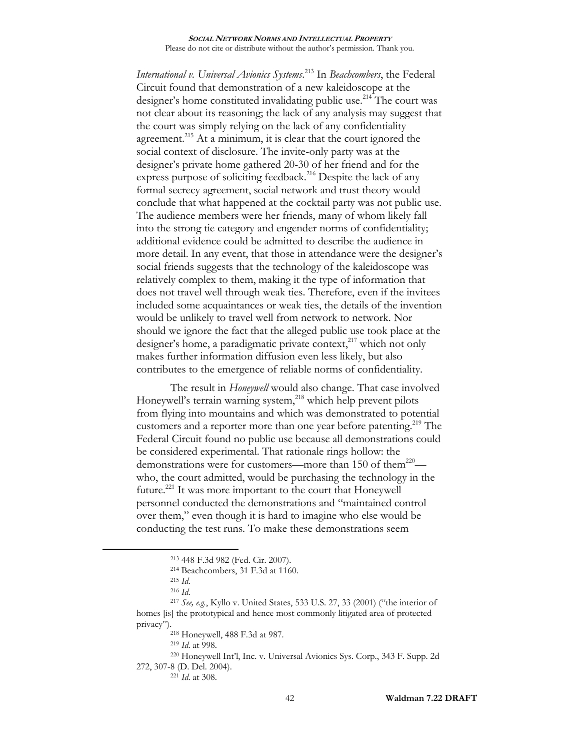*International v. Universal Avionics Systems*.[213] In *Beachcombers*, the Federal Circuit found that demonstration of a new kaleidoscope at the designer's home constituted invalidating public use.[214] The court was not clear about its reasoning; the lack of any analysis may suggest that the court was simply relying on the lack of any confidentiality agreement.[215] At a minimum, it is clear that the court ignored the social context of disclosure. The invite-only party was at the designer's private home gathered 20-30 of her friend and for the express purpose of soliciting feedback.[216] Despite the lack of any formal secrecy agreement, social network and trust theory would conclude that what happened at the cocktail party was not public use. The audience members were her friends, many of whom likely fall into the strong tie category and engender norms of confidentiality; additional evidence could be admitted to describe the audience in more detail. In any event, that those in attendance were the designer's social friends suggests that the technology of the kaleidoscope was relatively complex to them, making it the type of information that does not travel well through weak ties. Therefore, even if the invitees included some acquaintances or weak ties, the details of the invention would be unlikely to travel well from network to network. Nor should we ignore the fact that the alleged public use took place at the designer's home, a paradigmatic private context,[217] which not only makes further information diffusion even less likely, but also contributes to the emergence of reliable norms of confidentiality.

The result in *Honeywell* would also change. That case involved Honeywell's terrain warning system,[218] which help prevent pilots from flying into mountains and which was demonstrated to potential customers and a reporter more than one year before patenting.[219] The Federal Circuit found no public use because all demonstrations could be considered experimental. That rationale rings hollow: the demonstrations were for customers—more than 150 of them[220]—who, the court admitted, would be purchasing the technology in the future.[221] It was more important to the court that Honeywell personnel conducted the demonstrations and "maintained control over them," even though it is hard to imagine who else would be conducting the test runs. To make these demonstrations seem

---

[213] 448 F.3d 982 (Fed. Cir. 2007).

[214] Beachcombers, 31 F.3d at 1160.

[215] *Id.*

[216] *Id.*

[217] *See, e.g.*, Kyllo v. United States, 533 U.S. 27, 33 (2001) ("the interior of homes [is] the prototypical and hence most commonly litigated area of protected privacy").

[218] Honeywell, 488 F.3d at 987.

[219] *Id.* at 998.

[220] Honeywell Int'l, Inc. v. Universal Avionics Sys. Corp., 343 F. Supp. 2d 272, 307-8 (D. Del. 2004).

[221] *Id.* at 308.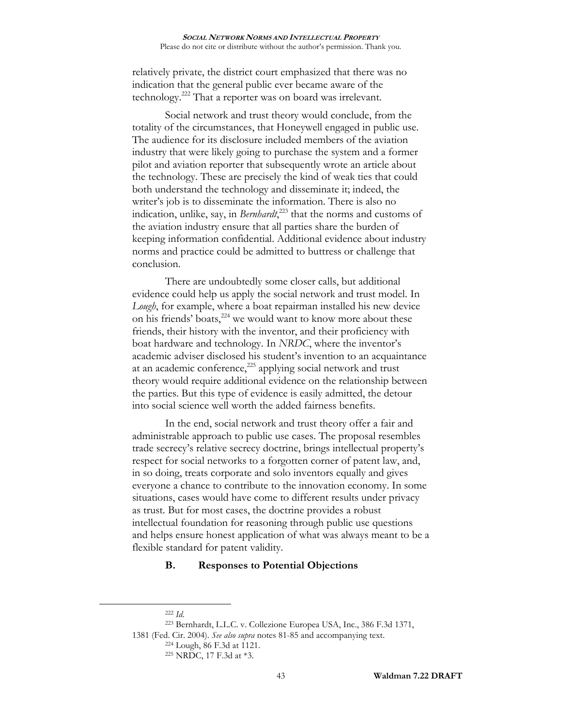relatively private, the district court emphasized that there was no indication that the general public ever became aware of the technology.[222] That a reporter was on board was irrelevant.

Social network and trust theory would conclude, from the totality of the circumstances, that Honeywell engaged in public use. The audience for its disclosure included members of the aviation industry that were likely going to purchase the system and a former pilot and aviation reporter that subsequently wrote an article about the technology. These are precisely the kind of weak ties that could both understand the technology and disseminate it; indeed, the writer's job is to disseminate the information. There is also no indication, unlike, say, in *Bernhardt*,[223] that the norms and customs of the aviation industry ensure that all parties share the burden of keeping information confidential. Additional evidence about industry norms and practice could be admitted to buttress or challenge that conclusion.

There are undoubtedly some closer calls, but additional evidence could help us apply the social network and trust model. In *Lough*, for example, where a boat repairman installed his new device on his friends' boats,[224] we would want to know more about these friends, their history with the inventor, and their proficiency with boat hardware and technology. In *NRDC*, where the inventor's academic adviser disclosed his student's invention to an acquaintance at an academic conference,[225] applying social network and trust theory would require additional evidence on the relationship between the parties. But this type of evidence is easily admitted, the detour into social science well worth the added fairness benefits.

In the end, social network and trust theory offer a fair and administrable approach to public use cases. The proposal resembles trade secrecy's relative secrecy doctrine, brings intellectual property's respect for social networks to a forgotten corner of patent law, and, in so doing, treats corporate and solo inventors equally and gives everyone a chance to contribute to the innovation economy. In some situations, cases would have come to different results under privacy as trust. But for most cases, the doctrine provides a robust intellectual foundation for reasoning through public use questions and helps ensure honest application of what was always meant to be a flexible standard for patent validity.

### B. Responses to Potential Objections

---

[222] *Id.*

[223] Bernhardt, L.L.C. v. Collezione Europea USA, Inc., 386 F.3d 1371, 1381 (Fed. Cir. 2004). *See also supra* notes 81-85 and accompanying text.

[224] Lough, 86 F.3d at 1121.

[225] NRDC, 17 F.3d at *3.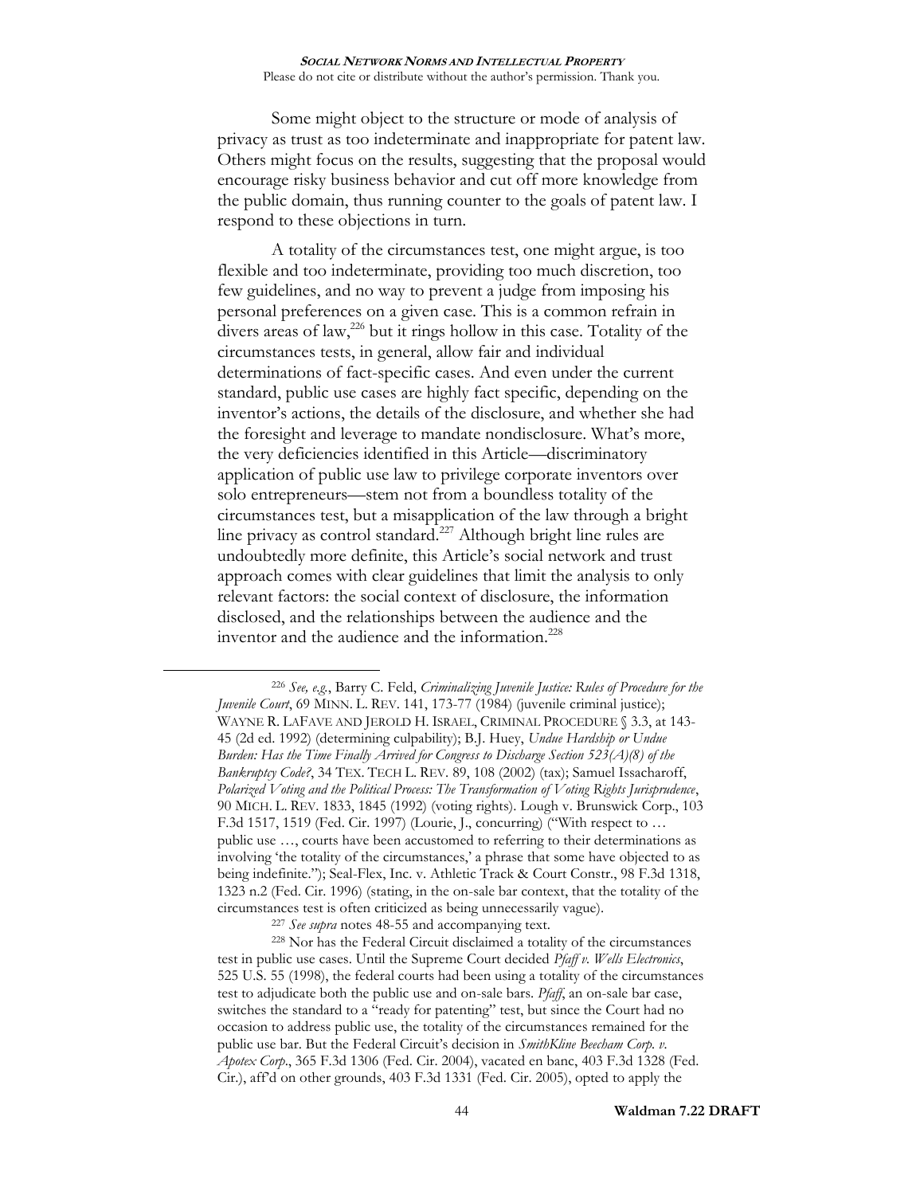Some might object to the structure or mode of analysis of privacy as trust as too indeterminate and inappropriate for patent law. Others might focus on the results, suggesting that the proposal would encourage risky business behavior and cut off more knowledge from the public domain, thus running counter to the goals of patent law. I respond to these objections in turn.

A totality of the circumstances test, one might argue, is too flexible and too indeterminate, providing too much discretion, too few guidelines, and no way to prevent a judge from imposing his personal preferences on a given case. This is a common refrain in divers areas of law,[226] but it rings hollow in this case. Totality of the circumstances tests, in general, allow fair and individual determinations of fact-specific cases. And even under the current standard, public use cases are highly fact specific, depending on the inventor's actions, the details of the disclosure, and whether she had the foresight and leverage to mandate nondisclosure. What's more, the very deficiencies identified in this Article—discriminatory application of public use law to privilege corporate inventors over solo entrepreneurs—stem not from a boundless totality of the circumstances test, but a misapplication of the law through a bright line privacy as control standard.[227] Although bright line rules are undoubtedly more definite, this Article's social network and trust approach comes with clear guidelines that limit the analysis to only relevant factors: the social context of disclosure, the information disclosed, and the relationships between the audience and the inventor and the audience and the information.[228]

---

[226] *See, e.g.*, Barry C. Feld, *Criminalizing Juvenile Justice: Rules of Procedure for the Juvenile Court*, 69 MINN. L. REV. 141, 173-77 (1984) (juvenile criminal justice); WAYNE R. LAFAVE AND JEROLD H. ISRAEL, CRIMINAL PROCEDURE § 3.3, at 143-45 (2d ed. 1992) (determining culpability); B.J. Huey, *Undue Hardship or Undue Burden: Has the Time Finally Arrived for Congress to Discharge Section 523(A)(8) of the Bankruptcy Code?*, 34 TEX. TECH L. REV. 89, 108 (2002) (tax); Samuel Issacharoff, *Polarized Voting and the Political Process: The Transformation of Voting Rights Jurisprudence*, 90 MICH. L. REV. 1833, 1845 (1992) (voting rights). Lough v. Brunswick Corp., 103 F.3d 1517, 1519 (Fed. Cir. 1997) (Lourie, J., concurring) ("With respect to … public use …, courts have been accustomed to referring to their determinations as involving 'the totality of the circumstances,' a phrase that some have objected to as being indefinite."); Seal-Flex, Inc. v. Athletic Track & Court Constr., 98 F.3d 1318, 1323 n.2 (Fed. Cir. 1996) (stating, in the on-sale bar context, that the totality of the circumstances test is often criticized as being unnecessarily vague).

[227] *See supra* notes 48-55 and accompanying text.

[228] Nor has the Federal Circuit disclaimed a totality of the circumstances test in public use cases. Until the Supreme Court decided *Pfaff v. Wells Electronics*, 525 U.S. 55 (1998), the federal courts had been using a totality of the circumstances test to adjudicate both the public use and on-sale bars. *Pfaff*, an on-sale bar case, switches the standard to a "ready for patenting" test, but since the Court had no occasion to address public use, the totality of the circumstances remained for the public use bar. But the Federal Circuit's decision in *SmithKline Beecham Corp. v. Apotex Corp.*, 365 F.3d 1306 (Fed. Cir. 2004), vacated en banc, 403 F.3d 1328 (Fed. Cir.), aff'd on other grounds, 403 F.3d 1331 (Fed. Cir. 2005), opted to apply the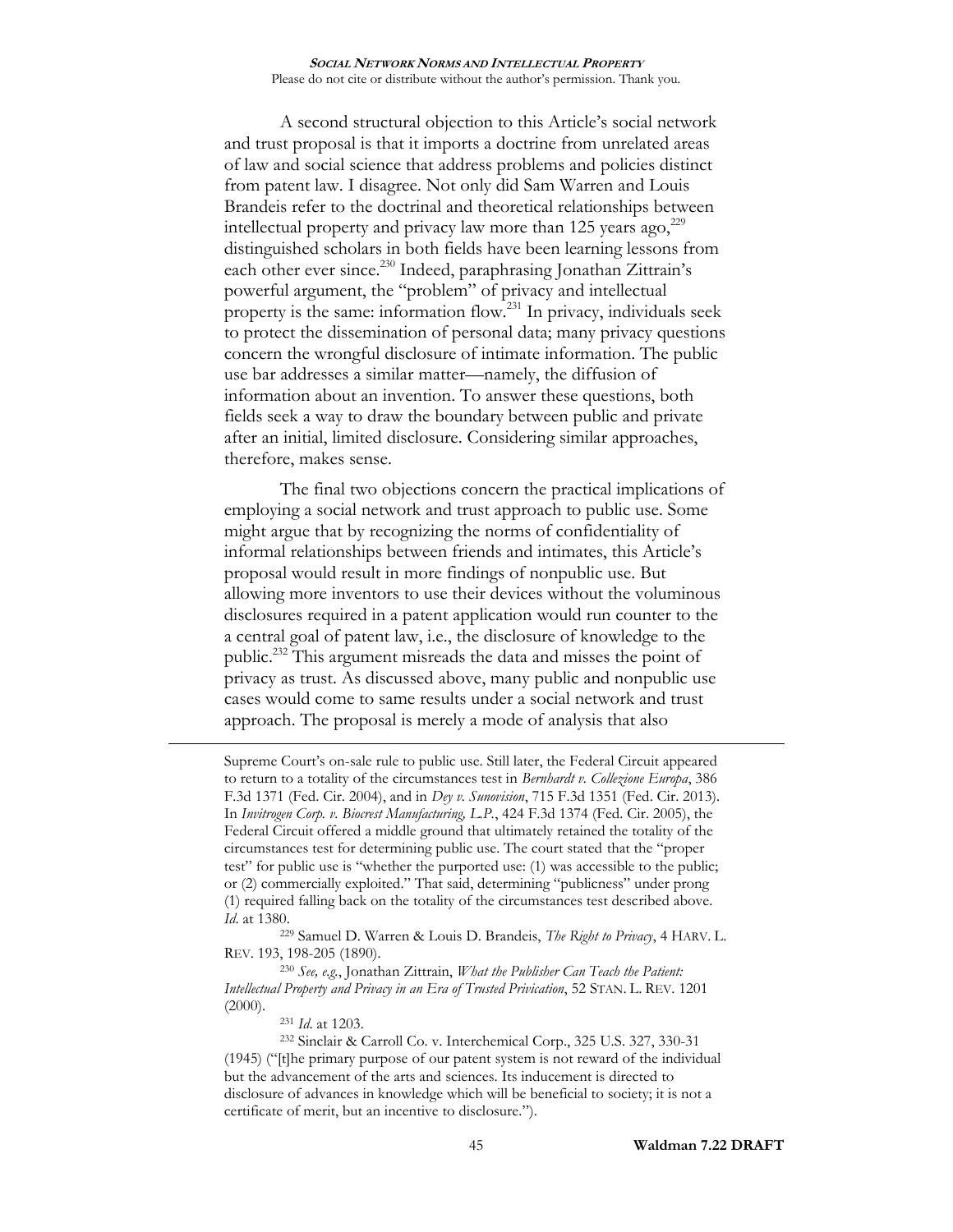A second structural objection to this Article's social network and trust proposal is that it imports a doctrine from unrelated areas of law and social science that address problems and policies distinct from patent law. I disagree. Not only did Sam Warren and Louis Brandeis refer to the doctrinal and theoretical relationships between intellectual property and privacy law more than 125 years ago,[229] distinguished scholars in both fields have been learning lessons from each other ever since.[230] Indeed, paraphrasing Jonathan Zittrain's powerful argument, the "problem" of privacy and intellectual property is the same: information flow.[231] In privacy, individuals seek to protect the dissemination of personal data; many privacy questions concern the wrongful disclosure of intimate information. The public use bar addresses a similar matter—namely, the diffusion of information about an invention. To answer these questions, both fields seek a way to draw the boundary between public and private after an initial, limited disclosure. Considering similar approaches, therefore, makes sense.

The final two objections concern the practical implications of employing a social network and trust approach to public use. Some might argue that by recognizing the norms of confidentiality of informal relationships between friends and intimates, this Article's proposal would result in more findings of nonpublic use. But allowing more inventors to use their devices without the voluminous disclosures required in a patent application would run counter to the a central goal of patent law, i.e., the disclosure of knowledge to the public.[232] This argument misreads the data and misses the point of privacy as trust. As discussed above, many public and nonpublic use cases would come to same results under a social network and trust approach. The proposal is merely a mode of analysis that also

---

Supreme Court's on-sale rule to public use. Still later, the Federal Circuit appeared to return to a totality of the circumstances test in *Bernhardt v. Collezione Europa*, 386 F.3d 1371 (Fed. Cir. 2004), and in *Dey v. Sunovision*, 715 F.3d 1351 (Fed. Cir. 2013). In *Invitrogen Corp. v. Biocrest Manufacturing, L.P.*, 424 F.3d 1374 (Fed. Cir. 2005), the Federal Circuit offered a middle ground that ultimately retained the totality of the circumstances test for determining public use. The court stated that the "proper test" for public use is "whether the purported use: (1) was accessible to the public; or (2) commercially exploited." That said, determining "publicness" under prong (1) required falling back on the totality of the circumstances test described above. *Id*. at 1380.

[229] Samuel D. Warren & Louis D. Brandeis, *The Right to Privacy*, 4 HARV. L. REV. 193, 198-205 (1890).

[230] *See, e.g.*, Jonathan Zittrain, *What the Publisher Can Teach the Patient: Intellectual Property and Privacy in an Era of Trusted Privication*, 52 STAN. L. REV. 1201 (2000).

[231] *Id*. at 1203.

[232] Sinclair & Carroll Co. v. Interchemical Corp., 325 U.S. 327, 330-31 (1945) ("[t]he primary purpose of our patent system is not reward of the individual but the advancement of the arts and sciences. Its inducement is directed to disclosure of advances in knowledge which will be beneficial to society; it is not a certificate of merit, but an incentive to disclosure.").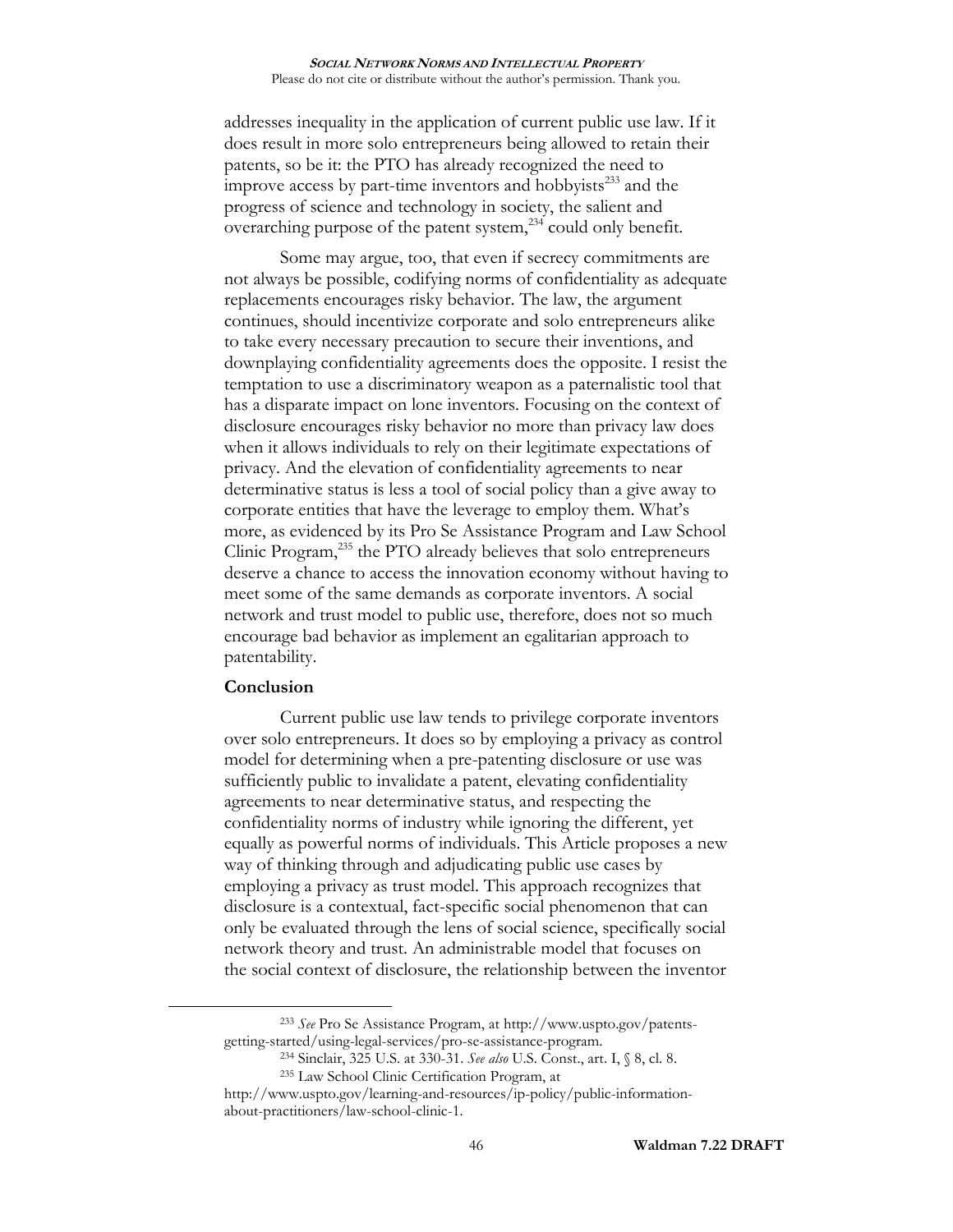addresses inequality in the application of current public use law. If it does result in more solo entrepreneurs being allowed to retain their patents, so be it: the PTO has already recognized the need to improve access by part-time inventors and hobbyists[233] and the progress of science and technology in society, the salient and overarching purpose of the patent system,[234] could only benefit.

Some may argue, too, that even if secrecy commitments are not always be possible, codifying norms of confidentiality as adequate replacements encourages risky behavior. The law, the argument continues, should incentivize corporate and solo entrepreneurs alike to take every necessary precaution to secure their inventions, and downplaying confidentiality agreements does the opposite. I resist the temptation to use a discriminatory weapon as a paternalistic tool that has a disparate impact on lone inventors. Focusing on the context of disclosure encourages risky behavior no more than privacy law does when it allows individuals to rely on their legitimate expectations of privacy. And the elevation of confidentiality agreements to near determinative status is less a tool of social policy than a give away to corporate entities that have the leverage to employ them. What's more, as evidenced by its Pro Se Assistance Program and Law School Clinic Program,[235] the PTO already believes that solo entrepreneurs deserve a chance to access the innovation economy without having to meet some of the same demands as corporate inventors. A social network and trust model to public use, therefore, does not so much encourage bad behavior as implement an egalitarian approach to patentability.

**Conclusion**

Current public use law tends to privilege corporate inventors over solo entrepreneurs. It does so by employing a privacy as control model for determining when a pre-patenting disclosure or use was sufficiently public to invalidate a patent, elevating confidentiality agreements to near determinative status, and respecting the confidentiality norms of industry while ignoring the different, yet equally as powerful norms of individuals. This Article proposes a new way of thinking through and adjudicating public use cases by employing a privacy as trust model. This approach recognizes that disclosure is a contextual, fact-specific social phenomenon that can only be evaluated through the lens of social science, specifically social network theory and trust. An administrable model that focuses on the social context of disclosure, the relationship between the inventor

---

[233] *See* Pro Se Assistance Program, at http://www.uspto.gov/patents-getting-started/using-legal-services/pro-se-assistance-program.

[234] Sinclair, 325 U.S. at 330-31. *See also* U.S. Const., art. I, § 8, cl. 8.

[235] Law School Clinic Certification Program, at http://www.uspto.gov/learning-and-resources/ip-policy/public-information-about-practitioners/law-school-clinic-1.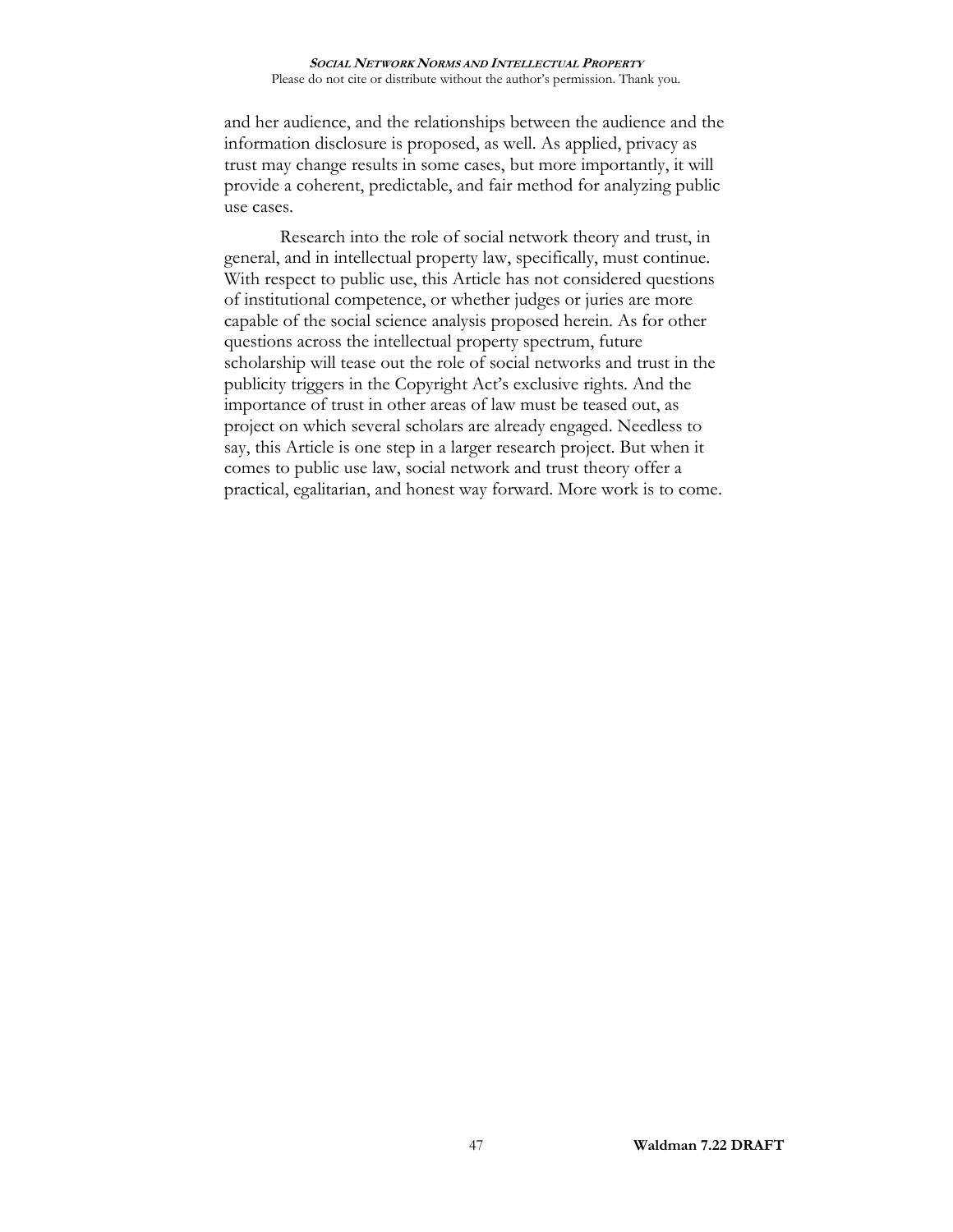and her audience, and the relationships between the audience and the information disclosure is proposed, as well. As applied, privacy as trust may change results in some cases, but more importantly, it will provide a coherent, predictable, and fair method for analyzing public use cases.

Research into the role of social network theory and trust, in general, and in intellectual property law, specifically, must continue. With respect to public use, this Article has not considered questions of institutional competence, or whether judges or juries are more capable of the social science analysis proposed herein. As for other questions across the intellectual property spectrum, future scholarship will tease out the role of social networks and trust in the publicity triggers in the Copyright Act's exclusive rights. And the importance of trust in other areas of law must be teased out, as project on which several scholars are already engaged. Needless to say, this Article is one step in a larger research project. But when it comes to public use law, social network and trust theory offer a practical, egalitarian, and honest way forward. More work is to come.